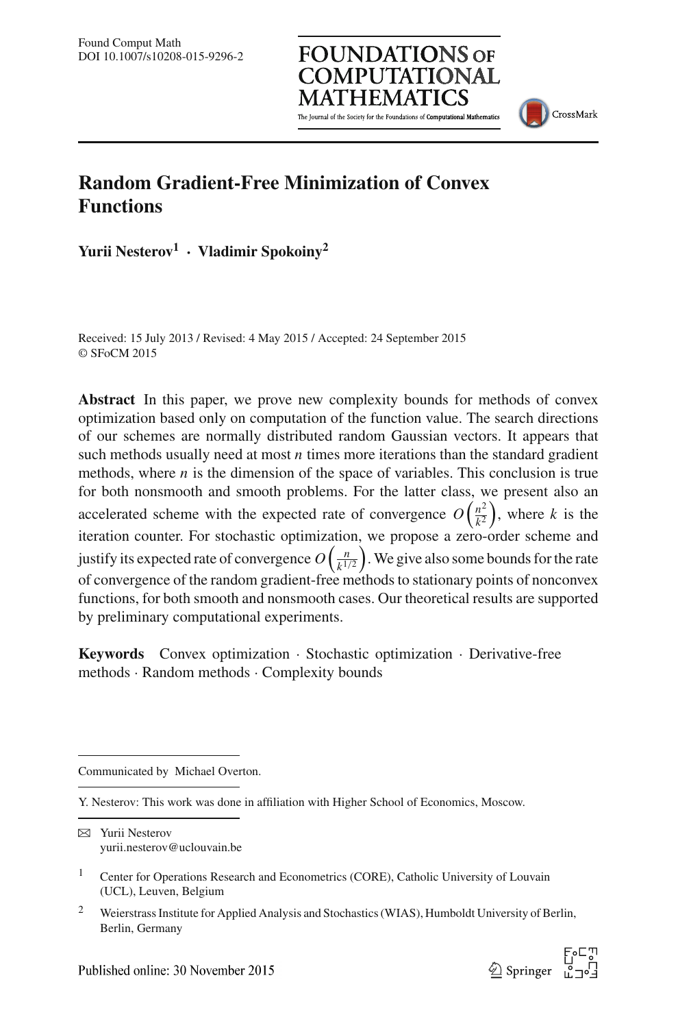# Random Gradient-Free Minimization of Convex Functions

**Yurii Nesterov**[1] · **Vladimir Spokoiny**[2]

Received: 15 July 2013 / Revised: 4 May 2015 / Accepted: 24 September 2015
© SFoCM 2015

**Abstract** In this paper, we prove new complexity bounds for methods of convex optimization based only on computation of the function value. The search directions of our schemes are normally distributed random Gaussian vectors. It appears that such methods usually need at most $n$ times more iterations than the standard gradient methods, where $n$ is the dimension of the space of variables. This conclusion is true for both nonsmooth and smooth problems. For the latter class, we present also an accelerated scheme with the expected rate of convergence $O\left(\frac{n^2}{k^2}\right)$, where $k$ is the iteration counter. For stochastic optimization, we propose a zero-order scheme and justify its expected rate of convergence $O\left(\frac{n}{k^{1/2}}\right)$. We give also some bounds for the rate of convergence of the random gradient-free methods to stationary points of nonconvex functions, for both smooth and nonsmooth cases. Our theoretical results are supported by preliminary computational experiments.

**Keywords** Convex optimization · Stochastic optimization · Derivative-free methods · Random methods · Complexity bounds

---

Communicated by Michael Overton.

Y. Nesterov: This work was done in affiliation with Higher School of Economics, Moscow.

✉ Yurii Nesterov
yurii.nesterov@uclouvain.be

[1] Center for Operations Research and Econometrics (CORE), Catholic University of Louvain (UCL), Leuven, Belgium

[2] Weierstrass Institute for Applied Analysis and Stochastics (WIAS), Humboldt University of Berlin, Berlin, Germany

Published online: 30 November 2015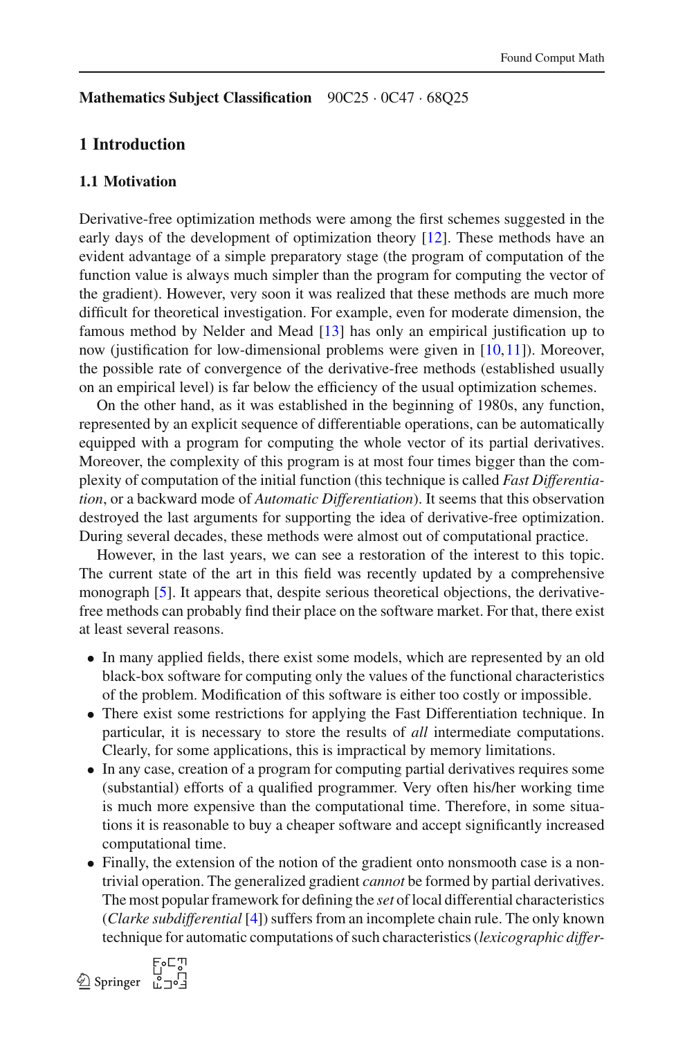**Mathematics Subject Classification** 90C25 · 0C47 · 68Q25

## 1 Introduction

### 1.1 Motivation

Derivative-free optimization methods were among the first schemes suggested in the early days of the development of optimization theory [12]. These methods have an evident advantage of a simple preparatory stage (the program of computation of the function value is always much simpler than the program for computing the vector of the gradient). However, very soon it was realized that these methods are much more difficult for theoretical investigation. For example, even for moderate dimension, the famous method by Nelder and Mead [13] has only an empirical justification up to now (justification for low-dimensional problems were given in [10,11]). Moreover, the possible rate of convergence of the derivative-free methods (established usually on an empirical level) is far below the efficiency of the usual optimization schemes.

On the other hand, as it was established in the beginning of 1980s, any function, represented by an explicit sequence of differentiable operations, can be automatically equipped with a program for computing the whole vector of its partial derivatives. Moreover, the complexity of this program is at most four times bigger than the complexity of computation of the initial function (this technique is called *Fast Differentiation*, or a backward mode of *Automatic Differentiation*). It seems that this observation destroyed the last arguments for supporting the idea of derivative-free optimization. During several decades, these methods were almost out of computational practice.

However, in the last years, we can see a restoration of the interest to this topic. The current state of the art in this field was recently updated by a comprehensive monograph [5]. It appears that, despite serious theoretical objections, the derivative-free methods can probably find their place on the software market. For that, there exist at least several reasons.

- In many applied fields, there exist some models, which are represented by an old black-box software for computing only the values of the functional characteristics of the problem. Modification of this software is either too costly or impossible.
- There exist some restrictions for applying the Fast Differentiation technique. In particular, it is necessary to store the results of *all* intermediate computations. Clearly, for some applications, this is impractical by memory limitations.
- In any case, creation of a program for computing partial derivatives requires some (substantial) efforts of a qualified programmer. Very often his/her working time is much more expensive than the computational time. Therefore, in some situations it is reasonable to buy a cheaper software and accept significantly increased computational time.
- Finally, the extension of the notion of the gradient onto nonsmooth case is a nontrivial operation. The generalized gradient *cannot* be formed by partial derivatives. The most popular framework for defining the *set* of local differential characteristics (*Clarke subdifferential* [4]) suffers from an incomplete chain rule. The only known technique for automatic computations of such characteristics (*lexicographic differ-*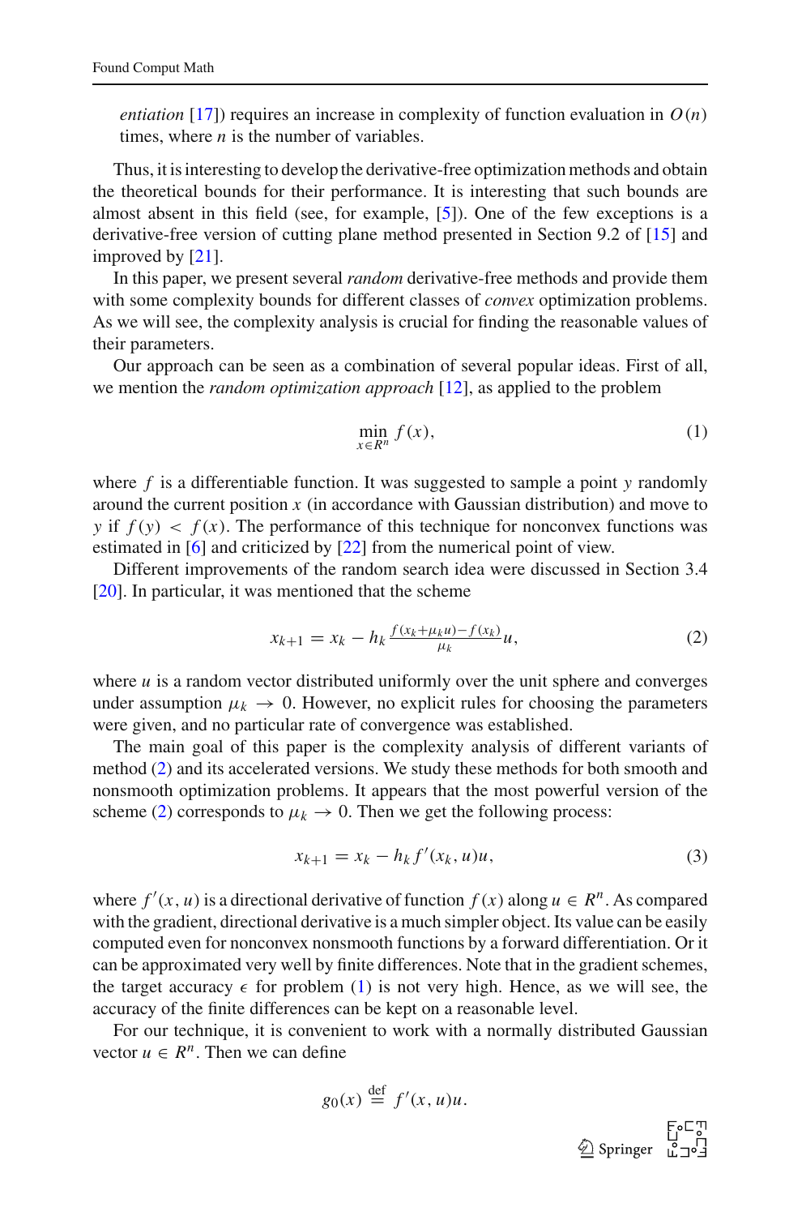*entiation* [17]) requires an increase in complexity of function evaluation in $O(n)$ times, where $n$ is the number of variables.

Thus, it is interesting to develop the derivative-free optimization methods and obtain the theoretical bounds for their performance. It is interesting that such bounds are almost absent in this field (see, for example, [5]). One of the few exceptions is a derivative-free version of cutting plane method presented in Section 9.2 of [15] and improved by [21].

In this paper, we present several *random* derivative-free methods and provide them with some complexity bounds for different classes of *convex* optimization problems. As we will see, the complexity analysis is crucial for finding the reasonable values of their parameters.

Our approach can be seen as a combination of several popular ideas. First of all, we mention the *random optimization approach* [12], as applied to the problem

$$\min_{x \in R^n} f(x), \tag{1}$$

where $f$ is a differentiable function. It was suggested to sample a point $y$ randomly around the current position $x$ (in accordance with Gaussian distribution) and move to $y$ if $f(y) < f(x)$. The performance of this technique for nonconvex functions was estimated in [6] and criticized by [22] from the numerical point of view.

Different improvements of the random search idea were discussed in Section 3.4 [20]. In particular, it was mentioned that the scheme

$$x_{k+1} = x_k - h_k \tfrac{f(x_k + \mu_k u) - f(x_k)}{\mu_k} u, \tag{2}$$

where $u$ is a random vector distributed uniformly over the unit sphere and converges under assumption $\mu_k \to 0$. However, no explicit rules for choosing the parameters were given, and no particular rate of convergence was established.

The main goal of this paper is the complexity analysis of different variants of method (2) and its accelerated versions. We study these methods for both smooth and nonsmooth optimization problems. It appears that the most powerful version of the scheme (2) corresponds to $\mu_k \to 0$. Then we get the following process:

$$x_{k+1} = x_k - h_k f'(x_k, u) u, \tag{3}$$

where $f'(x, u)$ is a directional derivative of function $f(x)$ along $u \in R^n$. As compared with the gradient, directional derivative is a much simpler object. Its value can be easily computed even for nonconvex nonsmooth functions by a forward differentiation. Or it can be approximated very well by finite differences. Note that in the gradient schemes, the target accuracy $\epsilon$ for problem (1) is not very high. Hence, as we will see, the accuracy of the finite differences can be kept on a reasonable level.

For our technique, it is convenient to work with a normally distributed Gaussian vector $u \in R^n$. Then we can define

$$g_0(x) \stackrel{\text{def}}{=} f'(x, u) u.$$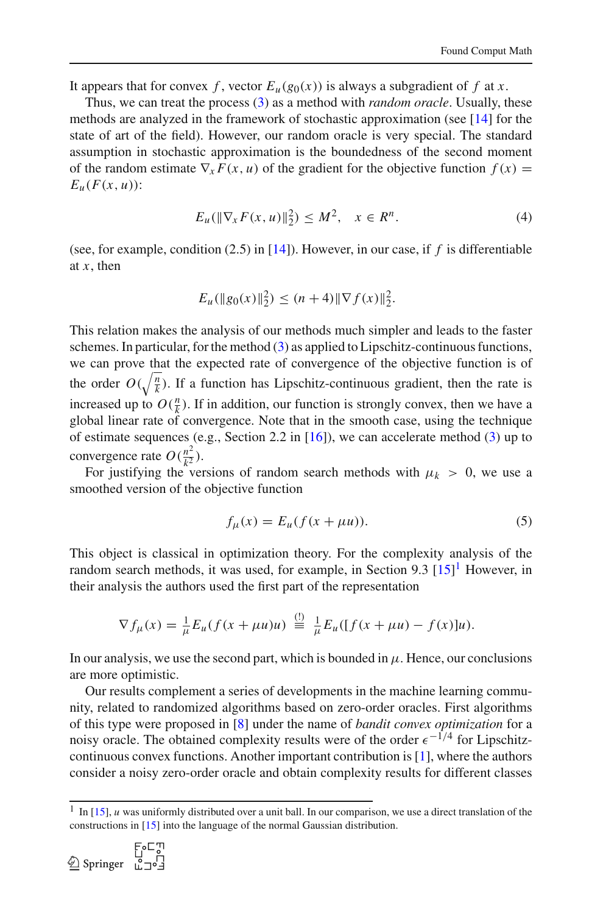It appears that for convex $f$, vector $E_u(g_0(x))$ is always a subgradient of $f$ at $x$.

Thus, we can treat the process (3) as a method with *random oracle*. Usually, these methods are analyzed in the framework of stochastic approximation (see [14] for the state of art of the field). However, our random oracle is very special. The standard assumption in stochastic approximation is the boundedness of the second moment of the random estimate $\nabla_x F(x, u)$ of the gradient for the objective function $f(x) = E_u(F(x, u))$:

$$E_u(\|\nabla_x F(x, u)\|_2^2) \leq M^2, \quad x \in R^n. \tag{4}$$

(see, for example, condition (2.5) in [14]). However, in our case, if $f$ is differentiable at $x$, then

$$E_u(\|g_0(x)\|_2^2) \leq (n+4)\|\nabla f(x)\|_2^2.$$

This relation makes the analysis of our methods much simpler and leads to the faster schemes. In particular, for the method (3) as applied to Lipschitz-continuous functions, we can prove that the expected rate of convergence of the objective function is of the order $O(\sqrt{\frac{n}{k}})$. If a function has Lipschitz-continuous gradient, then the rate is increased up to $O(\frac{n}{k})$. If in addition, our function is strongly convex, then we have a global linear rate of convergence. Note that in the smooth case, using the technique of estimate sequences (e.g., Section 2.2 in [16]), we can accelerate method (3) up to convergence rate $O(\frac{n^2}{k^2})$.

For justifying the versions of random search methods with $\mu_k > 0$, we use a smoothed version of the objective function

$$f_\mu(x) = E_u(f(x + \mu u)). \tag{5}$$

This object is classical in optimization theory. For the complexity analysis of the random search methods, it was used, for example, in Section 9.3 [15][1] However, in their analysis the authors used the first part of the representation

$$\nabla f_\mu(x) = \tfrac{1}{\mu} E_u(f(x + \mu u)u) \overset{(!)}{\equiv} \tfrac{1}{\mu} E_u([f(x + \mu u) - f(x)]u).$$

In our analysis, we use the second part, which is bounded in $\mu$. Hence, our conclusions are more optimistic.

Our results complement a series of developments in the machine learning community, related to randomized algorithms based on zero-order oracles. First algorithms of this type were proposed in [8] under the name of *bandit convex optimization* for a noisy oracle. The obtained complexity results were of the order $\epsilon^{-1/4}$ for Lipschitz-continuous convex functions. Another important contribution is [1], where the authors consider a noisy zero-order oracle and obtain complexity results for different classes

---

[1] In [15], $u$ was uniformly distributed over a unit ball. In our comparison, we use a direct translation of the constructions in [15] into the language of the normal Gaussian distribution.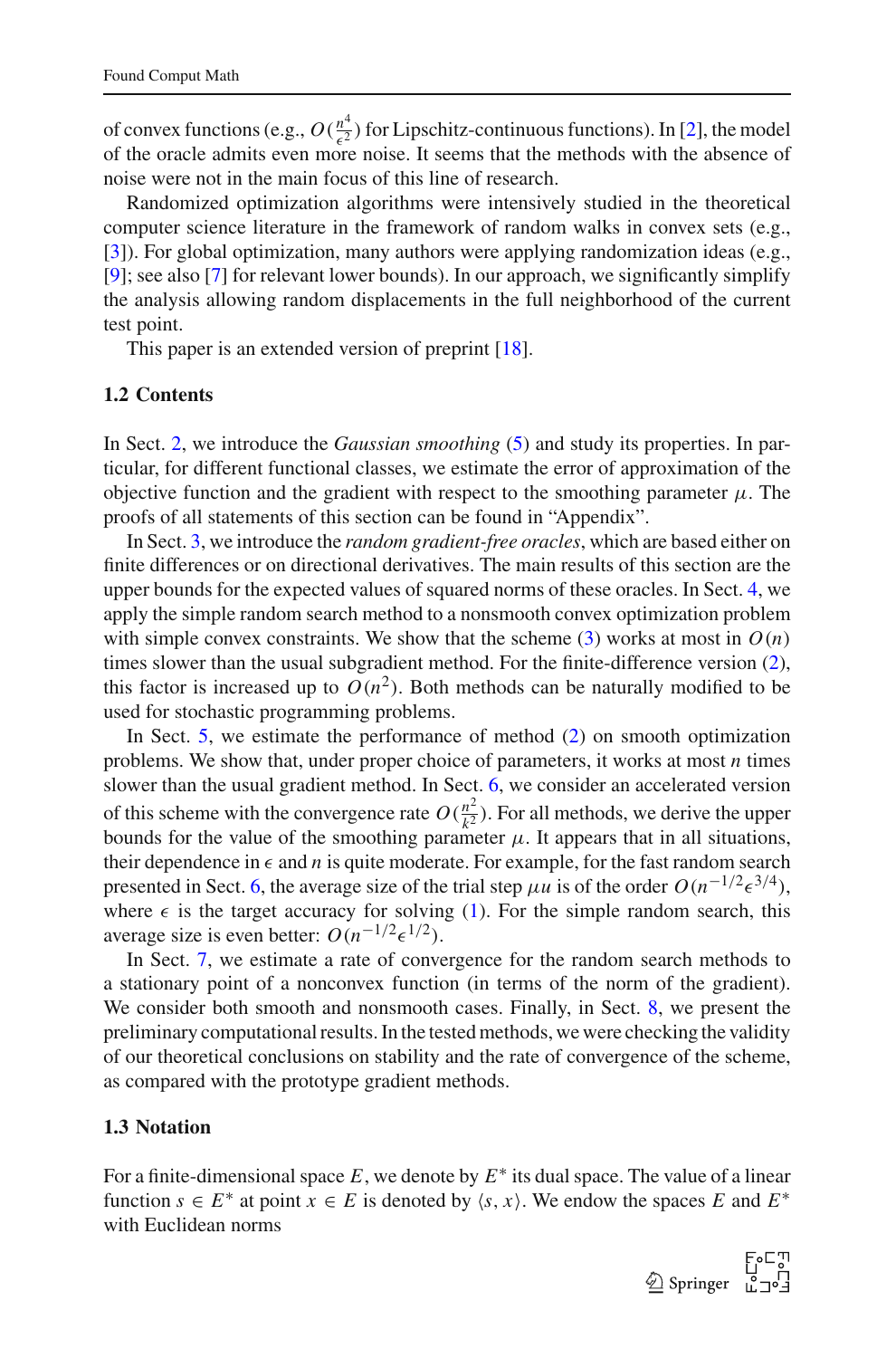of convex functions (e.g., $O(\frac{n^4}{\epsilon^2})$ for Lipschitz-continuous functions). In [2], the model of the oracle admits even more noise. It seems that the methods with the absence of noise were not in the main focus of this line of research.

Randomized optimization algorithms were intensively studied in the theoretical computer science literature in the framework of random walks in convex sets (e.g., [3]). For global optimization, many authors were applying randomization ideas (e.g., [9]; see also [7] for relevant lower bounds). In our approach, we significantly simplify the analysis allowing random displacements in the full neighborhood of the current test point.

This paper is an extended version of preprint [18].

### 1.2 Contents

In Sect. 2, we introduce the *Gaussian smoothing* (5) and study its properties. In particular, for different functional classes, we estimate the error of approximation of the objective function and the gradient with respect to the smoothing parameter $\mu$. The proofs of all statements of this section can be found in "Appendix".

In Sect. 3, we introduce the *random gradient-free oracles*, which are based either on finite differences or on directional derivatives. The main results of this section are the upper bounds for the expected values of squared norms of these oracles. In Sect. 4, we apply the simple random search method to a nonsmooth convex optimization problem with simple convex constraints. We show that the scheme (3) works at most in $O(n)$ times slower than the usual subgradient method. For the finite-difference version (2), this factor is increased up to $O(n^2)$. Both methods can be naturally modified to be used for stochastic programming problems.

In Sect. 5, we estimate the performance of method (2) on smooth optimization problems. We show that, under proper choice of parameters, it works at most $n$ times slower than the usual gradient method. In Sect. 6, we consider an accelerated version of this scheme with the convergence rate $O(\frac{n^2}{k^2})$. For all methods, we derive the upper bounds for the value of the smoothing parameter $\mu$. It appears that in all situations, their dependence in $\epsilon$ and $n$ is quite moderate. For example, for the fast random search presented in Sect. 6, the average size of the trial step $\mu u$ is of the order $O(n^{-1/2}\epsilon^{3/4})$, where $\epsilon$ is the target accuracy for solving (1). For the simple random search, this average size is even better: $O(n^{-1/2}\epsilon^{1/2})$.

In Sect. 7, we estimate a rate of convergence for the random search methods to a stationary point of a nonconvex function (in terms of the norm of the gradient). We consider both smooth and nonsmooth cases. Finally, in Sect. 8, we present the preliminary computational results. In the tested methods, we were checking the validity of our theoretical conclusions on stability and the rate of convergence of the scheme, as compared with the prototype gradient methods.

### 1.3 Notation

For a finite-dimensional space $E$, we denote by $E^*$ its dual space. The value of a linear function $s \in E^*$ at point $x \in E$ is denoted by $\langle s, x\rangle$. We endow the spaces $E$ and $E^*$ with Euclidean norms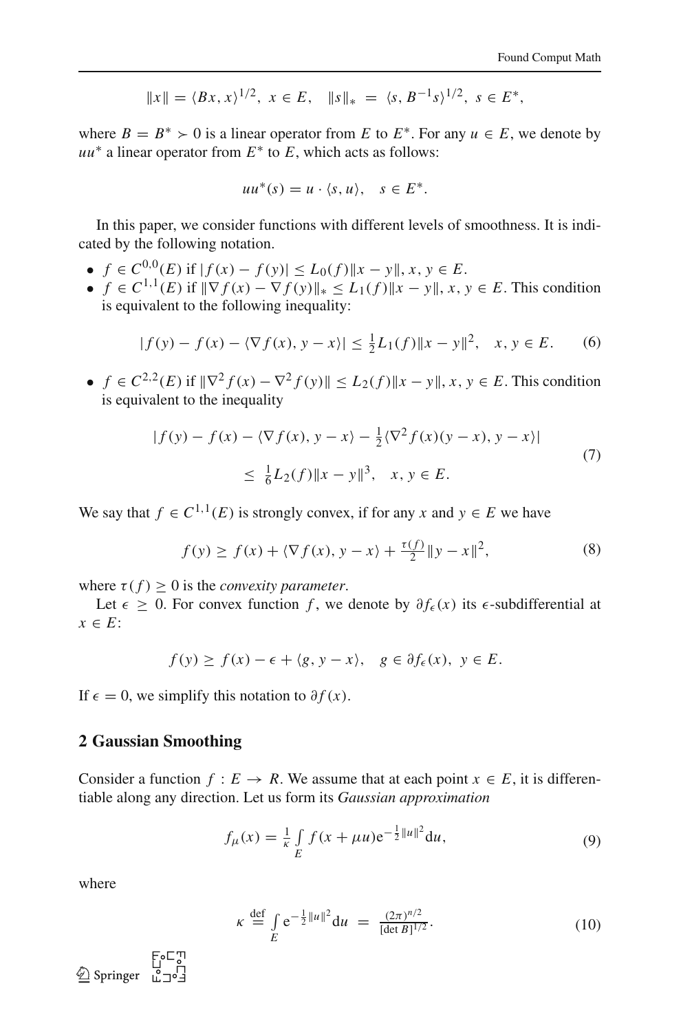$$\|x\| = \langle Bx, x \rangle^{1/2}, \; x \in E, \quad \|s\|_* \;=\; \langle s, B^{-1}s \rangle^{1/2}, \; s \in E^*,$$

where $B = B^* \succ 0$ is a linear operator from $E$ to $E^*$. For any $u \in E$, we denote by $uu^*$ a linear operator from $E^*$ to $E$, which acts as follows:

$$uu^*(s) = u \cdot \langle s, u \rangle, \quad s \in E^*.$$

In this paper, we consider functions with different levels of smoothness. It is indicated by the following notation.

- $f \in C^{0,0}(E)$ if $|f(x) - f(y)| \leq L_0(f)\|x - y\|$, $x, y \in E$.
- $f \in C^{1,1}(E)$ if $\|\nabla f(x) - \nabla f(y)\|_* \leq L_1(f)\|x - y\|$, $x, y \in E$. This condition is equivalent to the following inequality:

$$|f(y) - f(x) - \langle \nabla f(x), y - x \rangle| \leq \tfrac{1}{2} L_1(f)\|x - y\|^2, \quad x, y \in E. \tag{6}$$

- $f \in C^{2,2}(E)$ if $\|\nabla^2 f(x) - \nabla^2 f(y)\| \leq L_2(f)\|x - y\|$, $x, y \in E$. This condition is equivalent to the inequality

$$\begin{aligned} &|f(y) - f(x) - \langle \nabla f(x), y - x \rangle - \tfrac{1}{2}\langle \nabla^2 f(x)(y - x), y - x \rangle| \\ &\quad \leq \; \tfrac{1}{6} L_2(f)\|x - y\|^3, \quad x, y \in E. \end{aligned} \tag{7}$$

We say that $f \in C^{1,1}(E)$ is strongly convex, if for any $x$ and $y \in E$ we have

$$f(y) \geq f(x) + \langle \nabla f(x), y - x \rangle + \tfrac{\tau(f)}{2}\|y - x\|^2, \tag{8}$$

where $\tau(f) \geq 0$ is the *convexity parameter*.

Let $\epsilon \geq 0$. For convex function $f$, we denote by $\partial f_\epsilon(x)$ its $\epsilon$-subdifferential at $x \in E$:

$$f(y) \geq f(x) - \epsilon + \langle g, y - x \rangle, \quad g \in \partial f_\epsilon(x), \; y \in E.$$

If $\epsilon = 0$, we simplify this notation to $\partial f(x)$.

## 2 Gaussian Smoothing

Consider a function $f : E \to R$. We assume that at each point $x \in E$, it is differentiable along any direction. Let us form its *Gaussian approximation*

$$f_\mu(x) = \frac{1}{\kappa} \int_E f(x + \mu u) e^{-\frac{1}{2}\|u\|^2} du, \tag{9}$$

where

$$\kappa \stackrel{\text{def}}{=} \int_E e^{-\frac{1}{2}\|u\|^2} du \;=\; \frac{(2\pi)^{n/2}}{[\det B]^{1/2}}. \tag{10}$$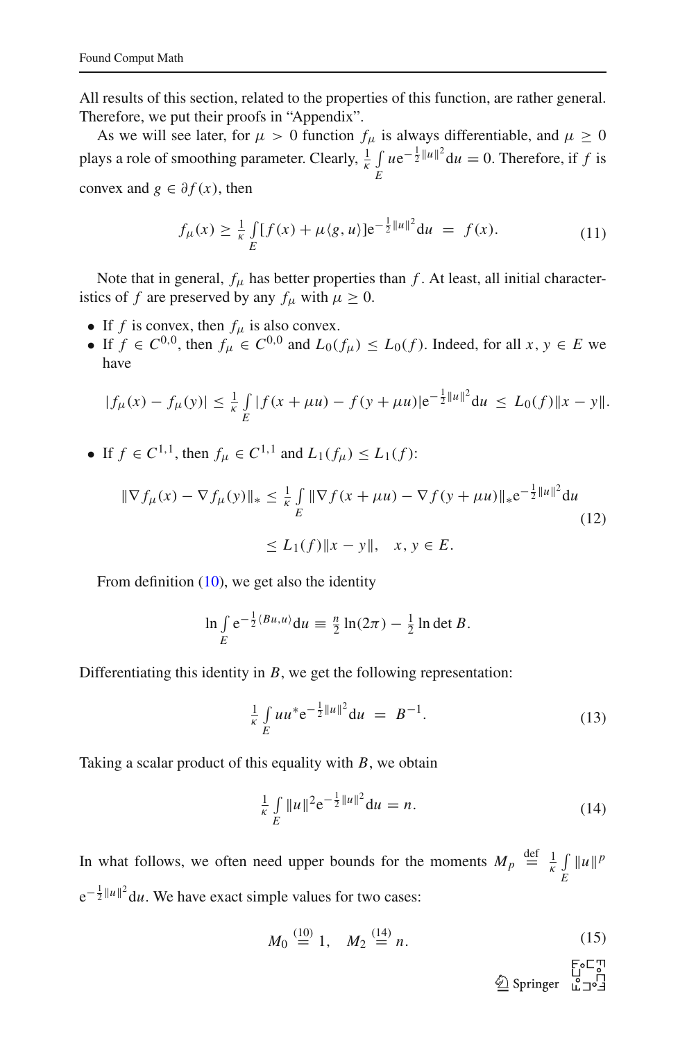All results of this section, related to the properties of this function, are rather general. Therefore, we put their proofs in "Appendix".

As we will see later, for $\mu > 0$ function $f_\mu$ is always differentiable, and $\mu \geq 0$ plays a role of smoothing parameter. Clearly, $\frac{1}{\kappa} \int\limits_E u e^{-\frac{1}{2}\|u\|^2} du = 0$. Therefore, if $f$ is convex and $g \in \partial f(x)$, then

$$
f_\mu(x) \geq \frac{1}{\kappa} \int\limits_E [f(x) + \mu\langle g, u\rangle] e^{-\frac{1}{2}\|u\|^2} du \;=\; f(x). \tag{11}
$$

Note that in general, $f_\mu$ has better properties than $f$. At least, all initial characteristics of $f$ are preserved by any $f_\mu$ with $\mu \geq 0$.

- If $f$ is convex, then $f_\mu$ is also convex.
- If $f \in C^{0,0}$, then $f_\mu \in C^{0,0}$ and $L_0(f_\mu) \leq L_0(f)$. Indeed, for all $x, y \in E$ we have

$$
|f_\mu(x) - f_\mu(y)| \leq \frac{1}{\kappa} \int\limits_E |f(x + \mu u) - f(y + \mu u)| e^{-\frac{1}{2}\|u\|^2} du \;\leq\; L_0(f)\|x - y\|.
$$

- If $f \in C^{1,1}$, then $f_\mu \in C^{1,1}$ and $L_1(f_\mu) \leq L_1(f)$:

$$
\begin{aligned}
\|\nabla f_\mu(x) - \nabla f_\mu(y)\|_* &\leq \frac{1}{\kappa} \int\limits_E \|\nabla f(x + \mu u) - \nabla f(y + \mu u)\|_* e^{-\frac{1}{2}\|u\|^2} du \\
&\leq L_1(f)\|x - y\|, \quad x, y \in E.
\end{aligned} \tag{12}
$$

From definition (10), we get also the identity

$$
\ln \int\limits_E e^{-\frac{1}{2}\langle Bu, u\rangle} du \equiv \frac{n}{2}\ln(2\pi) - \frac{1}{2}\ln\det B.
$$

Differentiating this identity in $B$, we get the following representation:

$$
\frac{1}{\kappa} \int\limits_E u u^* e^{-\frac{1}{2}\|u\|^2} du \;=\; B^{-1}. \tag{13}
$$

Taking a scalar product of this equality with $B$, we obtain

$$
\frac{1}{\kappa} \int\limits_E \|u\|^2 e^{-\frac{1}{2}\|u\|^2} du = n. \tag{14}
$$

In what follows, we often need upper bounds for the moments $M_p \stackrel{\mathrm{def}}{=} \frac{1}{\kappa} \int\limits_E \|u\|^p e^{-\frac{1}{2}\|u\|^2} du$. We have exact simple values for two cases:

$$
M_0 \stackrel{(10)}{=} 1, \quad M_2 \stackrel{(14)}{=} n. \tag{15}
$$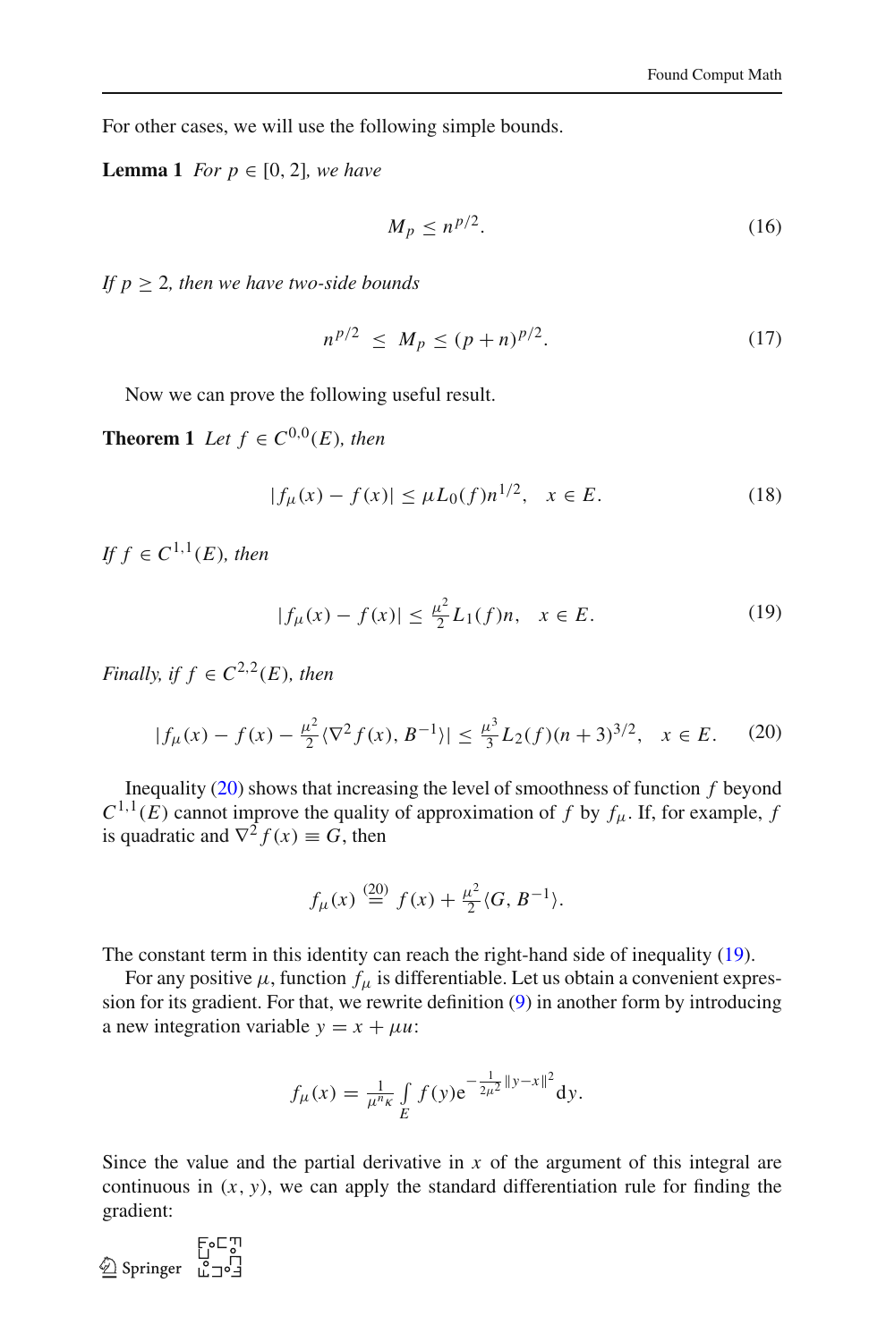For other cases, we will use the following simple bounds.

**Lemma 1** *For $p \in [0, 2]$, we have*

$$M_p \leq n^{p/2}. \tag{16}$$

*If $p \geq 2$, then we have two-side bounds*

$$n^{p/2} \;\leq\; M_p \leq (p+n)^{p/2}. \tag{17}$$

Now we can prove the following useful result.

**Theorem 1** *Let $f \in C^{0,0}(E)$, then*

$$|f_\mu(x) - f(x)| \leq \mu L_0(f) n^{1/2}, \quad x \in E. \tag{18}$$

*If $f \in C^{1,1}(E)$, then*

$$|f_\mu(x) - f(x)| \leq \tfrac{\mu^2}{2} L_1(f) n, \quad x \in E. \tag{19}$$

*Finally, if $f \in C^{2,2}(E)$, then*

$$|f_\mu(x) - f(x) - \tfrac{\mu^2}{2}\langle \nabla^2 f(x), B^{-1}\rangle| \leq \tfrac{\mu^3}{3} L_2(f)(n+3)^{3/2}, \quad x \in E. \tag{20}$$

Inequality (20) shows that increasing the level of smoothness of function $f$ beyond $C^{1,1}(E)$ cannot improve the quality of approximation of $f$ by $f_\mu$. If, for example, $f$ is quadratic and $\nabla^2 f(x) \equiv G$, then

$$f_\mu(x) \overset{(20)}{=} f(x) + \tfrac{\mu^2}{2}\langle G, B^{-1}\rangle.$$

The constant term in this identity can reach the right-hand side of inequality (19).

For any positive $\mu$, function $f_\mu$ is differentiable. Let us obtain a convenient expression for its gradient. For that, we rewrite definition (9) in another form by introducing a new integration variable $y = x + \mu u$:

$$f_\mu(x) = \tfrac{1}{\mu^n \kappa} \int\limits_E f(y) e^{-\frac{1}{2\mu^2}\|y-x\|^2} dy.$$

Since the value and the partial derivative in $x$ of the argument of this integral are continuous in $(x, y)$, we can apply the standard differentiation rule for finding the gradient: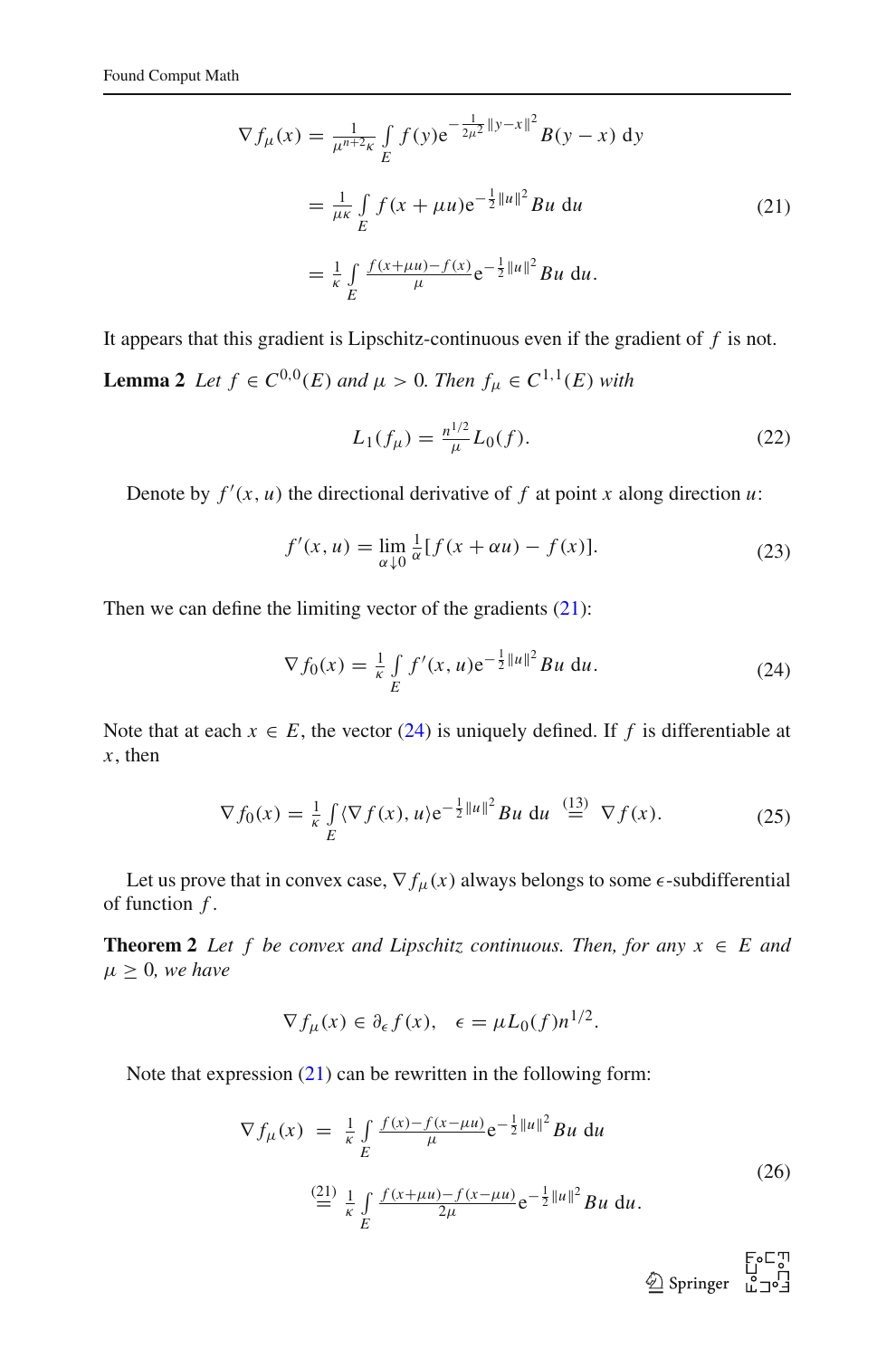$$
\begin{aligned}
\nabla f_\mu(x) &= \tfrac{1}{\mu^{n+2}\kappa} \int\limits_E f(y) e^{-\frac{1}{2\mu^2}\|y-x\|^2} B(y-x)\, dy \\
&= \tfrac{1}{\mu\kappa} \int\limits_E f(x+\mu u) e^{-\frac{1}{2}\|u\|^2} Bu\, du \\
&= \tfrac{1}{\kappa} \int\limits_E \tfrac{f(x+\mu u)-f(x)}{\mu} e^{-\frac{1}{2}\|u\|^2} Bu\, du.
\end{aligned}
\tag{21}
$$

It appears that this gradient is Lipschitz-continuous even if the gradient of $f$ is not.

**Lemma 2** *Let $f \in C^{0,0}(E)$ and $\mu > 0$. Then $f_\mu \in C^{1,1}(E)$ with*

$$
L_1(f_\mu) = \tfrac{n^{1/2}}{\mu} L_0(f). \tag{22}
$$

Denote by $f'(x,u)$ the directional derivative of $f$ at point $x$ along direction $u$:

$$
f'(x,u) = \lim_{\alpha \downarrow 0} \tfrac{1}{\alpha}[f(x+\alpha u) - f(x)]. \tag{23}
$$

Then we can define the limiting vector of the gradients (21):

$$
\nabla f_0(x) = \tfrac{1}{\kappa} \int\limits_E f'(x,u) e^{-\frac{1}{2}\|u\|^2} Bu\, du. \tag{24}
$$

Note that at each $x \in E$, the vector (24) is uniquely defined. If $f$ is differentiable at $x$, then

$$
\nabla f_0(x) = \tfrac{1}{\kappa} \int\limits_E \langle \nabla f(x), u \rangle e^{-\frac{1}{2}\|u\|^2} Bu\, du \overset{(13)}{=} \nabla f(x). \tag{25}
$$

Let us prove that in convex case, $\nabla f_\mu(x)$ always belongs to some $\epsilon$-subdifferential of function $f$.

**Theorem 2** *Let $f$ be convex and Lipschitz continuous. Then, for any $x \in E$ and $\mu \geq 0$, we have*

$$
\nabla f_\mu(x) \in \partial_\epsilon f(x), \quad \epsilon = \mu L_0(f) n^{1/2}.
$$

Note that expression (21) can be rewritten in the following form:

$$
\begin{aligned}
\nabla f_\mu(x) &= \tfrac{1}{\kappa} \int\limits_E \tfrac{f(x)-f(x-\mu u)}{\mu} e^{-\frac{1}{2}\|u\|^2} Bu\, du \\
&\overset{(21)}{=} \tfrac{1}{\kappa} \int\limits_E \tfrac{f(x+\mu u)-f(x-\mu u)}{2\mu} e^{-\frac{1}{2}\|u\|^2} Bu\, du.
\end{aligned}
\tag{26}
$$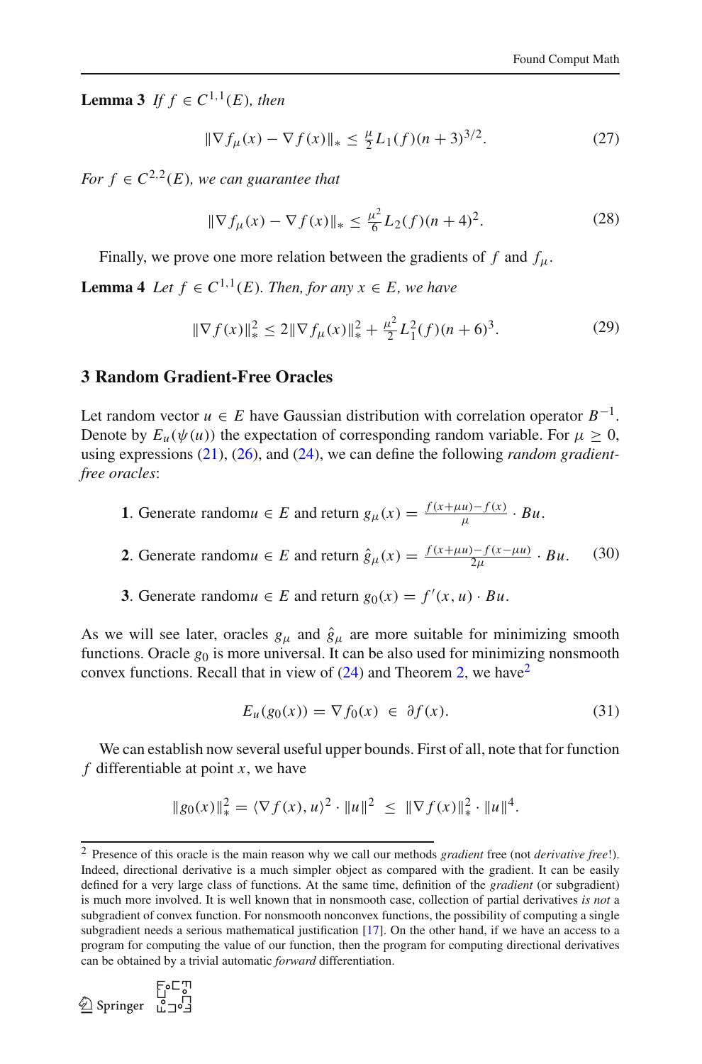**Lemma 3** *If $f \in C^{1,1}(E)$, then*

$$\|\nabla f_\mu(x) - \nabla f(x)\|_* \leq \frac{\mu}{2} L_1(f)(n+3)^{3/2}. \tag{27}$$

*For $f \in C^{2,2}(E)$, we can guarantee that*

$$\|\nabla f_\mu(x) - \nabla f(x)\|_* \leq \frac{\mu^2}{6} L_2(f)(n+4)^2. \tag{28}$$

Finally, we prove one more relation between the gradients of $f$ and $f_\mu$.

**Lemma 4** *Let $f \in C^{1,1}(E)$. Then, for any $x \in E$, we have*

$$\|\nabla f(x)\|_*^2 \leq 2\|\nabla f_\mu(x)\|_*^2 + \frac{\mu^2}{2} L_1^2(f)(n+6)^3. \tag{29}$$

## 3 Random Gradient-Free Oracles

Let random vector $u \in E$ have Gaussian distribution with correlation operator $B^{-1}$. Denote by $E_u(\psi(u))$ the expectation of corresponding random variable. For $\mu \geq 0$, using expressions (21), (26), and (24), we can define the following *random gradient-free oracles*:

$$\begin{array}{l} \textbf{1}. \text{ Generate random} u \in E \text{ and return } g_\mu(x) = \frac{f(x+\mu u) - f(x)}{\mu} \cdot Bu. \\ \textbf{2}. \text{ Generate random} u \in E \text{ and return } \hat{g}_\mu(x) = \frac{f(x+\mu u) - f(x-\mu u)}{2\mu} \cdot Bu. \\ \textbf{3}. \text{ Generate random} u \in E \text{ and return } g_0(x) = f'(x,u) \cdot Bu. \end{array} \tag{30}$$

As we will see later, oracles $g_\mu$ and $\hat{g}_\mu$ are more suitable for minimizing smooth functions. Oracle $g_0$ is more universal. It can be also used for minimizing nonsmooth convex functions. Recall that in view of (24) and Theorem 2, we have[2]

$$E_u(g_0(x)) = \nabla f_0(x) \in \partial f(x). \tag{31}$$

We can establish now several useful upper bounds. First of all, note that for function $f$ differentiable at point $x$, we have

$$\|g_0(x)\|_*^2 = \langle \nabla f(x), u \rangle^2 \cdot \|u\|^2 \leq \|\nabla f(x)\|_*^2 \cdot \|u\|^4.$$

[2] Presence of this oracle is the main reason why we call our methods *gradient* free (not *derivative free*!). Indeed, directional derivative is a much simpler object as compared with the gradient. It can be easily defined for a very large class of functions. At the same time, definition of the *gradient* (or subgradient) is much more involved. It is well known that in nonsmooth case, collection of partial derivatives *is not* a subgradient of convex function. For nonsmooth nonconvex functions, the possibility of computing a single subgradient needs a serious mathematical justification [17]. On the other hand, if we have an access to a program for computing the value of our function, then the program for computing directional derivatives can be obtained by a trivial automatic *forward* differentiation.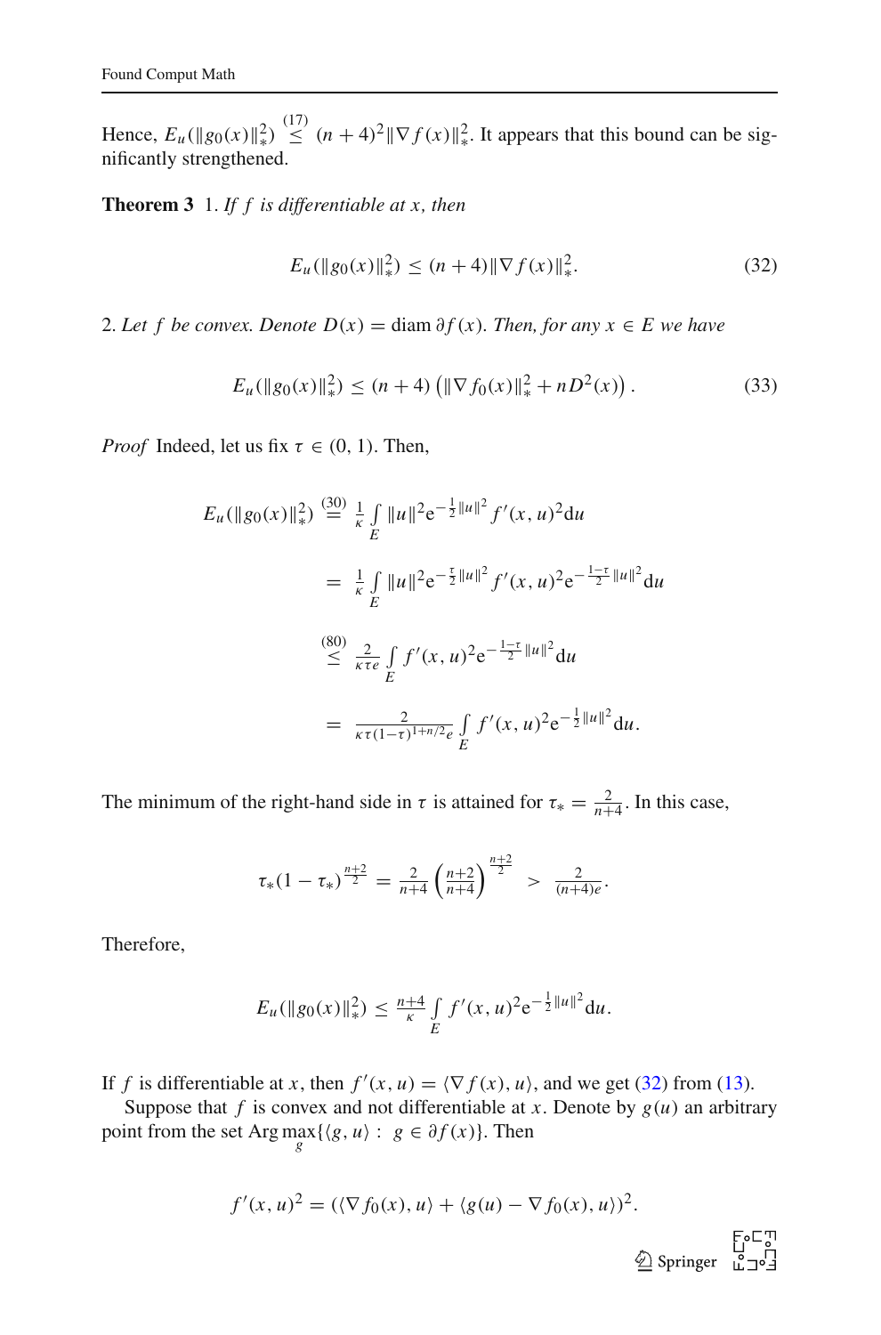Hence, $E_u(\|g_0(x)\|_*^2) \overset{(17)}{\leq} (n+4)^2 \|\nabla f(x)\|_*^2$. It appears that this bound can be significantly strengthened.

**Theorem 3** 1. *If $f$ is differentiable at $x$, then*

$$E_u(\|g_0(x)\|_*^2) \leq (n+4)\|\nabla f(x)\|_*^2. \tag{32}$$

2. *Let $f$ be convex. Denote $D(x) = \operatorname{diam} \partial f(x)$. Then, for any $x \in E$ we have*

$$E_u(\|g_0(x)\|_*^2) \leq (n+4)\left(\|\nabla f_0(x)\|_*^2 + nD^2(x)\right). \tag{33}$$

*Proof* Indeed, let us fix $\tau \in (0,1)$. Then,

$$\begin{aligned}
E_u(\|g_0(x)\|_*^2) &\overset{(30)}{=} \frac{1}{\kappa} \int_E \|u\|^2 e^{-\frac{1}{2}\|u\|^2} f'(x,u)^2 du \\
&= \frac{1}{\kappa} \int_E \|u\|^2 e^{-\frac{\tau}{2}\|u\|^2} f'(x,u)^2 e^{-\frac{1-\tau}{2}\|u\|^2} du \\
&\overset{(80)}{\leq} \frac{2}{\kappa \tau e} \int_E f'(x,u)^2 e^{-\frac{1-\tau}{2}\|u\|^2} du \\
&= \frac{2}{\kappa \tau (1-\tau)^{1+n/2} e} \int_E f'(x,u)^2 e^{-\frac{1}{2}\|u\|^2} du.
\end{aligned}$$

The minimum of the right-hand side in $\tau$ is attained for $\tau_* = \frac{2}{n+4}$. In this case,

$$\tau_*(1-\tau_*)^{\frac{n+2}{2}} = \frac{2}{n+4}\left(\frac{n+2}{n+4}\right)^{\frac{n+2}{2}} > \frac{2}{(n+4)e}.$$

Therefore,

$$E_u(\|g_0(x)\|_*^2) \leq \frac{n+4}{\kappa} \int_E f'(x,u)^2 e^{-\frac{1}{2}\|u\|^2} du.$$

If $f$ is differentiable at $x$, then $f'(x,u) = \langle \nabla f(x), u \rangle$, and we get (32) from (13).

Suppose that $f$ is convex and not differentiable at $x$. Denote by $g(u)$ an arbitrary point from the set $\operatorname{Arg} \max_g \{\langle g, u \rangle : g \in \partial f(x)\}$. Then

$$f'(x,u)^2 = (\langle \nabla f_0(x), u \rangle + \langle g(u) - \nabla f_0(x), u \rangle)^2.$$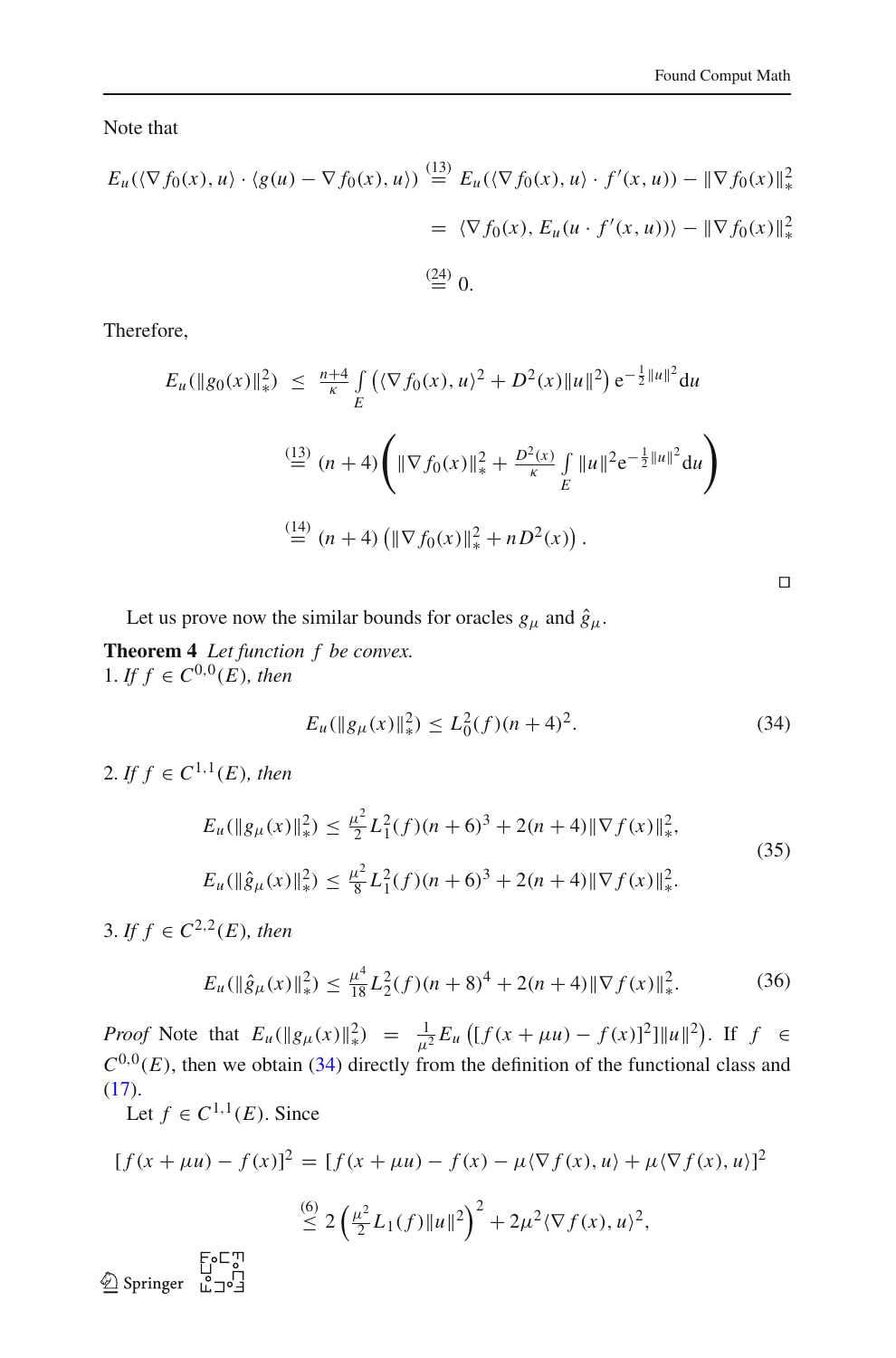Note that

$$
\begin{aligned}
E_u(\langle \nabla f_0(x), u\rangle \cdot \langle g(u) - \nabla f_0(x), u\rangle) &\overset{(13)}{=} E_u(\langle \nabla f_0(x), u\rangle \cdot f'(x,u)) - \|\nabla f_0(x)\|_*^2 \\
&= \langle \nabla f_0(x), E_u(u \cdot f'(x,u))\rangle - \|\nabla f_0(x)\|_*^2 \\
&\overset{(24)}{=} 0.
\end{aligned}
$$

Therefore,

$$
\begin{aligned}
E_u(\|g_0(x)\|_*^2) &\leq \frac{n+4}{\kappa} \int_E \left( \langle \nabla f_0(x), u\rangle^2 + D^2(x)\|u\|^2 \right) \mathrm{e}^{-\frac{1}{2}\|u\|^2} \mathrm{d}u \\
&\overset{(13)}{=} (n+4) \left( \|\nabla f_0(x)\|_*^2 + \frac{D^2(x)}{\kappa} \int_E \|u\|^2 \mathrm{e}^{-\frac{1}{2}\|u\|^2} \mathrm{d}u \right) \\
&\overset{(14)}{=} (n+4)\left(\|\nabla f_0(x)\|_*^2 + nD^2(x)\right).
\end{aligned}
$$

□

Let us prove now the similar bounds for oracles $g_\mu$ and $\hat{g}_\mu$.

**Theorem 4** *Let function $f$ be convex.*
1. *If $f \in C^{0,0}(E)$, then*

$$
E_u(\|g_\mu(x)\|_*^2) \leq L_0^2(f)(n+4)^2. \tag{34}
$$

2. *If $f \in C^{1,1}(E)$, then*

$$
\begin{aligned}
E_u(\|g_\mu(x)\|_*^2) &\leq \frac{\mu^2}{2} L_1^2(f)(n+6)^3 + 2(n+4)\|\nabla f(x)\|_*^2, \\
E_u(\|\hat{g}_\mu(x)\|_*^2) &\leq \frac{\mu^2}{8} L_1^2(f)(n+6)^3 + 2(n+4)\|\nabla f(x)\|_*^2.
\end{aligned} \tag{35}
$$

3. *If $f \in C^{2,2}(E)$, then*

$$
E_u(\|\hat{g}_\mu(x)\|_*^2) \leq \frac{\mu^4}{18} L_2^2(f)(n+8)^4 + 2(n+4)\|\nabla f(x)\|_*^2. \tag{36}
$$

*Proof* Note that $E_u(\|g_\mu(x)\|_*^2) = \frac{1}{\mu^2} E_u\left([f(x+\mu u) - f(x)]^2]\|u\|^2\right)$. If $f \in C^{0,0}(E)$, then we obtain (34) directly from the definition of the functional class and (17).

Let $f \in C^{1,1}(E)$. Since

$$
\begin{aligned}
[f(x+\mu u) - f(x)]^2 &= [f(x+\mu u) - f(x) - \mu\langle \nabla f(x), u\rangle + \mu\langle \nabla f(x), u\rangle]^2 \\
&\overset{(6)}{\leq} 2\left(\frac{\mu^2}{2} L_1(f)\|u\|^2\right)^2 + 2\mu^2\langle \nabla f(x), u\rangle^2,
\end{aligned}
$$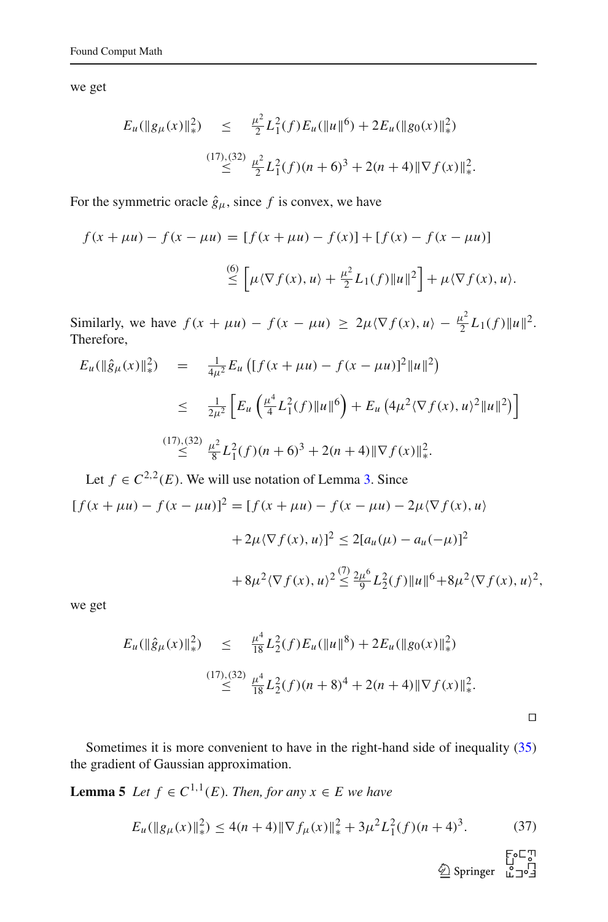we get

$$
\begin{aligned}
E_u(\|g_\mu(x)\|_*^2) &\leq \tfrac{\mu^2}{2} L_1^2(f) E_u(\|u\|^6) + 2E_u(\|g_0(x)\|_*^2) \\
&\overset{(17),(32)}{\leq} \tfrac{\mu^2}{2} L_1^2(f)(n+6)^3 + 2(n+4)\|\nabla f(x)\|_*^2.
\end{aligned}
$$

For the symmetric oracle $\hat{g}_\mu$, since $f$ is convex, we have

$$
\begin{aligned}
f(x+\mu u) - f(x-\mu u) &= [f(x+\mu u) - f(x)] + [f(x) - f(x-\mu u)] \\
&\overset{(6)}{\leq} \left[\mu\langle \nabla f(x), u\rangle + \tfrac{\mu^2}{2} L_1(f)\|u\|^2\right] + \mu\langle \nabla f(x), u\rangle.
\end{aligned}
$$

Similarly, we have $f(x+\mu u) - f(x-\mu u) \geq 2\mu\langle \nabla f(x), u\rangle - \frac{\mu^2}{2} L_1(f)\|u\|^2$. Therefore,

$$
\begin{aligned}
E_u(\|\hat{g}_\mu(x)\|_*^2) &= \tfrac{1}{4\mu^2} E_u\left([f(x+\mu u) - f(x-\mu u)]^2 \|u\|^2\right) \\
&\leq \tfrac{1}{2\mu^2}\left[E_u\left(\tfrac{\mu^4}{4} L_1^2(f)\|u\|^6\right) + E_u\left(4\mu^2\langle \nabla f(x), u\rangle^2 \|u\|^2\right)\right] \\
&\overset{(17),(32)}{\leq} \tfrac{\mu^2}{8} L_1^2(f)(n+6)^3 + 2(n+4)\|\nabla f(x)\|_*^2.
\end{aligned}
$$

Let $f \in C^{2,2}(E)$. We will use notation of Lemma 3. Since

$$
\begin{aligned}
[f(x+\mu u) - f(x-\mu u)]^2 &= [f(x+\mu u) - f(x-\mu u) - 2\mu\langle \nabla f(x), u\rangle \\
&\quad + 2\mu\langle \nabla f(x), u\rangle]^2 \leq 2[a_u(\mu) - a_u(-\mu)]^2 \\
&\quad + 8\mu^2\langle \nabla f(x), u\rangle^2 \overset{(7)}{\leq} \tfrac{2\mu^6}{9} L_2^2(f)\|u\|^6 + 8\mu^2\langle \nabla f(x), u\rangle^2,
\end{aligned}
$$

we get

$$
\begin{aligned}
E_u(\|\hat{g}_\mu(x)\|_*^2) &\leq \tfrac{\mu^4}{18} L_2^2(f) E_u(\|u\|^8) + 2E_u(\|g_0(x)\|_*^2) \\
&\overset{(17),(32)}{\leq} \tfrac{\mu^4}{18} L_2^2(f)(n+8)^4 + 2(n+4)\|\nabla f(x)\|_*^2.
\end{aligned}
$$

□

Sometimes it is more convenient to have in the right-hand side of inequality (35) the gradient of Gaussian approximation.

**Lemma 5** *Let $f \in C^{1,1}(E)$. Then, for any $x \in E$ we have*

$$
E_u(\|g_\mu(x)\|_*^2) \leq 4(n+4)\|\nabla f_\mu(x)\|_*^2 + 3\mu^2 L_1^2(f)(n+4)^3. \tag{37}
$$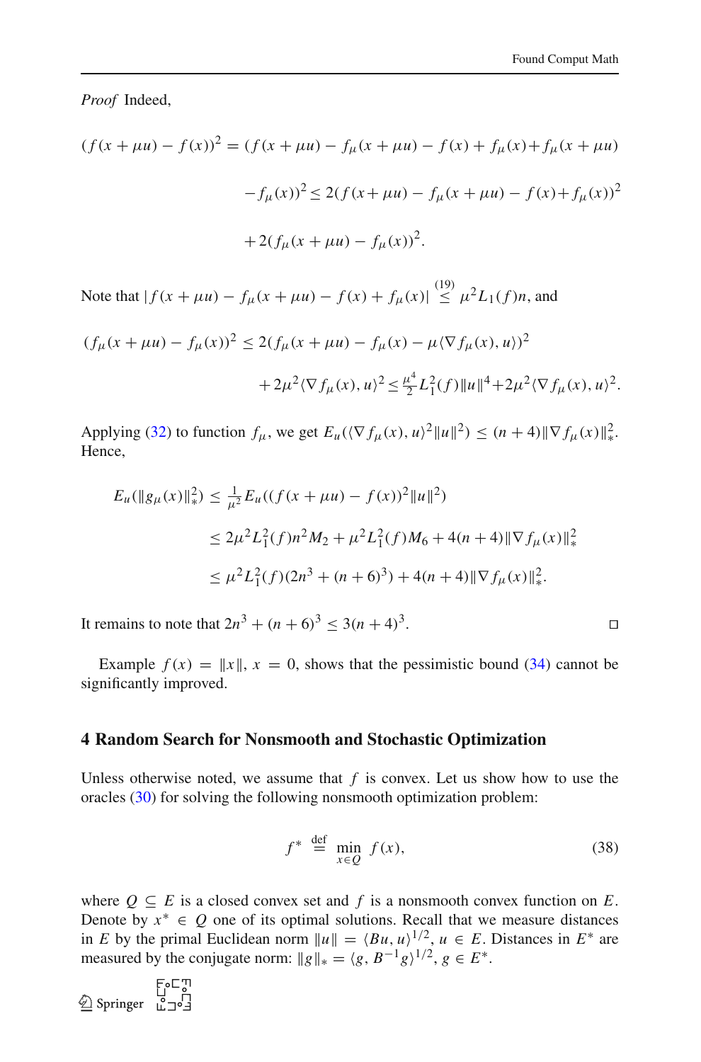*Proof* Indeed,

$$
\begin{aligned}
(f(x+\mu u)-f(x))^2 &= (f(x+\mu u)-f_\mu(x+\mu u)-f(x)+f_\mu(x)+f_\mu(x+\mu u)\\
&\quad -f_\mu(x))^2 \leq 2(f(x+\mu u)-f_\mu(x+\mu u)-f(x)+f_\mu(x))^2\\
&\quad +2(f_\mu(x+\mu u)-f_\mu(x))^2.
\end{aligned}
$$

Note that $|f(x+\mu u)-f_\mu(x+\mu u)-f(x)+f_\mu(x)| \overset{(19)}{\leq} \mu^2 L_1(f) n$, and

$$
\begin{aligned}
(f_\mu(x+\mu u)-f_\mu(x))^2 &\leq 2(f_\mu(x+\mu u)-f_\mu(x)-\mu\langle\nabla f_\mu(x),u\rangle)^2\\
&\quad +2\mu^2\langle\nabla f_\mu(x),u\rangle^2 \leq \tfrac{\mu^4}{2}L_1^2(f)\|u\|^4+2\mu^2\langle\nabla f_\mu(x),u\rangle^2.
\end{aligned}
$$

Applying (32) to function $f_\mu$, we get $E_u(\langle\nabla f_\mu(x),u\rangle^2\|u\|^2) \leq (n+4)\|\nabla f_\mu(x)\|_*^2$. Hence,

$$
\begin{aligned}
E_u(\|g_\mu(x)\|_*^2) &\leq \tfrac{1}{\mu^2}E_u((f(x+\mu u)-f(x))^2\|u\|^2)\\
&\leq 2\mu^2 L_1^2(f)n^2 M_2 + \mu^2 L_1^2(f) M_6 + 4(n+4)\|\nabla f_\mu(x)\|_*^2\\
&\leq \mu^2 L_1^2(f)(2n^3+(n+6)^3)+4(n+4)\|\nabla f_\mu(x)\|_*^2.
\end{aligned}
$$

It remains to note that $2n^3+(n+6)^3 \leq 3(n+4)^3$. □

Example $f(x)=\|x\|$, $x=0$, shows that the pessimistic bound (34) cannot be significantly improved.

## 4 Random Search for Nonsmooth and Stochastic Optimization

Unless otherwise noted, we assume that $f$ is convex. Let us show how to use the oracles (30) for solving the following nonsmooth optimization problem:

$$
f^* \overset{\text{def}}{=} \min_{x\in Q} f(x), \tag{38}
$$

where $Q \subseteq E$ is a closed convex set and $f$ is a nonsmooth convex function on $E$. Denote by $x^* \in Q$ one of its optimal solutions. Recall that we measure distances in $E$ by the primal Euclidean norm $\|u\| = \langle Bu,u\rangle^{1/2}$, $u \in E$. Distances in $E^*$ are measured by the conjugate norm: $\|g\|_* = \langle g, B^{-1}g\rangle^{1/2}$, $g \in E^*$.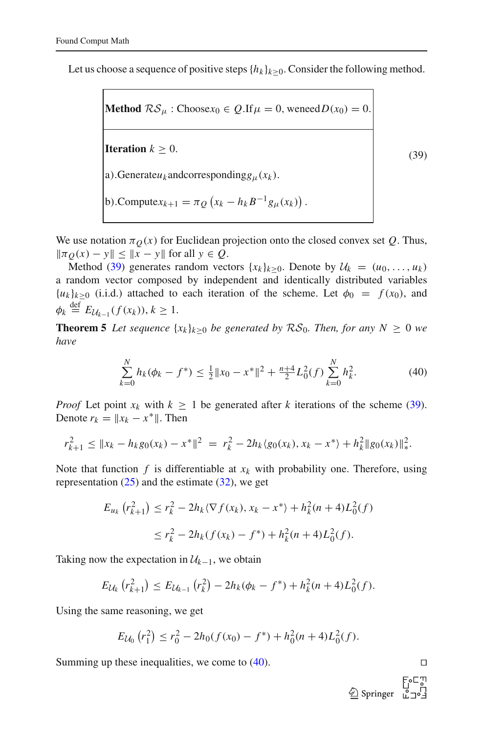Let us choose a sequence of positive steps $\{h_k\}_{k\geq 0}$. Consider the following method.

$$
\begin{array}{|l|}
\hline
\textbf{Method } \mathcal{RS}_\mu : \text{Choose } x_0 \in Q. \text{ If } \mu = 0, \text{ we need } D(x_0) = 0. \\
\hline
\textbf{Iteration } k \geq 0. \\
\text{a). Generate } u_k \text{ and corresponding } g_\mu(x_k). \\
\text{b). Compute } x_{k+1} = \pi_Q\left(x_k - h_k B^{-1} g_\mu(x_k)\right). \\
\hline
\end{array}
\tag{39}
$$

We use notation $\pi_Q(x)$ for Euclidean projection onto the closed convex set $Q$. Thus, $\|\pi_Q(x) - y\| \leq \|x - y\|$ for all $y \in Q$.

Method (39) generates random vectors $\{x_k\}_{k\geq 0}$. Denote by $\mathcal{U}_k = (u_0, \ldots, u_k)$ a random vector composed by independent and identically distributed variables $\{u_k\}_{k\geq 0}$ (i.i.d.) attached to each iteration of the scheme. Let $\phi_0 = f(x_0)$, and $\phi_k \stackrel{\text{def}}{=} E_{\mathcal{U}_{k-1}}(f(x_k))$, $k \geq 1$.

**Theorem 5** *Let sequence $\{x_k\}_{k\geq 0}$ be generated by $\mathcal{RS}_0$. Then, for any $N \geq 0$ we have*

$$
\sum_{k=0}^{N} h_k(\phi_k - f^*) \leq \tfrac{1}{2}\|x_0 - x^*\|^2 + \tfrac{n+4}{2} L_0^2(f) \sum_{k=0}^{N} h_k^2. \tag{40}
$$

*Proof* Let point $x_k$ with $k \geq 1$ be generated after $k$ iterations of the scheme (39). Denote $r_k = \|x_k - x^*\|$. Then

$$
r_{k+1}^2 \leq \|x_k - h_k g_0(x_k) - x^*\|^2 \ = \ r_k^2 - 2h_k\langle g_0(x_k), x_k - x^*\rangle + h_k^2\|g_0(x_k)\|_*^2.
$$

Note that function $f$ is differentiable at $x_k$ with probability one. Therefore, using representation (25) and the estimate (32), we get

$$
\begin{aligned}
E_{u_k}\left(r_{k+1}^2\right) &\leq r_k^2 - 2h_k\langle \nabla f(x_k), x_k - x^*\rangle + h_k^2(n+4)L_0^2(f) \\
&\leq r_k^2 - 2h_k(f(x_k) - f^*) + h_k^2(n+4)L_0^2(f).
\end{aligned}
$$

Taking now the expectation in $\mathcal{U}_{k-1}$, we obtain

$$
E_{\mathcal{U}_k}\left(r_{k+1}^2\right) \leq E_{\mathcal{U}_{k-1}}\left(r_k^2\right) - 2h_k(\phi_k - f^*) + h_k^2(n+4)L_0^2(f).
$$

Using the same reasoning, we get

$$
E_{\mathcal{U}_0}\left(r_1^2\right) \leq r_0^2 - 2h_0(f(x_0) - f^*) + h_0^2(n+4)L_0^2(f).
$$

Summing up these inequalities, we come to (40). □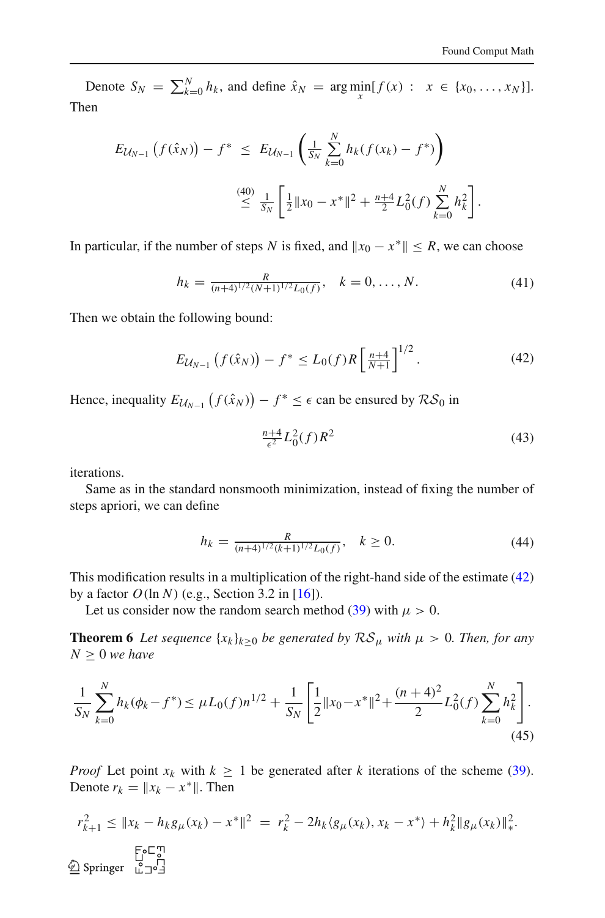Denote $S_N = \sum_{k=0}^{N} h_k$, and define $\hat{x}_N = \arg\min_x [f(x) : x \in \{x_0, \ldots, x_N\}]$. Then

$$E_{\mathcal{U}_{N-1}}\left(f(\hat{x}_N)\right) - f^* \le E_{\mathcal{U}_{N-1}}\left(\frac{1}{S_N}\sum_{k=0}^{N} h_k(f(x_k) - f^*)\right)$$

$$\stackrel{(40)}{\le} \frac{1}{S_N}\left[\frac{1}{2}\|x_0 - x^*\|^2 + \frac{n+4}{2}L_0^2(f)\sum_{k=0}^{N} h_k^2\right].$$

In particular, if the number of steps $N$ is fixed, and $\|x_0 - x^*\| \le R$, we can choose

$$h_k = \frac{R}{(n+4)^{1/2}(N+1)^{1/2}L_0(f)}, \quad k = 0, \ldots, N. \tag{41}$$

Then we obtain the following bound:

$$E_{\mathcal{U}_{N-1}}\left(f(\hat{x}_N)\right) - f^* \le L_0(f)R\left[\frac{n+4}{N+1}\right]^{1/2}. \tag{42}$$

Hence, inequality $E_{\mathcal{U}_{N-1}}\left(f(\hat{x}_N)\right) - f^* \le \epsilon$ can be ensured by $\mathcal{RS}_0$ in

$$\frac{n+4}{\epsilon^2}L_0^2(f)R^2 \tag{43}$$

iterations.

Same as in the standard nonsmooth minimization, instead of fixing the number of steps apriori, we can define

$$h_k = \frac{R}{(n+4)^{1/2}(k+1)^{1/2}L_0(f)}, \quad k \ge 0. \tag{44}$$

This modification results in a multiplication of the right-hand side of the estimate (42) by a factor $O(\ln N)$ (e.g., Section 3.2 in [16]).

Let us consider now the random search method (39) with $\mu > 0$.

**Theorem 6** *Let sequence $\{x_k\}_{k\ge 0}$ be generated by $\mathcal{RS}_\mu$ with $\mu > 0$. Then, for any $N \ge 0$ we have*

$$\frac{1}{S_N}\sum_{k=0}^{N} h_k(\phi_k - f^*) \le \mu L_0(f)n^{1/2} + \frac{1}{S_N}\left[\frac{1}{2}\|x_0 - x^*\|^2 + \frac{(n+4)^2}{2}L_0^2(f)\sum_{k=0}^{N} h_k^2\right]. \tag{45}$$

*Proof* Let point $x_k$ with $k \ge 1$ be generated after $k$ iterations of the scheme (39). Denote $r_k = \|x_k - x^*\|$. Then

$$r_{k+1}^2 \le \|x_k - h_k g_\mu(x_k) - x^*\|^2 = r_k^2 - 2h_k\langle g_\mu(x_k), x_k - x^*\rangle + h_k^2\|g_\mu(x_k)\|_*^2.$$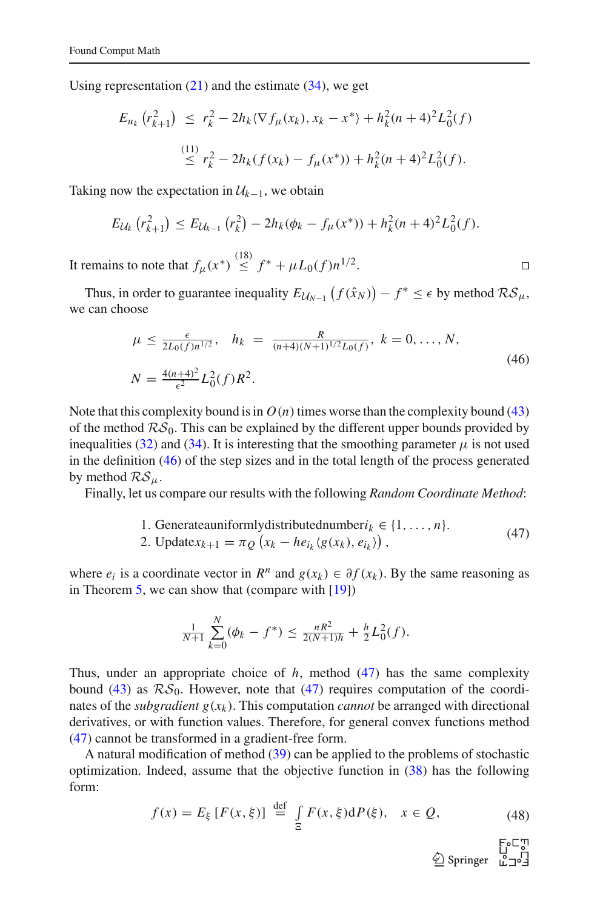Using representation (21) and the estimate (34), we get

$$
\begin{aligned}
E_{u_k}\left(r_{k+1}^2\right) &\leq r_k^2 - 2h_k\langle \nabla f_\mu(x_k), x_k - x^*\rangle + h_k^2(n+4)^2 L_0^2(f) \\
&\stackrel{(11)}{\leq} r_k^2 - 2h_k(f(x_k) - f_\mu(x^*)) + h_k^2(n+4)^2 L_0^2(f).
\end{aligned}
$$

Taking now the expectation in $\mathcal{U}_{k-1}$, we obtain

$$
E_{\mathcal{U}_k}\left(r_{k+1}^2\right) \leq E_{\mathcal{U}_{k-1}}\left(r_k^2\right) - 2h_k(\phi_k - f_\mu(x^*)) + h_k^2(n+4)^2 L_0^2(f).
$$

It remains to note that $f_\mu(x^*) \stackrel{(18)}{\leq} f^* + \mu L_0(f) n^{1/2}$. □

Thus, in order to guarantee inequality $E_{\mathcal{U}_{N-1}}\left(f(\hat{x}_N)\right) - f^* \leq \epsilon$ by method $\mathcal{RS}_\mu$, we can choose

$$
\begin{aligned}
&\mu \leq \frac{\epsilon}{2L_0(f)n^{1/2}}, \quad h_k = \frac{R}{(n+4)(N+1)^{1/2}L_0(f)}, \; k = 0, \ldots, N, \\
&N = \frac{4(n+4)^2}{\epsilon^2} L_0^2(f) R^2.
\end{aligned}
\tag{46}
$$

Note that this complexity bound is in $O(n)$ times worse than the complexity bound (43) of the method $\mathcal{RS}_0$. This can be explained by the different upper bounds provided by inequalities (32) and (34). It is interesting that the smoothing parameter $\mu$ is not used in the definition (46) of the step sizes and in the total length of the process generated by method $\mathcal{RS}_\mu$.

Finally, let us compare our results with the following *Random Coordinate Method*:

$$
\begin{aligned}
&1. \text{ Generate a uniformly distributed number } i_k \in \{1, \ldots, n\}. \\
&2. \text{ Update } x_{k+1} = \pi_Q\left(x_k - h e_{i_k}\langle g(x_k), e_{i_k}\rangle\right),
\end{aligned}
\tag{47}
$$

where $e_i$ is a coordinate vector in $R^n$ and $g(x_k) \in \partial f(x_k)$. By the same reasoning as in Theorem 5, we can show that (compare with [19])

$$
\frac{1}{N+1}\sum_{k=0}^{N}(\phi_k - f^*) \leq \frac{nR^2}{2(N+1)h} + \frac{h}{2}L_0^2(f).
$$

Thus, under an appropriate choice of $h$, method (47) has the same complexity bound (43) as $\mathcal{RS}_0$. However, note that (47) requires computation of the coordinates of the *subgradient* $g(x_k)$. This computation *cannot* be arranged with directional derivatives, or with function values. Therefore, for general convex functions method (47) cannot be transformed in a gradient-free form.

A natural modification of method (39) can be applied to the problems of stochastic optimization. Indeed, assume that the objective function in (38) has the following form:

$$
f(x) = E_\xi\left[F(x,\xi)\right] \stackrel{\text{def}}{=} \int_{\Xi} F(x,\xi) dP(\xi), \quad x \in Q,
\tag{48}
$$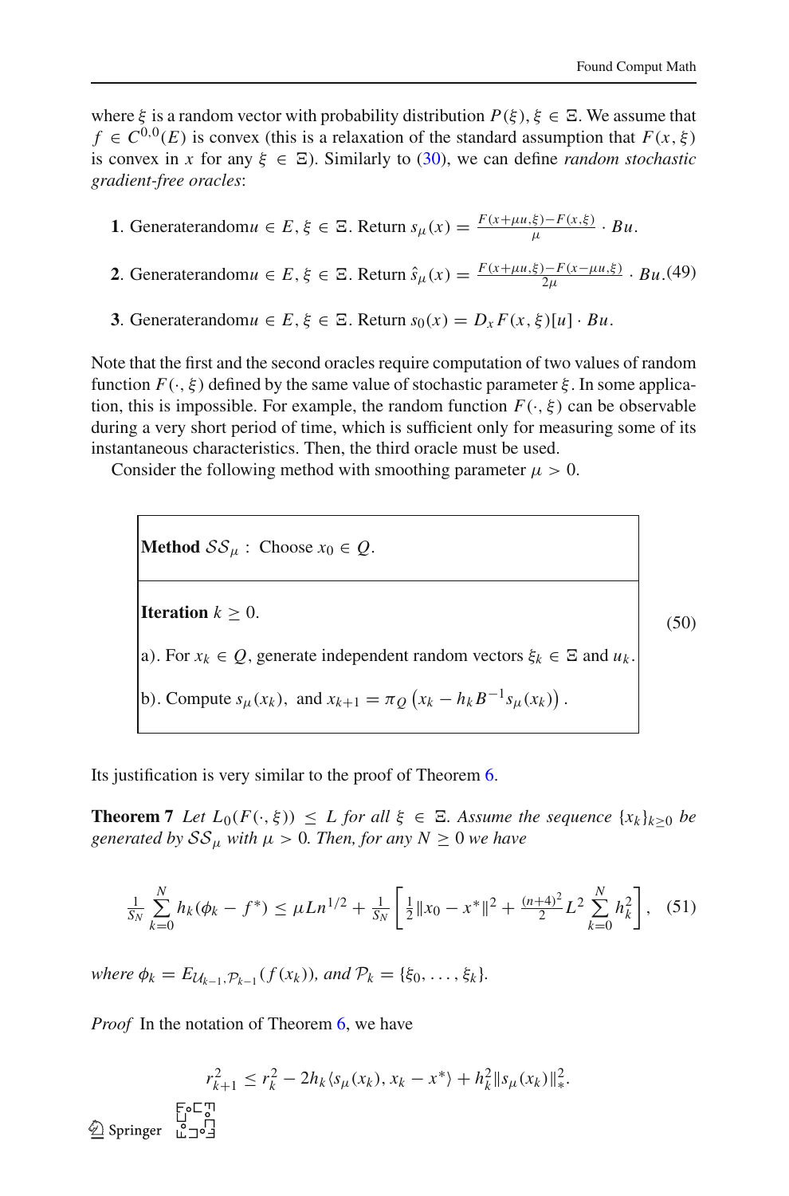where $\xi$ is a random vector with probability distribution $P(\xi)$, $\xi \in \Xi$. We assume that $f \in C^{0,0}(E)$ is convex (this is a relaxation of the standard assumption that $F(x, \xi)$ is convex in $x$ for any $\xi \in \Xi$). Similarly to (30), we can define *random stochastic gradient-free oracles*:

**1**. Generaterandom$u \in E$, $\xi \in \Xi$. Return $s_\mu(x) = \frac{F(x+\mu u, \xi) - F(x, \xi)}{\mu} \cdot Bu$.

**2**. Generaterandom$u \in E$, $\xi \in \Xi$. Return $\hat{s}_\mu(x) = \frac{F(x+\mu u, \xi) - F(x - \mu u, \xi)}{2\mu} \cdot Bu$. (49)

**3**. Generaterandom$u \in E$, $\xi \in \Xi$. Return $s_0(x) = D_x F(x, \xi)[u] \cdot Bu$.

Note that the first and the second oracles require computation of two values of random function $F(\cdot, \xi)$ defined by the same value of stochastic parameter $\xi$. In some application, this is impossible. For example, the random function $F(\cdot, \xi)$ can be observable during a very short period of time, which is sufficient only for measuring some of its instantaneous characteristics. Then, the third oracle must be used.

Consider the following method with smoothing parameter $\mu > 0$.

| **Method** $\mathcal{SS}_\mu$ : Choose $x_0 \in Q$. |
|---|
| **Iteration** $k \geq 0$.<br>a). For $x_k \in Q$, generate independent random vectors $\xi_k \in \Xi$ and $u_k$.<br>b). Compute $s_\mu(x_k)$, and $x_{k+1} = \pi_Q \left( x_k - h_k B^{-1} s_\mu(x_k) \right)$. |

(50)

Its justification is very similar to the proof of Theorem 6.

**Theorem 7** *Let $L_0(F(\cdot, \xi)) \leq L$ for all $\xi \in \Xi$. Assume the sequence $\{x_k\}_{k \geq 0}$ be generated by $\mathcal{SS}_\mu$ with $\mu > 0$. Then, for any $N \geq 0$ we have*

$$\frac{1}{S_N} \sum_{k=0}^{N} h_k (\phi_k - f^*) \leq \mu L n^{1/2} + \frac{1}{S_N} \left[ \frac{1}{2} \|x_0 - x^*\|^2 + \frac{(n+4)^2}{2} L^2 \sum_{k=0}^{N} h_k^2 \right], \quad (51)$$

*where $\phi_k = E_{\mathcal{U}_{k-1}, \mathcal{P}_{k-1}}(f(x_k))$, and $\mathcal{P}_k = \{\xi_0, \ldots, \xi_k\}$.*

*Proof* In the notation of Theorem 6, we have

$$r_{k+1}^2 \leq r_k^2 - 2h_k \langle s_\mu(x_k), x_k - x^* \rangle + h_k^2 \|s_\mu(x_k)\|_*^2.$$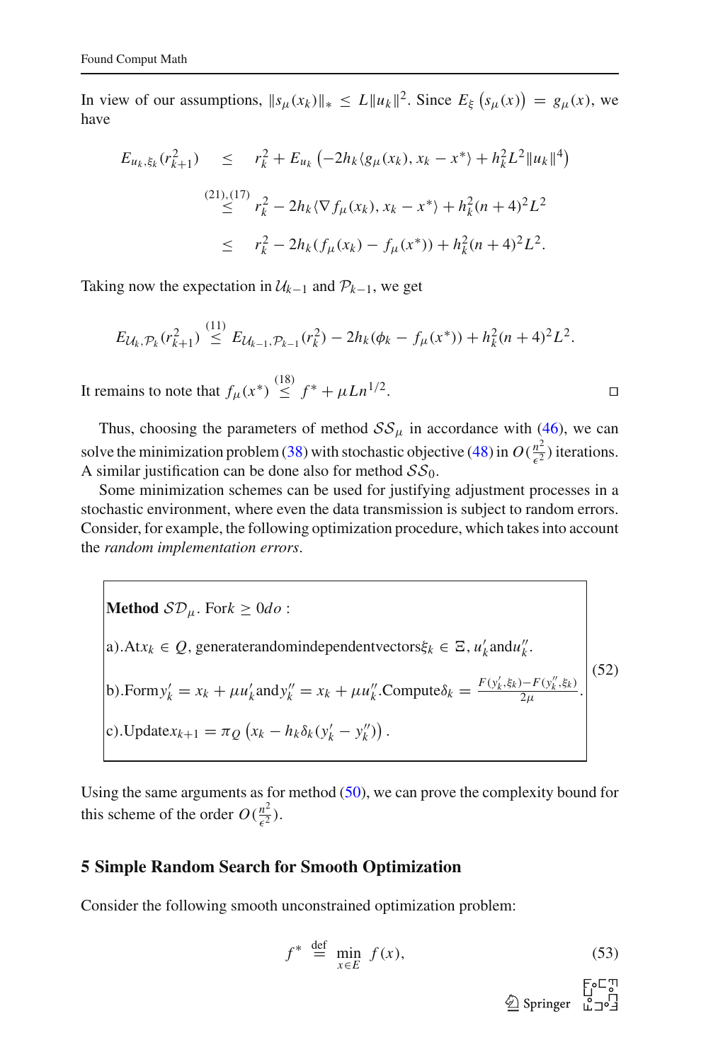In view of our assumptions, $\|s_\mu(x_k)\|_* \leq L\|u_k\|^2$. Since $E_\xi\left(s_\mu(x)\right) = g_\mu(x)$, we have

$$
\begin{aligned}
E_{u_k,\xi_k}(r_{k+1}^2) \quad &\leq \quad r_k^2 + E_{u_k}\left(-2h_k\langle g_\mu(x_k), x_k - x^*\rangle + h_k^2 L^2 \|u_k\|^4\right) \\
&\overset{(21),(17)}{\leq} r_k^2 - 2h_k\langle \nabla f_\mu(x_k), x_k - x^*\rangle + h_k^2(n+4)^2 L^2 \\
&\leq \quad r_k^2 - 2h_k(f_\mu(x_k) - f_\mu(x^*)) + h_k^2(n+4)^2 L^2.
\end{aligned}
$$

Taking now the expectation in $\mathcal{U}_{k-1}$ and $\mathcal{P}_{k-1}$, we get

$$
E_{\mathcal{U}_k,\mathcal{P}_k}(r_{k+1}^2) \overset{(11)}{\leq} E_{\mathcal{U}_{k-1},\mathcal{P}_{k-1}}(r_k^2) - 2h_k(\phi_k - f_\mu(x^*)) + h_k^2(n+4)^2 L^2.
$$

It remains to note that $f_\mu(x^*) \overset{(18)}{\leq} f^* + \mu L n^{1/2}$. □

Thus, choosing the parameters of method $\mathcal{SS}_\mu$ in accordance with (46), we can solve the minimization problem (38) with stochastic objective (48) in $O(\frac{n^2}{\epsilon^2})$ iterations. A similar justification can be done also for method $\mathcal{SS}_0$.

Some minimization schemes can be used for justifying adjustment processes in a stochastic environment, where even the data transmission is subject to random errors. Consider, for example, the following optimization procedure, which takes into account the *random implementation errors*.

$$
\boxed{
\begin{array}{l}
\textbf{Method } \mathcal{SD}_\mu. \text{ For } k \geq 0 \text{ do}: \\[4pt]
\text{a). At } x_k \in Q, \text{ generate random independent vectors } \xi_k \in \Xi,\ u'_k \text{ and } u''_k. \\[4pt]
\text{b). Form } y'_k = x_k + \mu u'_k \text{ and } y''_k = x_k + \mu u''_k. \text{ Compute } \delta_k = \frac{F(y'_k,\xi_k) - F(y''_k,\xi_k)}{2\mu}. \\[4pt]
\text{c). Update } x_{k+1} = \pi_Q\left(x_k - h_k\delta_k(y'_k - y''_k)\right).
\end{array}
}
\qquad (52)
$$

Using the same arguments as for method (50), we can prove the complexity bound for this scheme of the order $O(\frac{n^2}{\epsilon^2})$.

## 5 Simple Random Search for Smooth Optimization

Consider the following smooth unconstrained optimization problem:

$$
f^* \overset{\text{def}}{=} \min_{x \in E} f(x), \qquad (53)
$$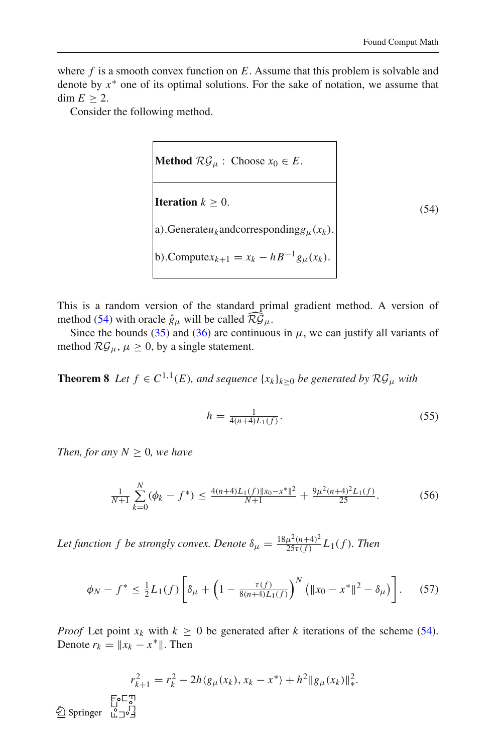where $f$ is a smooth convex function on $E$. Assume that this problem is solvable and denote by $x^*$ one of its optimal solutions. For the sake of notation, we assume that $\dim E \geq 2$.

Consider the following method.

$$
\begin{array}{|l|}
\hline
\textbf{Method } \mathcal{RG}_\mu: \text{ Choose } x_0 \in E. \\
\hline
\textbf{Iteration } k \geq 0. \\
\text{a). Generate } u_k \text{ and corresponding } g_\mu(x_k). \\
\text{b). Compute } x_{k+1} = x_k - hB^{-1} g_\mu(x_k). \\
\hline
\end{array}
\tag{54}
$$

This is a random version of the standard primal gradient method. A version of method (54) with oracle $\hat{g}_\mu$ will be called $\widehat{\mathcal{RG}}_\mu$.

Since the bounds (35) and (36) are continuous in $\mu$, we can justify all variants of method $\mathcal{RG}_\mu$, $\mu \geq 0$, by a single statement.

**Theorem 8** *Let $f \in C^{1,1}(E)$, and sequence $\{x_k\}_{k \geq 0}$ be generated by $\mathcal{RG}_\mu$ with*

$$
h = \tfrac{1}{4(n+4)L_1(f)}. \tag{55}
$$

*Then, for any $N \geq 0$, we have*

$$
\tfrac{1}{N+1} \sum_{k=0}^{N} (\phi_k - f^*) \leq \tfrac{4(n+4)L_1(f)\|x_0 - x^*\|^2}{N+1} + \tfrac{9\mu^2(n+4)^2 L_1(f)}{25}. \tag{56}
$$

*Let function $f$ be strongly convex. Denote $\delta_\mu = \frac{18\mu^2(n+4)^2}{25\tau(f)} L_1(f)$. Then*

$$
\phi_N - f^* \leq \tfrac{1}{2} L_1(f) \left[ \delta_\mu + \left(1 - \tfrac{\tau(f)}{8(n+4)L_1(f)}\right)^N \left(\|x_0 - x^*\|^2 - \delta_\mu\right) \right]. \tag{57}
$$

*Proof* Let point $x_k$ with $k \geq 0$ be generated after $k$ iterations of the scheme (54). Denote $r_k = \|x_k - x^*\|$. Then

$$
r_{k+1}^2 = r_k^2 - 2h\langle g_\mu(x_k), x_k - x^* \rangle + h^2 \|g_\mu(x_k)\|_*^2.
$$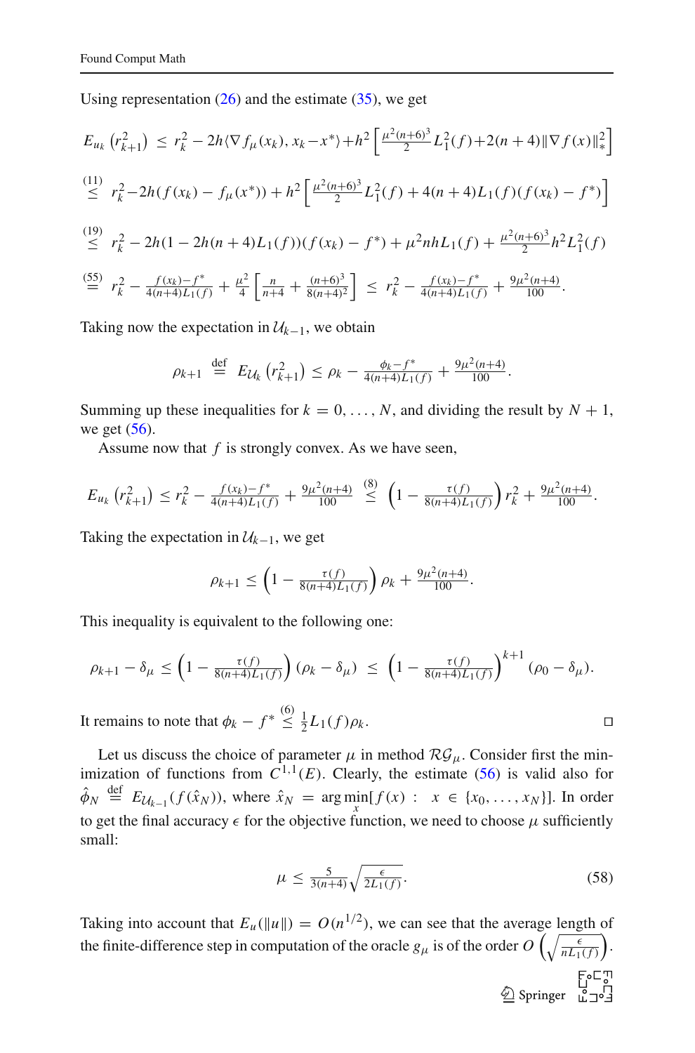Using representation (26) and the estimate (35), we get

$$
\begin{aligned}
E_{u_k}\left(r_{k+1}^2\right) &\le r_k^2 - 2h\langle \nabla f_\mu(x_k), x_k - x^*\rangle + h^2\left[\tfrac{\mu^2(n+6)^3}{2}L_1^2(f) + 2(n+4)\|\nabla f(x)\|_*^2\right]\\
&\overset{(11)}{\le} r_k^2 - 2h(f(x_k) - f_\mu(x^*)) + h^2\left[\tfrac{\mu^2(n+6)^3}{2}L_1^2(f) + 4(n+4)L_1(f)(f(x_k) - f^*)\right]\\
&\overset{(19)}{\le} r_k^2 - 2h(1 - 2h(n+4)L_1(f))(f(x_k) - f^*) + \mu^2 n h L_1(f) + \tfrac{\mu^2(n+6)^3}{2}h^2 L_1^2(f)\\
&\overset{(55)}{=} r_k^2 - \tfrac{f(x_k) - f^*}{4(n+4)L_1(f)} + \tfrac{\mu^2}{4}\left[\tfrac{n}{n+4} + \tfrac{(n+6)^3}{8(n+4)^2}\right] \le r_k^2 - \tfrac{f(x_k) - f^*}{4(n+4)L_1(f)} + \tfrac{9\mu^2(n+4)}{100}.
\end{aligned}
$$

Taking now the expectation in $\mathcal{U}_{k-1}$, we obtain

$$
\rho_{k+1} \overset{\text{def}}{=} E_{\mathcal{U}_k}\left(r_{k+1}^2\right) \le \rho_k - \tfrac{\phi_k - f^*}{4(n+4)L_1(f)} + \tfrac{9\mu^2(n+4)}{100}.
$$

Summing up these inequalities for $k = 0, \ldots, N$, and dividing the result by $N+1$, we get (56).

Assume now that $f$ is strongly convex. As we have seen,

$$
E_{u_k}\left(r_{k+1}^2\right) \le r_k^2 - \tfrac{f(x_k) - f^*}{4(n+4)L_1(f)} + \tfrac{9\mu^2(n+4)}{100} \overset{(8)}{\le} \left(1 - \tfrac{\tau(f)}{8(n+4)L_1(f)}\right) r_k^2 + \tfrac{9\mu^2(n+4)}{100}.
$$

Taking the expectation in $\mathcal{U}_{k-1}$, we get

$$
\rho_{k+1} \le \left(1 - \tfrac{\tau(f)}{8(n+4)L_1(f)}\right)\rho_k + \tfrac{9\mu^2(n+4)}{100}.
$$

This inequality is equivalent to the following one:

$$
\rho_{k+1} - \delta_\mu \le \left(1 - \tfrac{\tau(f)}{8(n+4)L_1(f)}\right)(\rho_k - \delta_\mu) \le \left(1 - \tfrac{\tau(f)}{8(n+4)L_1(f)}\right)^{k+1}(\rho_0 - \delta_\mu).
$$

It remains to note that $\phi_k - f^* \overset{(6)}{\le} \frac{1}{2}L_1(f)\rho_k$. ◻

Let us discuss the choice of parameter $\mu$ in method $\mathcal{RG}_\mu$. Consider first the minimization of functions from $C^{1,1}(E)$. Clearly, the estimate (56) is valid also for $\hat{\phi}_N \overset{\text{def}}{=} E_{\mathcal{U}_{k-1}}(f(\hat{x}_N))$, where $\hat{x}_N = \arg\min_x [f(x) : x \in \{x_0, \ldots, x_N\}]$. In order to get the final accuracy $\epsilon$ for the objective function, we need to choose $\mu$ sufficiently small:

$$
\mu \le \tfrac{5}{3(n+4)}\sqrt{\tfrac{\epsilon}{2L_1(f)}}. \tag{58}
$$

Taking into account that $E_u(\|u\|) = O(n^{1/2})$, we can see that the average length of the finite-difference step in computation of the oracle $g_\mu$ is of the order $O\left(\sqrt{\tfrac{\epsilon}{nL_1(f)}}\right)$.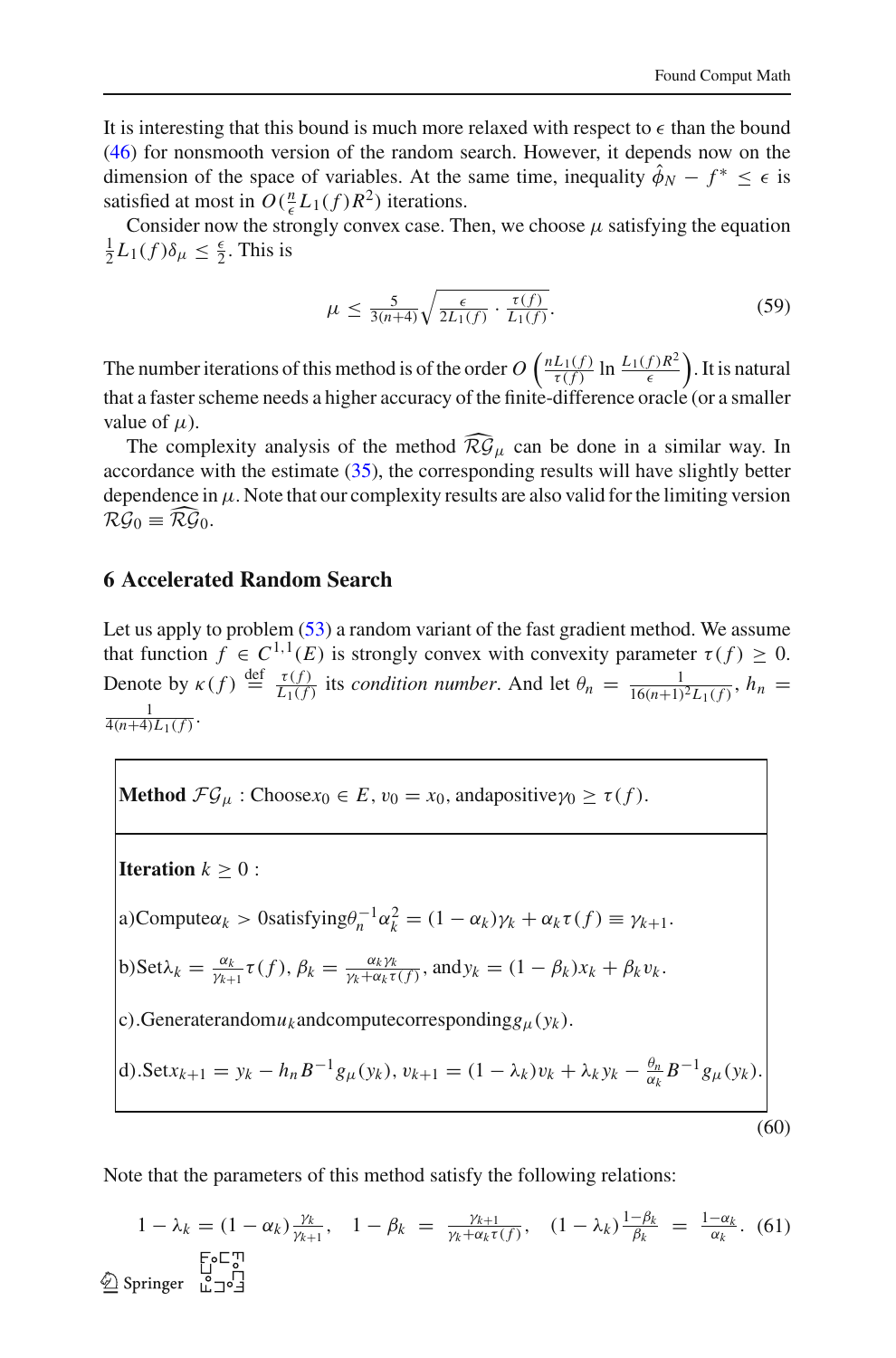It is interesting that this bound is much more relaxed with respect to $\epsilon$ than the bound (46) for nonsmooth version of the random search. However, it depends now on the dimension of the space of variables. At the same time, inequality $\hat{\phi}_N - f^* \le \epsilon$ is satisfied at most in $O(\frac{n}{\epsilon} L_1(f) R^2)$ iterations.

Consider now the strongly convex case. Then, we choose $\mu$ satisfying the equation $\frac{1}{2} L_1(f) \delta_\mu \le \frac{\epsilon}{2}$. This is

$$
\mu \le \frac{5}{3(n+4)} \sqrt{\frac{\epsilon}{2L_1(f)} \cdot \frac{\tau(f)}{L_1(f)}}. \tag{59}
$$

The number iterations of this method is of the order $O\left(\frac{nL_1(f)}{\tau(f)} \ln \frac{L_1(f)R^2}{\epsilon}\right)$. It is natural that a faster scheme needs a higher accuracy of the finite-difference oracle (or a smaller value of $\mu$).

The complexity analysis of the method $\widehat{\mathcal{RG}}_\mu$ can be done in a similar way. In accordance with the estimate (35), the corresponding results will have slightly better dependence in $\mu$. Note that our complexity results are also valid for the limiting version $\mathcal{RG}_0 \equiv \widehat{\mathcal{RG}}_0$.

## 6 Accelerated Random Search

Let us apply to problem (53) a random variant of the fast gradient method. We assume that function $f \in C^{1,1}(E)$ is strongly convex with convexity parameter $\tau(f) \ge 0$. Denote by $\kappa(f) \stackrel{\text{def}}{=} \frac{\tau(f)}{L_1(f)}$ its *condition number*. And let $\theta_n = \frac{1}{16(n+1)^2 L_1(f)}$, $h_n = \frac{1}{4(n+4)L_1(f)}$.

**Method** $\mathcal{FG}_\mu$ : Choose $x_0 \in E$, $v_0 = x_0$, and a positive $\gamma_0 \ge \tau(f)$.

**Iteration** $k \ge 0$ :

a) Compute $\alpha_k > 0$ satisfying $\theta_n^{-1} \alpha_k^2 = (1-\alpha_k)\gamma_k + \alpha_k \tau(f) \equiv \gamma_{k+1}$.

b) Set $\lambda_k = \frac{\alpha_k}{\gamma_{k+1}} \tau(f)$, $\beta_k = \frac{\alpha_k \gamma_k}{\gamma_k + \alpha_k \tau(f)}$, and $y_k = (1-\beta_k)x_k + \beta_k v_k$.

c). Generate random $u_k$ and compute corresponding $g_\mu(y_k)$.

d). Set $x_{k+1} = y_k - h_n B^{-1} g_\mu(y_k)$, $v_{k+1} = (1-\lambda_k)v_k + \lambda_k y_k - \frac{\theta_n}{\alpha_k} B^{-1} g_\mu(y_k)$.

(60)

Note that the parameters of this method satisfy the following relations:

$$
1 - \lambda_k = (1-\alpha_k)\frac{\gamma_k}{\gamma_{k+1}}, \quad 1 - \beta_k = \frac{\gamma_{k+1}}{\gamma_k + \alpha_k \tau(f)}, \quad (1-\lambda_k)\frac{1-\beta_k}{\beta_k} = \frac{1-\alpha_k}{\alpha_k}. \tag{61}
$$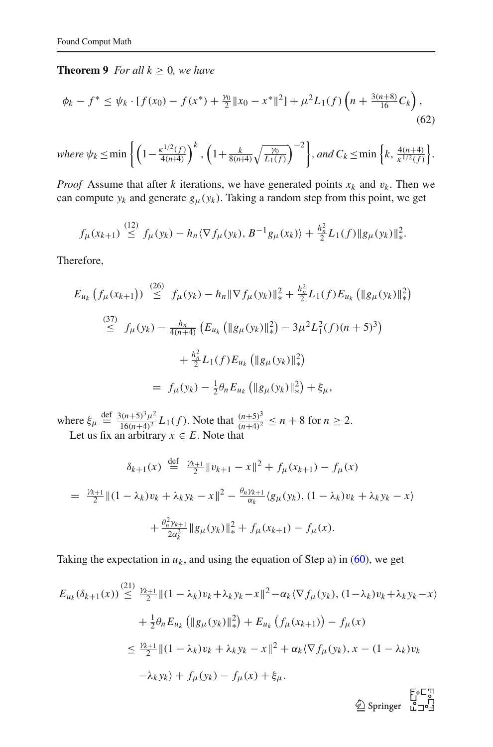**Theorem 9** *For all $k \geq 0$, we have*

$$\phi_k - f^* \leq \psi_k \cdot [f(x_0) - f(x^*) + \tfrac{\gamma_0}{2}\|x_0 - x^*\|^2] + \mu^2 L_1(f)\left(n + \tfrac{3(n+8)}{16} C_k\right), \tag{62}$$

*where* $\psi_k \leq \min\left\{ \left(1 - \frac{\kappa^{1/2}(f)}{4(n+4)}\right)^k, \left(1 + \frac{k}{8(n+4)}\sqrt{\frac{\gamma_0}{L_1(f)}}\right)^{-2} \right\}$, *and* $C_k \leq \min\left\{k, \frac{4(n+4)}{\kappa^{1/2}(f)}\right\}$.

*Proof* Assume that after $k$ iterations, we have generated points $x_k$ and $v_k$. Then we can compute $y_k$ and generate $g_\mu(y_k)$. Taking a random step from this point, we get

$$f_\mu(x_{k+1}) \overset{(12)}{\leq} f_\mu(y_k) - h_n\langle \nabla f_\mu(y_k), B^{-1} g_\mu(x_k)\rangle + \tfrac{h_n^2}{2} L_1(f)\|g_\mu(y_k)\|_*^2.$$

Therefore,

$$\begin{aligned}
E_{u_k}\left(f_\mu(x_{k+1})\right) &\overset{(26)}{\leq} f_\mu(y_k) - h_n\|\nabla f_\mu(y_k)\|_*^2 + \tfrac{h_n^2}{2} L_1(f) E_{u_k}\left(\|g_\mu(y_k)\|_*^2\right) \\
&\overset{(37)}{\leq} f_\mu(y_k) - \tfrac{h_n}{4(n+4)}\left(E_{u_k}\left(\|g_\mu(y_k)\|_*^2\right) - 3\mu^2 L_1^2(f)(n+5)^3\right) \\
&\quad + \tfrac{h_n^2}{2} L_1(f) E_{u_k}\left(\|g_\mu(y_k)\|_*^2\right) \\
&= f_\mu(y_k) - \tfrac{1}{2}\theta_n E_{u_k}\left(\|g_\mu(y_k)\|_*^2\right) + \xi_\mu,
\end{aligned}$$

where $\xi_\mu \overset{\text{def}}{=} \frac{3(n+5)^3\mu^2}{16(n+4)^2} L_1(f)$. Note that $\frac{(n+5)^3}{(n+4)^2} \leq n+8$ for $n \geq 2$.

Let us fix an arbitrary $x \in E$. Note that

$$\begin{aligned}
\delta_{k+1}(x) &\overset{\text{def}}{=} \tfrac{\gamma_{k+1}}{2}\|v_{k+1} - x\|^2 + f_\mu(x_{k+1}) - f_\mu(x) \\
&= \tfrac{\gamma_{k+1}}{2}\|(1-\lambda_k)v_k + \lambda_k y_k - x\|^2 - \tfrac{\theta_n \gamma_{k+1}}{\alpha_k}\langle g_\mu(y_k), (1-\lambda_k)v_k + \lambda_k y_k - x\rangle \\
&\quad + \tfrac{\theta_n^2\gamma_{k+1}}{2\alpha_k^2}\|g_\mu(y_k)\|_*^2 + f_\mu(x_{k+1}) - f_\mu(x).
\end{aligned}$$

Taking the expectation in $u_k$, and using the equation of Step a) in (60), we get

$$\begin{aligned}
E_{u_k}(\delta_{k+1}(x)) &\overset{(21)}{\leq} \tfrac{\gamma_{k+1}}{2}\|(1-\lambda_k)v_k + \lambda_k y_k - x\|^2 - \alpha_k\langle \nabla f_\mu(y_k), (1-\lambda_k)v_k + \lambda_k y_k - x\rangle \\
&\quad + \tfrac{1}{2}\theta_n E_{u_k}\left(\|g_\mu(y_k)\|_*^2\right) + E_{u_k}\left(f_\mu(x_{k+1})\right) - f_\mu(x) \\
&\leq \tfrac{\gamma_{k+1}}{2}\|(1-\lambda_k)v_k + \lambda_k y_k - x\|^2 + \alpha_k\langle \nabla f_\mu(y_k), x - (1-\lambda_k)v_k \\
&\quad - \lambda_k y_k\rangle + f_\mu(y_k) - f_\mu(x) + \xi_\mu.
\end{aligned}$$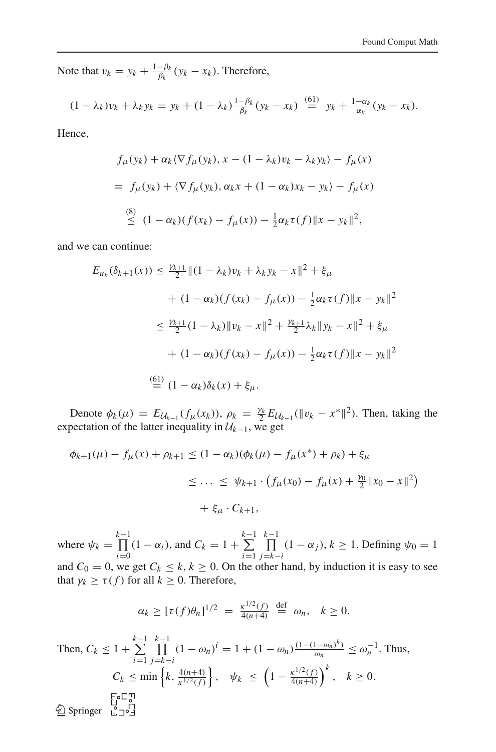Note that $v_k = y_k + \frac{1-\beta_k}{\beta_k}(y_k - x_k)$. Therefore,

$$(1-\lambda_k)v_k + \lambda_k y_k = y_k + (1-\lambda_k)\tfrac{1-\beta_k}{\beta_k}(y_k - x_k) \overset{(61)}{=} y_k + \tfrac{1-\alpha_k}{\alpha_k}(y_k - x_k).$$

Hence,

$$
\begin{aligned}
& f_\mu(y_k) + \alpha_k \langle \nabla f_\mu(y_k), x - (1-\lambda_k)v_k - \lambda_k y_k\rangle - f_\mu(x) \\
&= f_\mu(y_k) + \langle \nabla f_\mu(y_k), \alpha_k x + (1-\alpha_k)x_k - y_k\rangle - f_\mu(x) \\
&\overset{(8)}{\leq} (1-\alpha_k)(f(x_k) - f_\mu(x)) - \tfrac{1}{2}\alpha_k \tau(f)\|x - y_k\|^2,
\end{aligned}
$$

and we can continue:

$$
\begin{aligned}
E_{u_k}(\delta_{k+1}(x)) &\leq \tfrac{\gamma_{k+1}}{2}\|(1-\lambda_k)v_k + \lambda_k y_k - x\|^2 + \xi_\mu \\
&\quad + (1-\alpha_k)(f(x_k) - f_\mu(x)) - \tfrac{1}{2}\alpha_k\tau(f)\|x - y_k\|^2 \\
&\leq \tfrac{\gamma_{k+1}}{2}(1-\lambda_k)\|v_k - x\|^2 + \tfrac{\gamma_{k+1}}{2}\lambda_k\|y_k - x\|^2 + \xi_\mu \\
&\quad + (1-\alpha_k)(f(x_k) - f_\mu(x)) - \tfrac{1}{2}\alpha_k\tau(f)\|x - y_k\|^2 \\
&\overset{(61)}{=} (1-\alpha_k)\delta_k(x) + \xi_\mu.
\end{aligned}
$$

Denote $\phi_k(\mu) = E_{\mathcal{U}_{k-1}}(f_\mu(x_k))$, $\rho_k = \frac{\gamma_k}{2}E_{\mathcal{U}_{k-1}}(\|v_k - x^*\|^2)$. Then, taking the expectation of the latter inequality in $\mathcal{U}_{k-1}$, we get

$$
\begin{aligned}
\phi_{k+1}(\mu) - f_\mu(x) + \rho_{k+1} &\leq (1-\alpha_k)(\phi_k(\mu) - f_\mu(x^*) + \rho_k) + \xi_\mu \\
&\leq \ldots \leq \psi_{k+1}\cdot\left(f_\mu(x_0) - f_\mu(x) + \tfrac{\gamma_0}{2}\|x_0 - x\|^2\right) \\
&\quad + \xi_\mu \cdot C_{k+1},
\end{aligned}
$$

where $\psi_k = \prod\limits_{i=0}^{k-1}(1-\alpha_i)$, and $C_k = 1 + \sum\limits_{i=1}^{k-1}\prod\limits_{j=k-i}^{k-1}(1-\alpha_j)$, $k \geq 1$. Defining $\psi_0 = 1$ and $C_0 = 0$, we get $C_k \leq k$, $k \geq 0$. On the other hand, by induction it is easy to see that $\gamma_k \geq \tau(f)$ for all $k \geq 0$. Therefore,

$$\alpha_k \geq [\tau(f)\theta_n]^{1/2} = \tfrac{\kappa^{1/2}(f)}{4(n+4)} \overset{\text{def}}{=} \omega_n, \quad k \geq 0.$$

Then, $C_k \leq 1 + \sum\limits_{i=1}^{k-1}\prod\limits_{j=k-i}^{k-1}(1-\omega_n)^i = 1 + (1-\omega_n)\frac{(1-(1-\omega_n)^k)}{\omega_n} \leq \omega_n^{-1}$. Thus,

$$C_k \leq \min\left\{k, \tfrac{4(n+4)}{\kappa^{1/2}(f)}\right\}, \quad \psi_k \leq \left(1 - \tfrac{\kappa^{1/2}(f)}{4(n+4)}\right)^k, \quad k \geq 0.$$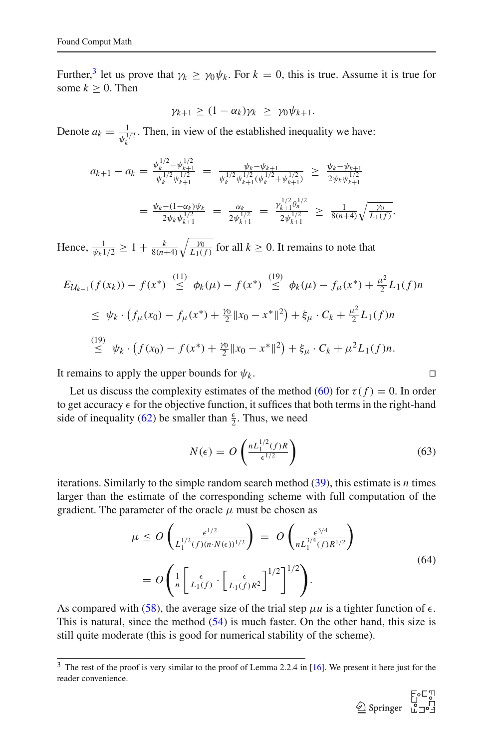Further,[3] let us prove that $\gamma_k \geq \gamma_0 \psi_k$. For $k = 0$, this is true. Assume it is true for some $k \geq 0$. Then

$$\gamma_{k+1} \geq (1-\alpha_k)\gamma_k \;\geq\; \gamma_0 \psi_{k+1}.$$

Denote $a_k = \frac{1}{\psi_k^{1/2}}$. Then, in view of the established inequality we have:

$$\begin{aligned}
a_{k+1} - a_k &= \frac{\psi_k^{1/2} - \psi_{k+1}^{1/2}}{\psi_k^{1/2}\psi_{k+1}^{1/2}} \;=\; \frac{\psi_k - \psi_{k+1}}{\psi_k^{1/2}\psi_{k+1}^{1/2}(\psi_k^{1/2}+\psi_{k+1}^{1/2})} \;\geq\; \frac{\psi_k - \psi_{k+1}}{2\psi_k \psi_{k+1}^{1/2}} \\
&= \frac{\psi_k - (1-\alpha_k)\psi_k}{2\psi_k \psi_{k+1}^{1/2}} \;=\; \frac{\alpha_k}{2\psi_{k+1}^{1/2}} \;=\; \frac{\gamma_{k+1}^{1/2}\theta_n^{1/2}}{2\psi_{k+1}^{1/2}} \;\geq\; \frac{1}{8(n+4)}\sqrt{\frac{\gamma_0}{L_1(f)}}.
\end{aligned}$$

Hence, $\frac{1}{\psi_k{1/2}} \geq 1 + \frac{k}{8(n+4)}\sqrt{\frac{\gamma_0}{L_1(f)}}$ for all $k \geq 0$. It remains to note that

$$\begin{aligned}
E_{\mathcal{U}_{k-1}}(f(x_k)) - f(x^*) &\overset{(11)}{\leq} \phi_k(\mu) - f(x^*) \overset{(19)}{\leq} \phi_k(\mu) - f_\mu(x^*) + \tfrac{\mu^2}{2}L_1(f)n \\
&\leq \psi_k \cdot \left(f_\mu(x_0) - f_\mu(x^*) + \tfrac{\gamma_0}{2}\|x_0 - x^*\|^2\right) + \xi_\mu \cdot C_k + \tfrac{\mu^2}{2}L_1(f)n \\
&\overset{(19)}{\leq} \psi_k \cdot \left(f(x_0) - f(x^*) + \tfrac{\gamma_0}{2}\|x_0 - x^*\|^2\right) + \xi_\mu \cdot C_k + \mu^2 L_1(f)n.
\end{aligned}$$

It remains to apply the upper bounds for $\psi_k$. □

Let us discuss the complexity estimates of the method (60) for $\tau(f) = 0$. In order to get accuracy $\epsilon$ for the objective function, it suffices that both terms in the right-hand side of inequality (62) be smaller than $\frac{\epsilon}{2}$. Thus, we need

$$N(\epsilon) = O\left(\frac{nL_1^{1/2}(f)R}{\epsilon^{1/2}}\right) \tag{63}$$

iterations. Similarly to the simple random search method (39), this estimate is $n$ times larger than the estimate of the corresponding scheme with full computation of the gradient. The parameter of the oracle $\mu$ must be chosen as

$$\begin{aligned}
\mu &\leq O\left(\frac{\epsilon^{1/2}}{L_1^{1/2}(f)(n \cdot N(\epsilon))^{1/2}}\right) \;=\; O\left(\frac{\epsilon^{3/4}}{nL_1^{3/4}(f)R^{1/2}}\right) \\
&= O\left(\frac{1}{n}\left[\frac{\epsilon}{L_1(f)} \cdot \left[\frac{\epsilon}{L_1(f)R^2}\right]^{1/2}\right]^{1/2}\right).
\end{aligned} \tag{64}$$

As compared with (58), the average size of the trial step $\mu u$ is a tighter function of $\epsilon$. This is natural, since the method (54) is much faster. On the other hand, this size is still quite moderate (this is good for numerical stability of the scheme).

[3] The rest of the proof is very similar to the proof of Lemma 2.2.4 in [16]. We present it here just for the reader convenience.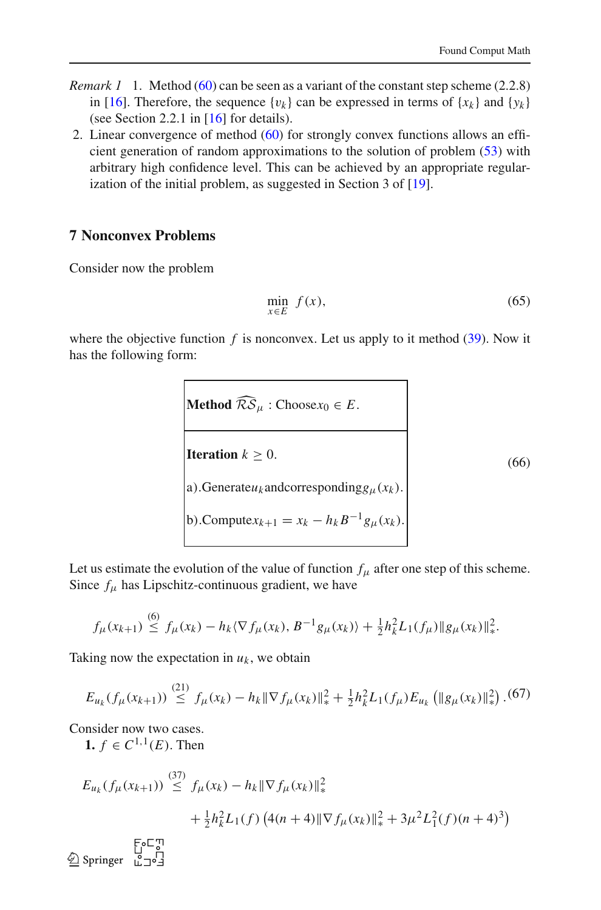*Remark 1* 1. Method (60) can be seen as a variant of the constant step scheme (2.2.8) in [16]. Therefore, the sequence $\{v_k\}$ can be expressed in terms of $\{x_k\}$ and $\{y_k\}$ (see Section 2.2.1 in [16] for details).

2. Linear convergence of method (60) for strongly convex functions allows an efficient generation of random approximations to the solution of problem (53) with arbitrary high confidence level. This can be achieved by an appropriate regularization of the initial problem, as suggested in Section 3 of [19].

## 7 Nonconvex Problems

Consider now the problem

$$\min_{x \in E} \; f(x), \tag{65}$$

where the objective function $f$ is nonconvex. Let us apply to it method (39). Now it has the following form:

$$\begin{array}{|l|}
\hline
\textbf{Method } \widehat{\mathcal{RS}}_\mu : \text{Choose } x_0 \in E. \\
\hline
\textbf{Iteration } k \geq 0. \\
\text{a). Generate } u_k \text{ and corresponding } g_\mu(x_k). \\
\text{b). Compute } x_{k+1} = x_k - h_k B^{-1} g_\mu(x_k). \\
\hline
\end{array} \tag{66}$$

Let us estimate the evolution of the value of function $f_\mu$ after one step of this scheme. Since $f_\mu$ has Lipschitz-continuous gradient, we have

$$f_\mu(x_{k+1}) \overset{(6)}{\leq} f_\mu(x_k) - h_k \langle \nabla f_\mu(x_k), B^{-1} g_\mu(x_k) \rangle + \tfrac{1}{2} h_k^2 L_1(f_\mu) \| g_\mu(x_k) \|_*^2.$$

Taking now the expectation in $u_k$, we obtain

$$E_{u_k}(f_\mu(x_{k+1})) \overset{(21)}{\leq} f_\mu(x_k) - h_k \| \nabla f_\mu(x_k) \|_*^2 + \tfrac{1}{2} h_k^2 L_1(f_\mu) E_{u_k}\left( \| g_\mu(x_k) \|_*^2 \right). \tag{67}$$

Consider now two cases.

**1.** $f \in C^{1,1}(E)$. Then

$$E_{u_k}(f_\mu(x_{k+1})) \overset{(37)}{\leq} f_\mu(x_k) - h_k \| \nabla f_\mu(x_k) \|_*^2 + \tfrac{1}{2} h_k^2 L_1(f) \left( 4(n+4) \| \nabla f_\mu(x_k) \|_*^2 + 3\mu^2 L_1^2(f)(n+4)^3 \right)$$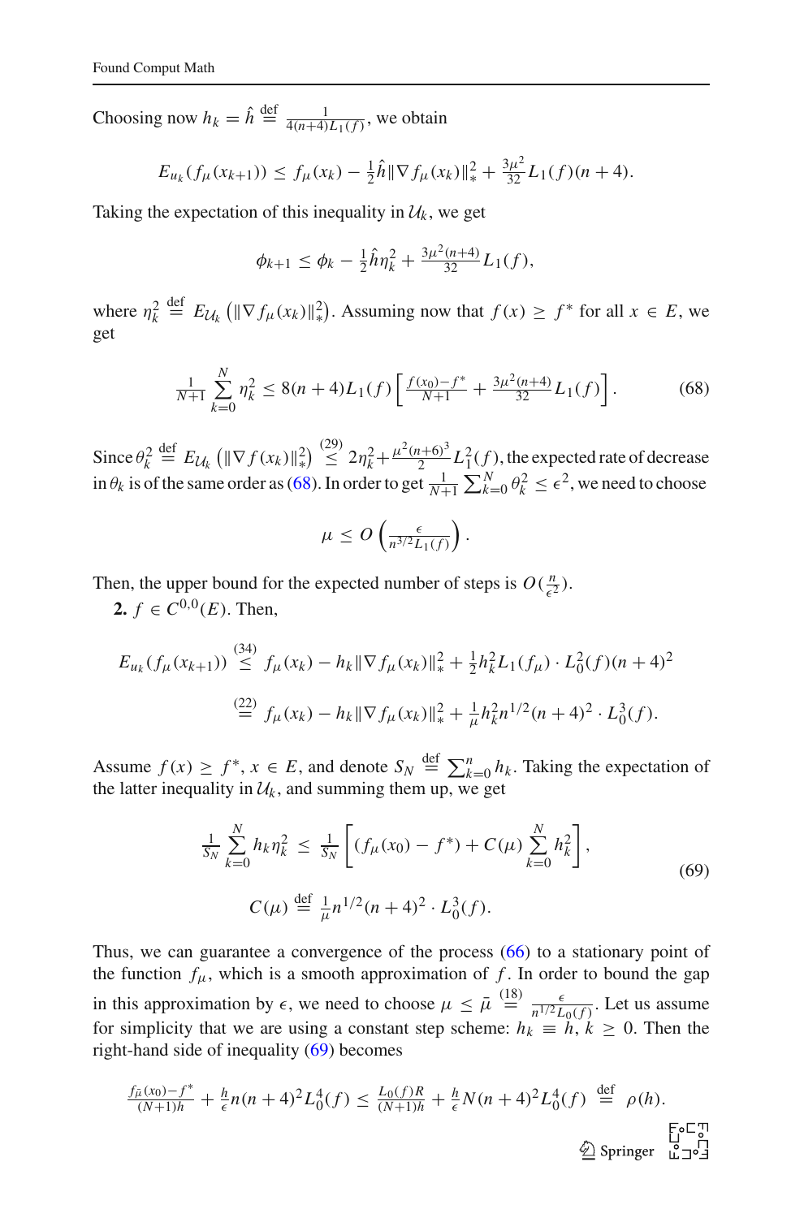Choosing now $h_k = \hat{h} \stackrel{\text{def}}{=} \frac{1}{4(n+4)L_1(f)}$, we obtain

$$E_{u_k}(f_\mu(x_{k+1})) \le f_\mu(x_k) - \tfrac{1}{2}\hat{h}\|\nabla f_\mu(x_k)\|_*^2 + \tfrac{3\mu^2}{32}L_1(f)(n+4).$$

Taking the expectation of this inequality in $\mathcal{U}_k$, we get

$$\phi_{k+1} \le \phi_k - \tfrac{1}{2}\hat{h}\eta_k^2 + \tfrac{3\mu^2(n+4)}{32}L_1(f),$$

where $\eta_k^2 \stackrel{\text{def}}{=} E_{\mathcal{U}_k}\left(\|\nabla f_\mu(x_k)\|_*^2\right)$. Assuming now that $f(x) \ge f^*$ for all $x \in E$, we get

$$\frac{1}{N+1}\sum_{k=0}^{N}\eta_k^2 \le 8(n+4)L_1(f)\left[\tfrac{f(x_0)-f^*}{N+1} + \tfrac{3\mu^2(n+4)}{32}L_1(f)\right]. \tag{68}$$

Since $\theta_k^2 \stackrel{\text{def}}{=} E_{\mathcal{U}_k}\left(\|\nabla f(x_k)\|_*^2\right) \stackrel{(29)}{\le} 2\eta_k^2 + \frac{\mu^2(n+6)^3}{2}L_1^2(f)$, the expected rate of decrease in $\theta_k$ is of the same order as (68). In order to get $\frac{1}{N+1}\sum_{k=0}^{N}\theta_k^2 \le \epsilon^2$, we need to choose

$$\mu \le O\left(\tfrac{\epsilon}{n^{3/2}L_1(f)}\right).$$

Then, the upper bound for the expected number of steps is $O(\frac{n}{\epsilon^2})$.

**2.** $f \in C^{0,0}(E)$. Then,

$$\begin{aligned}
E_{u_k}(f_\mu(x_{k+1})) &\stackrel{(34)}{\le} f_\mu(x_k) - h_k\|\nabla f_\mu(x_k)\|_*^2 + \tfrac{1}{2}h_k^2 L_1(f_\mu)\cdot L_0^2(f)(n+4)^2 \\
&\stackrel{(22)}{=} f_\mu(x_k) - h_k\|\nabla f_\mu(x_k)\|_*^2 + \tfrac{1}{\mu}h_k^2 n^{1/2}(n+4)^2\cdot L_0^3(f).
\end{aligned}$$

Assume $f(x) \ge f^*$, $x \in E$, and denote $S_N \stackrel{\text{def}}{=} \sum_{k=0}^{n} h_k$. Taking the expectation of the latter inequality in $\mathcal{U}_k$, and summing them up, we get

$$\begin{aligned}
\frac{1}{S_N}\sum_{k=0}^{N}h_k\eta_k^2 &\le \frac{1}{S_N}\left[(f_\mu(x_0) - f^*) + C(\mu)\sum_{k=0}^{N}h_k^2\right], \\
C(\mu) &\stackrel{\text{def}}{=} \tfrac{1}{\mu}n^{1/2}(n+4)^2\cdot L_0^3(f).
\end{aligned} \tag{69}$$

Thus, we can guarantee a convergence of the process (66) to a stationary point of the function $f_\mu$, which is a smooth approximation of $f$. In order to bound the gap in this approximation by $\epsilon$, we need to choose $\mu \le \bar{\mu} \stackrel{(18)}{=} \frac{\epsilon}{n^{1/2}L_0(f)}$. Let us assume for simplicity that we are using a constant step scheme: $h_k \equiv h$, $k \ge 0$. Then the right-hand side of inequality (69) becomes

$$\tfrac{f_{\bar{\mu}}(x_0)-f^*}{(N+1)h} + \tfrac{h}{\epsilon}n(n+4)^2L_0^4(f) \le \tfrac{L_0(f)R}{(N+1)h} + \tfrac{h}{\epsilon}N(n+4)^2L_0^4(f) \stackrel{\text{def}}{=} \rho(h).$$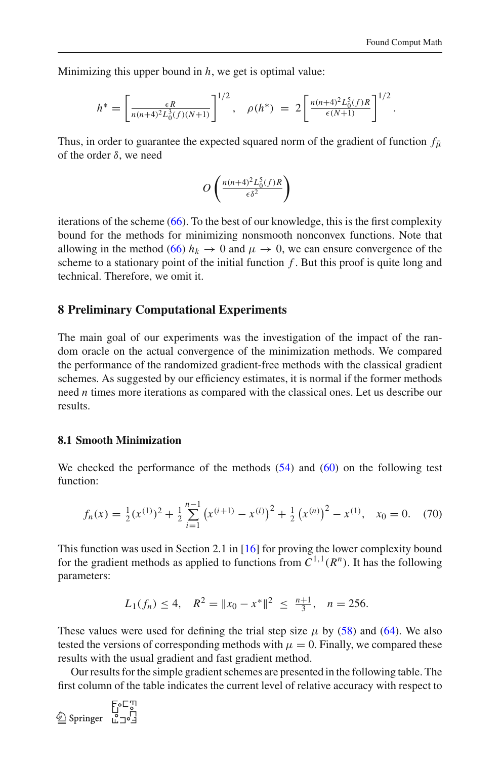Minimizing this upper bound in $h$, we get is optimal value:

$$h^* = \left[\frac{\epsilon R}{n(n+4)^2 L_0^3(f)(N+1)}\right]^{1/2}, \quad \rho(h^*) = 2\left[\frac{n(n+4)^2 L_0^5(f) R}{\epsilon(N+1)}\right]^{1/2}.$$

Thus, in order to guarantee the expected squared norm of the gradient of function $f_{\bar{\mu}}$ of the order $\delta$, we need

$$O\left(\frac{n(n+4)^2 L_0^5(f) R}{\epsilon \delta^2}\right)$$

iterations of the scheme (66). To the best of our knowledge, this is the first complexity bound for the methods for minimizing nonsmooth nonconvex functions. Note that allowing in the method (66) $h_k \to 0$ and $\mu \to 0$, we can ensure convergence of the scheme to a stationary point of the initial function $f$. But this proof is quite long and technical. Therefore, we omit it.

## 8 Preliminary Computational Experiments

The main goal of our experiments was the investigation of the impact of the random oracle on the actual convergence of the minimization methods. We compared the performance of the randomized gradient-free methods with the classical gradient schemes. As suggested by our efficiency estimates, it is normal if the former methods need $n$ times more iterations as compared with the classical ones. Let us describe our results.

### 8.1 Smooth Minimization

We checked the performance of the methods (54) and (60) on the following test function:

$$f_n(x) = \tfrac{1}{2}(x^{(1)})^2 + \tfrac{1}{2}\sum_{i=1}^{n-1}\left(x^{(i+1)} - x^{(i)}\right)^2 + \tfrac{1}{2}\left(x^{(n)}\right)^2 - x^{(1)}, \quad x_0 = 0. \tag{70}$$

This function was used in Section 2.1 in [16] for proving the lower complexity bound for the gradient methods as applied to functions from $C^{1,1}(R^n)$. It has the following parameters:

$$L_1(f_n) \le 4, \quad R^2 = \|x_0 - x^*\|^2 \le \tfrac{n+1}{3}, \quad n = 256.$$

These values were used for defining the trial step size $\mu$ by (58) and (64). We also tested the versions of corresponding methods with $\mu = 0$. Finally, we compared these results with the usual gradient and fast gradient method.

Our results for the simple gradient schemes are presented in the following table. The first column of the table indicates the current level of relative accuracy with respect to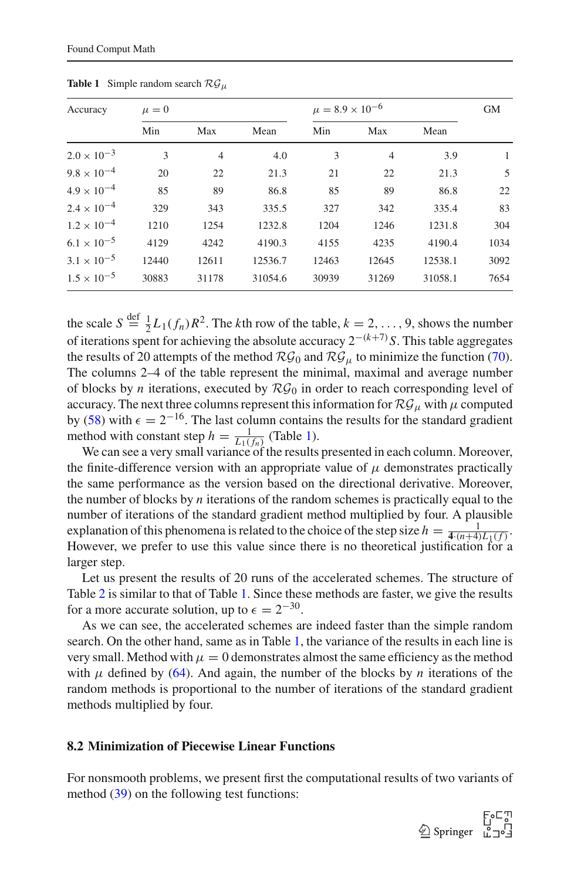**Table 1** Simple random search $\mathcal{RG}_\mu$

| Accuracy | $\mu = 0$ | | | $\mu = 8.9 \times 10^{-6}$ | | | GM |
|---|---|---|---|---|---|---|---|
| | Min | Max | Mean | Min | Max | Mean | |
| $2.0 \times 10^{-3}$ | 3 | 4 | 4.0 | 3 | 4 | 3.9 | 1 |
| $9.8 \times 10^{-4}$ | 20 | 22 | 21.3 | 21 | 22 | 21.3 | 5 |
| $4.9 \times 10^{-4}$ | 85 | 89 | 86.8 | 85 | 89 | 86.8 | 22 |
| $2.4 \times 10^{-4}$ | 329 | 343 | 335.5 | 327 | 342 | 335.4 | 83 |
| $1.2 \times 10^{-4}$ | 1210 | 1254 | 1232.8 | 1204 | 1246 | 1231.8 | 304 |
| $6.1 \times 10^{-5}$ | 4129 | 4242 | 4190.3 | 4155 | 4235 | 4190.4 | 1034 |
| $3.1 \times 10^{-5}$ | 12440 | 12611 | 12536.7 | 12463 | 12645 | 12538.1 | 3092 |
| $1.5 \times 10^{-5}$ | 30883 | 31178 | 31054.6 | 30939 | 31269 | 31058.1 | 7654 |

the scale $S \stackrel{\mathrm{def}}{=} \frac{1}{2} L_1(f_n) R^2$. The $k$th row of the table, $k = 2, \ldots, 9$, shows the number of iterations spent for achieving the absolute accuracy $2^{-(k+7)} S$. This table aggregates the results of 20 attempts of the method $\mathcal{RG}_0$ and $\mathcal{RG}_\mu$ to minimize the function (70). The columns 2–4 of the table represent the minimal, maximal and average number of blocks by $n$ iterations, executed by $\mathcal{RG}_0$ in order to reach corresponding level of accuracy. The next three columns represent this information for $\mathcal{RG}_\mu$ with $\mu$ computed by (58) with $\epsilon = 2^{-16}$. The last column contains the results for the standard gradient method with constant step $h = \frac{1}{L_1(f_n)}$ (Table 1).

We can see a very small variance of the results presented in each column. Moreover, the finite-difference version with an appropriate value of $\mu$ demonstrates practically the same performance as the version based on the directional derivative. Moreover, the number of blocks by $n$ iterations of the random schemes is practically equal to the number of iterations of the standard gradient method multiplied by four. A plausible explanation of this phenomena is related to the choice of the step size $h = \frac{1}{4\cdot(n+4)L_1(f)}$. However, we prefer to use this value since there is no theoretical justification for a larger step.

Let us present the results of 20 runs of the accelerated schemes. The structure of Table 2 is similar to that of Table 1. Since these methods are faster, we give the results for a more accurate solution, up to $\epsilon = 2^{-30}$.

As we can see, the accelerated schemes are indeed faster than the simple random search. On the other hand, same as in Table 1, the variance of the results in each line is very small. Method with $\mu = 0$ demonstrates almost the same efficiency as the method with $\mu$ defined by (64). And again, the number of the blocks by $n$ iterations of the random methods is proportional to the number of iterations of the standard gradient methods multiplied by four.

### 8.2 Minimization of Piecewise Linear Functions

For nonsmooth problems, we present first the computational results of two variants of method (39) on the following test functions: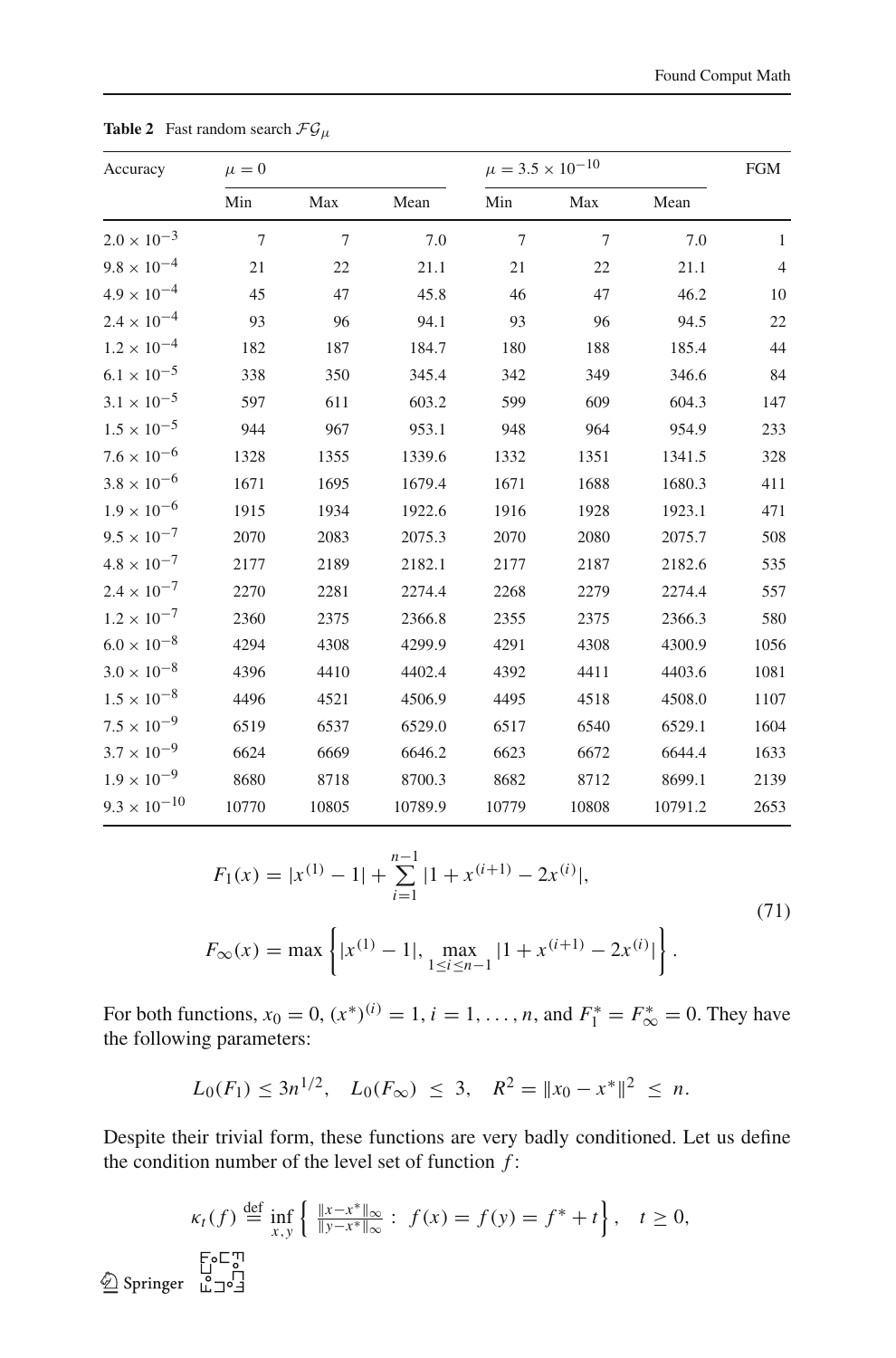**Table 2** Fast random search $\mathcal{FG}_\mu$

| Accuracy | $\mu = 0$ | | | $\mu = 3.5 \times 10^{-10}$ | | | FGM |
|---|---|---|---|---|---|---|---|
| | Min | Max | Mean | Min | Max | Mean | |
| $2.0 \times 10^{-3}$ | 7 | 7 | 7.0 | 7 | 7 | 7.0 | 1 |
| $9.8 \times 10^{-4}$ | 21 | 22 | 21.1 | 21 | 22 | 21.1 | 4 |
| $4.9 \times 10^{-4}$ | 45 | 47 | 45.8 | 46 | 47 | 46.2 | 10 |
| $2.4 \times 10^{-4}$ | 93 | 96 | 94.1 | 93 | 96 | 94.5 | 22 |
| $1.2 \times 10^{-4}$ | 182 | 187 | 184.7 | 180 | 188 | 185.4 | 44 |
| $6.1 \times 10^{-5}$ | 338 | 350 | 345.4 | 342 | 349 | 346.6 | 84 |
| $3.1 \times 10^{-5}$ | 597 | 611 | 603.2 | 599 | 609 | 604.3 | 147 |
| $1.5 \times 10^{-5}$ | 944 | 967 | 953.1 | 948 | 964 | 954.9 | 233 |
| $7.6 \times 10^{-6}$ | 1328 | 1355 | 1339.6 | 1332 | 1351 | 1341.5 | 328 |
| $3.8 \times 10^{-6}$ | 1671 | 1695 | 1679.4 | 1671 | 1688 | 1680.3 | 411 |
| $1.9 \times 10^{-6}$ | 1915 | 1934 | 1922.6 | 1916 | 1928 | 1923.1 | 471 |
| $9.5 \times 10^{-7}$ | 2070 | 2083 | 2075.3 | 2070 | 2080 | 2075.7 | 508 |
| $4.8 \times 10^{-7}$ | 2177 | 2189 | 2182.1 | 2177 | 2187 | 2182.6 | 535 |
| $2.4 \times 10^{-7}$ | 2270 | 2281 | 2274.4 | 2268 | 2279 | 2274.4 | 557 |
| $1.2 \times 10^{-7}$ | 2360 | 2375 | 2366.8 | 2355 | 2375 | 2366.3 | 580 |
| $6.0 \times 10^{-8}$ | 4294 | 4308 | 4299.9 | 4291 | 4308 | 4300.9 | 1056 |
| $3.0 \times 10^{-8}$ | 4396 | 4410 | 4402.4 | 4392 | 4411 | 4403.6 | 1081 |
| $1.5 \times 10^{-8}$ | 4496 | 4521 | 4506.9 | 4495 | 4518 | 4508.0 | 1107 |
| $7.5 \times 10^{-9}$ | 6519 | 6537 | 6529.0 | 6517 | 6540 | 6529.1 | 1604 |
| $3.7 \times 10^{-9}$ | 6624 | 6669 | 6646.2 | 6623 | 6672 | 6644.4 | 1633 |
| $1.9 \times 10^{-9}$ | 8680 | 8718 | 8700.3 | 8682 | 8712 | 8699.1 | 2139 |
| $9.3 \times 10^{-10}$ | 10770 | 10805 | 10789.9 | 10779 | 10808 | 10791.2 | 2653 |

$$
\begin{aligned}
F_1(x) &= |x^{(1)} - 1| + \sum_{i=1}^{n-1} |1 + x^{(i+1)} - 2x^{(i)}|, \\
F_\infty(x) &= \max\left\{ |x^{(1)} - 1|, \max_{1 \le i \le n-1} |1 + x^{(i+1)} - 2x^{(i)}| \right\}.
\end{aligned}
\tag{71}
$$

For both functions, $x_0 = 0$, $(x^*)^{(i)} = 1$, $i = 1, \ldots, n$, and $F_1^* = F_\infty^* = 0$. They have the following parameters:

$$
L_0(F_1) \le 3n^{1/2}, \quad L_0(F_\infty) \le 3, \quad R^2 = \|x_0 - x^*\|^2 \le n.
$$

Despite their trivial form, these functions are very badly conditioned. Let us define the condition number of the level set of function $f$:

$$
\kappa_t(f) \stackrel{\text{def}}{=} \inf_{x,y} \left\{ \tfrac{\|x - x^*\|_\infty}{\|y - x^*\|_\infty} : \ f(x) = f(y) = f^* + t \right\}, \quad t \ge 0,
$$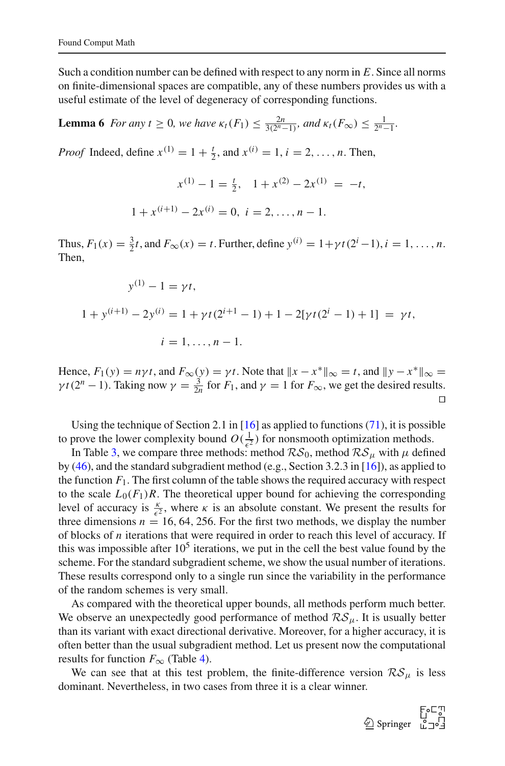Such a condition number can be defined with respect to any norm in $E$. Since all norms on finite-dimensional spaces are compatible, any of these numbers provides us with a useful estimate of the level of degeneracy of corresponding functions.

**Lemma 6** *For any $t \ge 0$, we have $\kappa_t(F_1) \le \frac{2n}{3(2^n-1)}$, and $\kappa_t(F_\infty) \le \frac{1}{2^n-1}$.*

*Proof* Indeed, define $x^{(1)} = 1 + \frac{t}{2}$, and $x^{(i)} = 1$, $i = 2, \ldots, n$. Then,

$$x^{(1)} - 1 = \tfrac{t}{2}, \quad 1 + x^{(2)} - 2x^{(1)} \ = \ -t,$$

$$1 + x^{(i+1)} - 2x^{(i)} = 0, \ i = 2, \ldots, n-1.$$

Thus, $F_1(x) = \frac{3}{2}t$, and $F_\infty(x) = t$. Further, define $y^{(i)} = 1 + \gamma t(2^i - 1)$, $i = 1, \ldots, n$. Then,

$$y^{(1)} - 1 = \gamma t,$$

$$1 + y^{(i+1)} - 2y^{(i)} = 1 + \gamma t(2^{i+1} - 1) + 1 - 2[\gamma t(2^i - 1) + 1] \ = \ \gamma t,$$

$$i = 1, \ldots, n-1.$$

Hence, $F_1(y) = n\gamma t$, and $F_\infty(y) = \gamma t$. Note that $\|x - x^*\|_\infty = t$, and $\|y - x^*\|_\infty = \gamma t(2^n - 1)$. Taking now $\gamma = \frac{3}{2n}$ for $F_1$, and $\gamma = 1$ for $F_\infty$, we get the desired results. □

Using the technique of Section 2.1 in [16] as applied to functions (71), it is possible to prove the lower complexity bound $O(\frac{1}{\epsilon^2})$ for nonsmooth optimization methods.

In Table 3, we compare three methods: method $\mathcal{RS}_0$, method $\mathcal{RS}_\mu$ with $\mu$ defined by (46), and the standard subgradient method (e.g., Section 3.2.3 in [16]), as applied to the function $F_1$. The first column of the table shows the required accuracy with respect to the scale $L_0(F_1)R$. The theoretical upper bound for achieving the corresponding level of accuracy is $\frac{\kappa}{\epsilon^2}$, where $\kappa$ is an absolute constant. We present the results for three dimensions $n = 16, 64, 256$. For the first two methods, we display the number of blocks of $n$ iterations that were required in order to reach this level of accuracy. If this was impossible after $10^5$ iterations, we put in the cell the best value found by the scheme. For the standard subgradient scheme, we show the usual number of iterations. These results correspond only to a single run since the variability in the performance of the random schemes is very small.

As compared with the theoretical upper bounds, all methods perform much better. We observe an unexpectedly good performance of method $\mathcal{RS}_\mu$. It is usually better than its variant with exact directional derivative. Moreover, for a higher accuracy, it is often better than the usual subgradient method. Let us present now the computational results for function $F_\infty$ (Table 4).

We can see that at this test problem, the finite-difference version $\mathcal{RS}_\mu$ is less dominant. Nevertheless, in two cases from three it is a clear winner.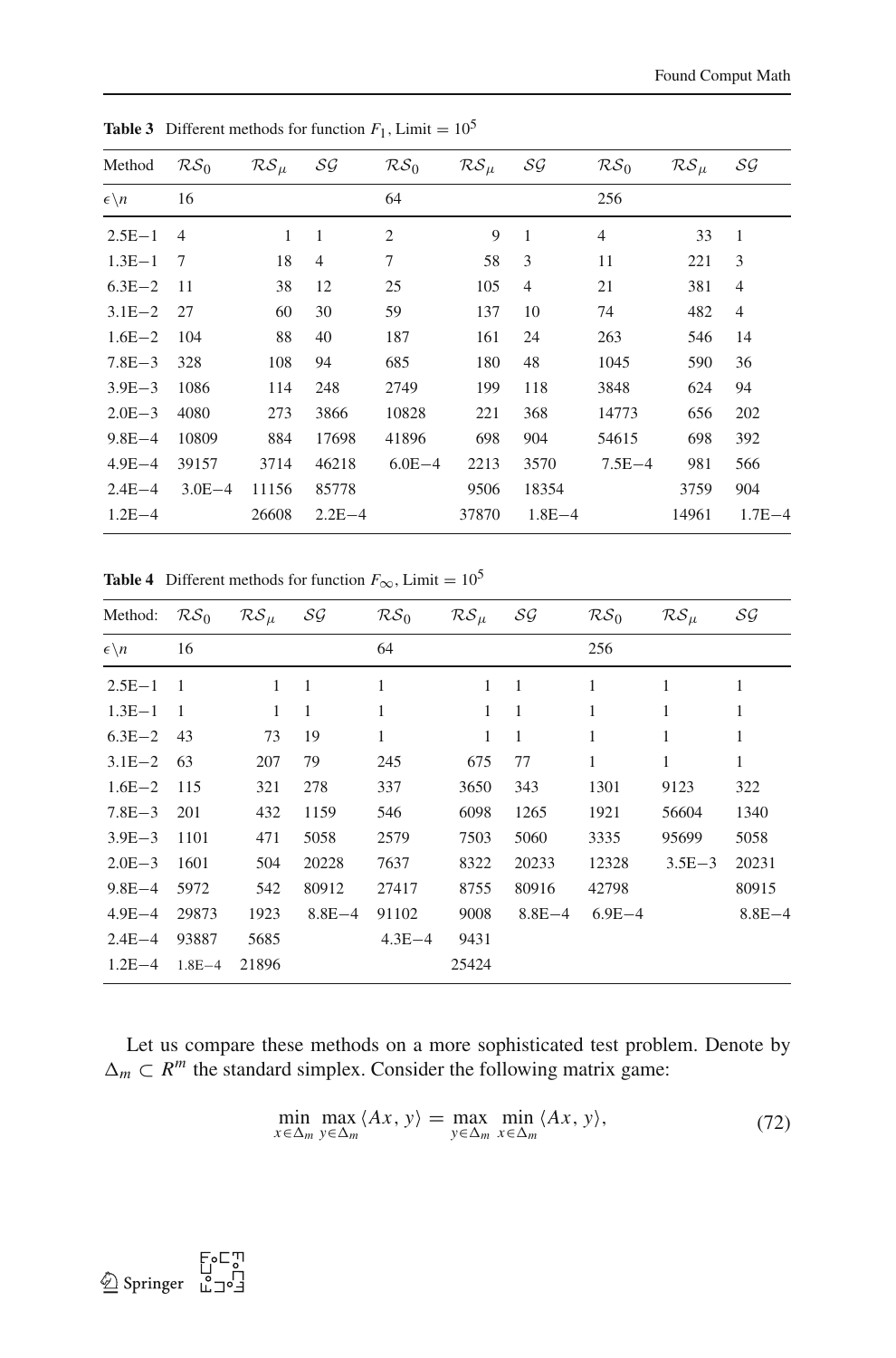**Table 3** Different methods for function $F_1$, Limit $= 10^5$

| Method | $\mathcal{RS}_0$ | $\mathcal{RS}_\mu$ | $\mathcal{SG}$ | $\mathcal{RS}_0$ | $\mathcal{RS}_\mu$ | $\mathcal{SG}$ | $\mathcal{RS}_0$ | $\mathcal{RS}_\mu$ | $\mathcal{SG}$ |
|---|---|---|---|---|---|---|---|---|---|
| $\epsilon \backslash n$ | 16 | | | 64 | | | 256 | | |
| 2.5E−1 | 4 | 1 | 1 | 2 | 9 | 1 | 4 | 33 | 1 |
| 1.3E−1 | 7 | 18 | 4 | 7 | 58 | 3 | 11 | 221 | 3 |
| 6.3E−2 | 11 | 38 | 12 | 25 | 105 | 4 | 21 | 381 | 4 |
| 3.1E−2 | 27 | 60 | 30 | 59 | 137 | 10 | 74 | 482 | 4 |
| 1.6E−2 | 104 | 88 | 40 | 187 | 161 | 24 | 263 | 546 | 14 |
| 7.8E−3 | 328 | 108 | 94 | 685 | 180 | 48 | 1045 | 590 | 36 |
| 3.9E−3 | 1086 | 114 | 248 | 2749 | 199 | 118 | 3848 | 624 | 94 |
| 2.0E−3 | 4080 | 273 | 3866 | 10828 | 221 | 368 | 14773 | 656 | 202 |
| 9.8E−4 | 10809 | 884 | 17698 | 41896 | 698 | 904 | 54615 | 698 | 392 |
| 4.9E−4 | 39157 | 3714 | 46218 | 6.0E−4 | 2213 | 3570 | 7.5E−4 | 981 | 566 |
| 2.4E−4 | 3.0E−4 | 11156 | 85778 | | 9506 | 18354 | | 3759 | 904 |
| 1.2E−4 | | 26608 | 2.2E−4 | | 37870 | 1.8E−4 | | 14961 | 1.7E−4 |

**Table 4** Different methods for function $F_\infty$, Limit $= 10^5$

| Method: | $\mathcal{RS}_0$ | $\mathcal{RS}_\mu$ | $\mathcal{SG}$ | $\mathcal{RS}_0$ | $\mathcal{RS}_\mu$ | $\mathcal{SG}$ | $\mathcal{RS}_0$ | $\mathcal{RS}_\mu$ | $\mathcal{SG}$ |
|---|---|---|---|---|---|---|---|---|---|
| $\epsilon \backslash n$ | 16 | | | 64 | | | 256 | | |
| 2.5E−1 | 1 | 1 | 1 | 1 | 1 | 1 | 1 | 1 | 1 |
| 1.3E−1 | 1 | 1 | 1 | 1 | 1 | 1 | 1 | 1 | 1 |
| 6.3E−2 | 43 | 73 | 19 | 1 | 1 | 1 | 1 | 1 | 1 |
| 3.1E−2 | 63 | 207 | 79 | 245 | 675 | 77 | 1 | 1 | 1 |
| 1.6E−2 | 115 | 321 | 278 | 337 | 3650 | 343 | 1301 | 9123 | 322 |
| 7.8E−3 | 201 | 432 | 1159 | 546 | 6098 | 1265 | 1921 | 56604 | 1340 |
| 3.9E−3 | 1101 | 471 | 5058 | 2579 | 7503 | 5060 | 3335 | 95699 | 5058 |
| 2.0E−3 | 1601 | 504 | 20228 | 7637 | 8322 | 20233 | 12328 | 3.5E−3 | 20231 |
| 9.8E−4 | 5972 | 542 | 80912 | 27417 | 8755 | 80916 | 42798 | | 80915 |
| 4.9E−4 | 29873 | 1923 | 8.8E−4 | 91102 | 9008 | 8.8E−4 | 6.9E−4 | | 8.8E−4 |
| 2.4E−4 | 93887 | 5685 | | 4.3E−4 | 9431 | | | | |
| 1.2E−4 | 1.8E−4 | 21896 | | | 25424 | | | | |

Let us compare these methods on a more sophisticated test problem. Denote by $\Delta_m \subset R^m$ the standard simplex. Consider the following matrix game:

$$\min_{x \in \Delta_m} \max_{y \in \Delta_m} \langle Ax, y \rangle = \max_{y \in \Delta_m} \min_{x \in \Delta_m} \langle Ax, y \rangle, \tag{72}$$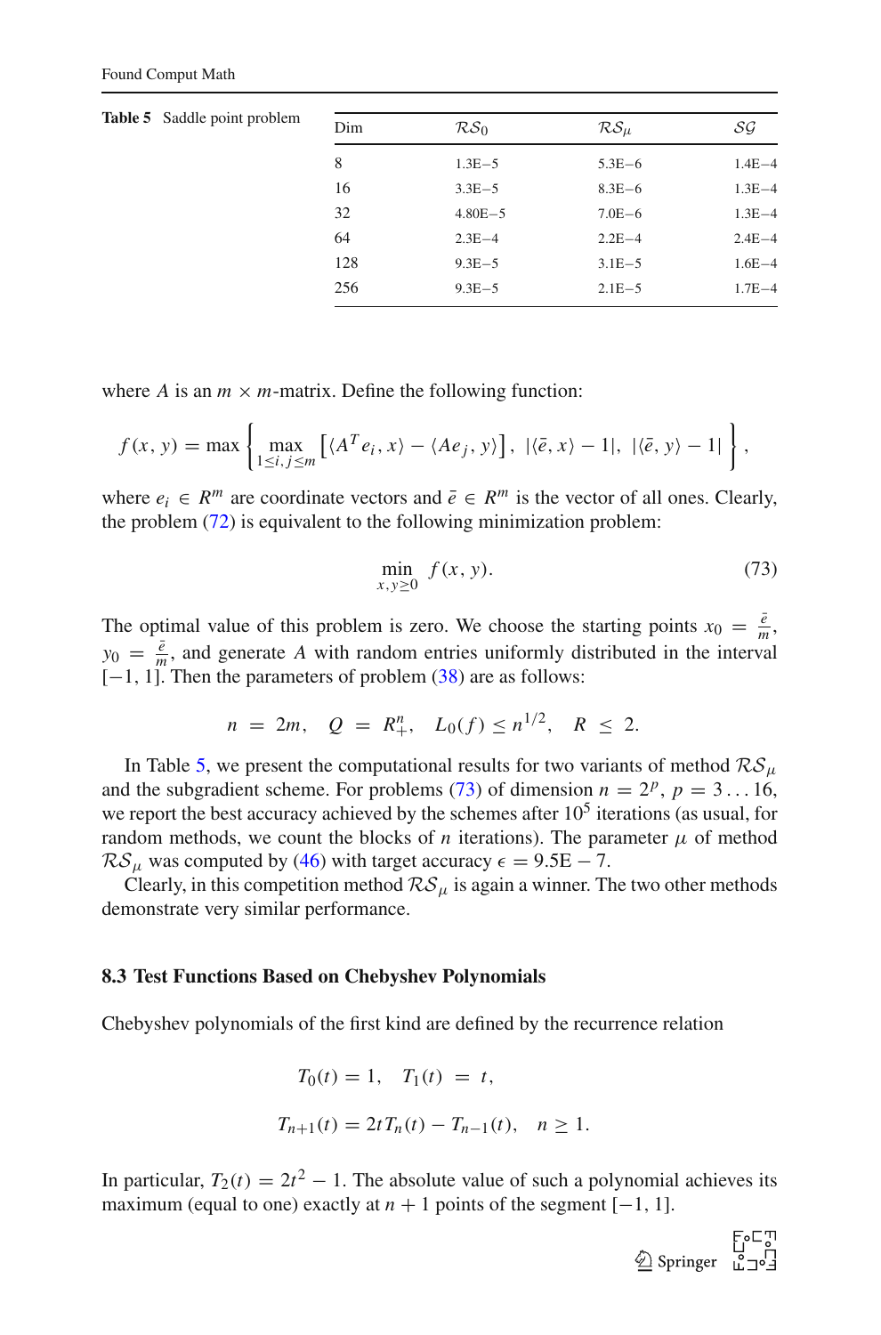Table 5 Saddle point problem

| Dim | $\mathcal{RS}_0$ | $\mathcal{RS}_\mu$ | $\mathcal{SG}$ |
|---|---|---|---|
| 8 | 1.3E−5 | 5.3E−6 | 1.4E−4 |
| 16 | 3.3E−5 | 8.3E−6 | 1.3E−4 |
| 32 | 4.80E−5 | 7.0E−6 | 1.3E−4 |
| 64 | 2.3E−4 | 2.2E−4 | 2.4E−4 |
| 128 | 9.3E−5 | 3.1E−5 | 1.6E−4 |
| 256 | 9.3E−5 | 2.1E−5 | 1.7E−4 |

where $A$ is an $m \times m$-matrix. Define the following function:

$$f(x, y) = \max \left\{ \max_{1 \le i, j \le m} \left[ \langle A^T e_i, x \rangle - \langle A e_j, y \rangle \right], \ |\langle \bar{e}, x \rangle - 1|, \ |\langle \bar{e}, y \rangle - 1| \right\},$$

where $e_i \in R^m$ are coordinate vectors and $\bar{e} \in R^m$ is the vector of all ones. Clearly, the problem (72) is equivalent to the following minimization problem:

$$\min_{x, y \ge 0} \ f(x, y). \tag{73}$$

The optimal value of this problem is zero. We choose the starting points $x_0 = \frac{\bar{e}}{m}$, $y_0 = \frac{\bar{e}}{m}$, and generate $A$ with random entries uniformly distributed in the interval $[-1, 1]$. Then the parameters of problem (38) are as follows:

$$n \ = \ 2m, \quad Q \ = \ R^n_+, \quad L_0(f) \le n^{1/2}, \quad R \ \le \ 2.$$

In Table 5, we present the computational results for two variants of method $\mathcal{RS}_\mu$ and the subgradient scheme. For problems (73) of dimension $n = 2^p$, $p = 3 \ldots 16$, we report the best accuracy achieved by the schemes after $10^5$ iterations (as usual, for random methods, we count the blocks of $n$ iterations). The parameter $\mu$ of method $\mathcal{RS}_\mu$ was computed by (46) with target accuracy $\epsilon = 9.5\text{E} - 7$.

Clearly, in this competition method $\mathcal{RS}_\mu$ is again a winner. The two other methods demonstrate very similar performance.

### 8.3 Test Functions Based on Chebyshev Polynomials

Chebyshev polynomials of the first kind are defined by the recurrence relation

$$T_0(t) = 1, \quad T_1(t) \ = \ t,$$

$$T_{n+1}(t) = 2t T_n(t) - T_{n-1}(t), \quad n \ge 1.$$

In particular, $T_2(t) = 2t^2 - 1$. The absolute value of such a polynomial achieves its maximum (equal to one) exactly at $n + 1$ points of the segment $[-1, 1]$.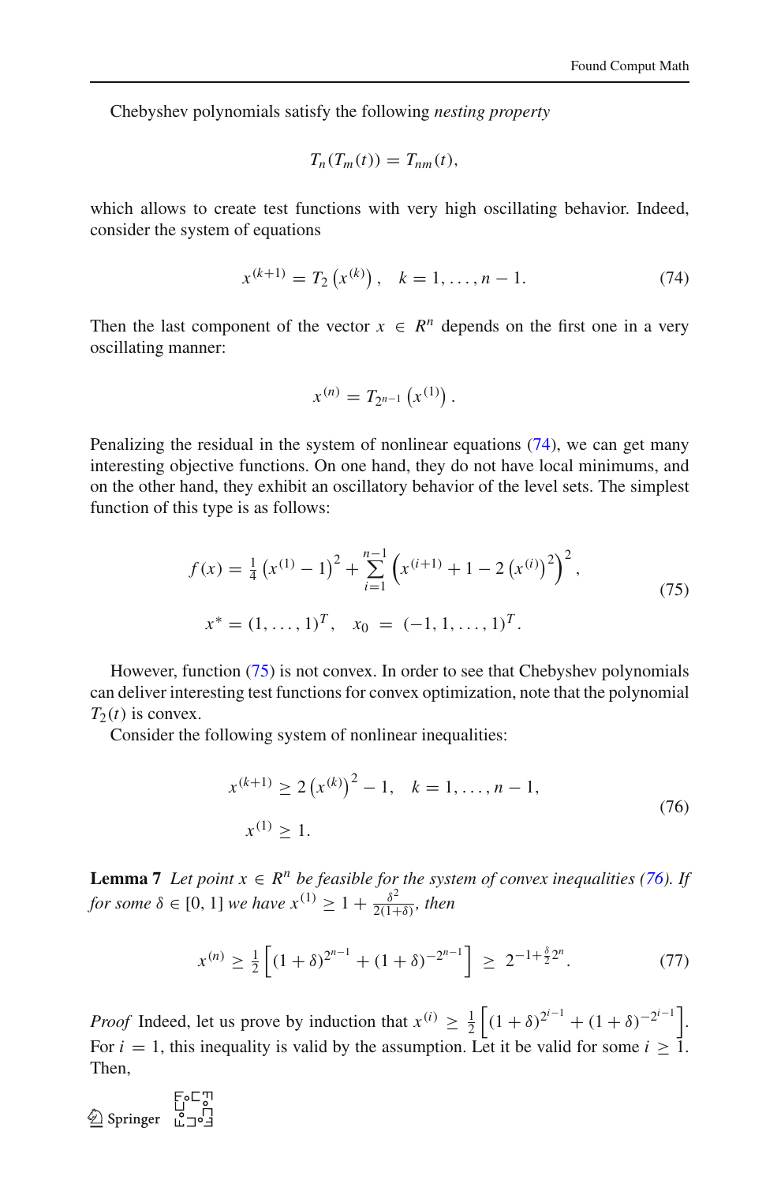Chebyshev polynomials satisfy the following *nesting property*

$$T_n(T_m(t)) = T_{nm}(t),$$

which allows to create test functions with very high oscillating behavior. Indeed, consider the system of equations

$$x^{(k+1)} = T_2\left(x^{(k)}\right), \quad k = 1, \ldots, n-1. \tag{74}$$

Then the last component of the vector $x \in R^n$ depends on the first one in a very oscillating manner:

$$x^{(n)} = T_{2^{n-1}}\left(x^{(1)}\right).$$

Penalizing the residual in the system of nonlinear equations (74), we can get many interesting objective functions. On one hand, they do not have local minimums, and on the other hand, they exhibit an oscillatory behavior of the level sets. The simplest function of this type is as follows:

$$\begin{aligned} f(x) &= \tfrac{1}{4}\left(x^{(1)} - 1\right)^2 + \sum_{i=1}^{n-1}\left(x^{(i+1)} + 1 - 2\left(x^{(i)}\right)^2\right)^2, \\ x^* &= (1, \ldots, 1)^T, \quad x_0 \ = \ (-1, 1, \ldots, 1)^T. \end{aligned} \tag{75}$$

However, function (75) is not convex. In order to see that Chebyshev polynomials can deliver interesting test functions for convex optimization, note that the polynomial $T_2(t)$ is convex.

Consider the following system of nonlinear inequalities:

$$\begin{aligned} x^{(k+1)} &\geq 2\left(x^{(k)}\right)^2 - 1, \quad k = 1, \ldots, n-1, \\ x^{(1)} &\geq 1. \end{aligned} \tag{76}$$

**Lemma 7** *Let point $x \in R^n$ be feasible for the system of convex inequalities (76). If for some $\delta \in [0, 1]$ we have $x^{(1)} \geq 1 + \frac{\delta^2}{2(1+\delta)}$, then*

$$x^{(n)} \geq \tfrac{1}{2}\left[(1+\delta)^{2^{n-1}} + (1+\delta)^{-2^{n-1}}\right] \ \geq \ 2^{-1+\frac{\delta}{2}2^n}. \tag{77}$$

*Proof* Indeed, let us prove by induction that $x^{(i)} \geq \frac{1}{2}\left[(1+\delta)^{2^{i-1}} + (1+\delta)^{-2^{i-1}}\right]$. For $i = 1$, this inequality is valid by the assumption. Let it be valid for some $i \geq 1$. Then,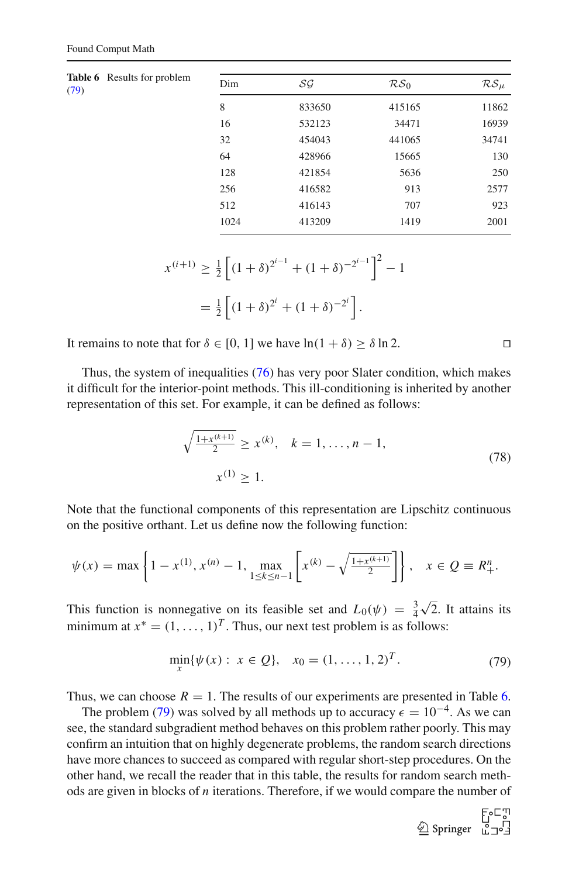**Table 6** Results for problem (79)

| Dim | $\mathcal{SG}$ | $\mathcal{RS}_0$ | $\mathcal{RS}_\mu$ |
|---|---|---|---|
| 8 | 833650 | 415165 | 11862 |
| 16 | 532123 | 34471 | 16939 |
| 32 | 454043 | 441065 | 34741 |
| 64 | 428966 | 15665 | 130 |
| 128 | 421854 | 5636 | 250 |
| 256 | 416582 | 913 | 2577 |
| 512 | 416143 | 707 | 923 |
| 1024 | 413209 | 1419 | 2001 |

$$
\begin{aligned}
x^{(i+1)} &\geq \tfrac{1}{2}\left[(1+\delta)^{2^{i-1}} + (1+\delta)^{-2^{i-1}}\right]^2 - 1 \\
&= \tfrac{1}{2}\left[(1+\delta)^{2^i} + (1+\delta)^{-2^i}\right].
\end{aligned}
$$

It remains to note that for $\delta \in [0,1]$ we have $\ln(1+\delta) \geq \delta \ln 2$. □

Thus, the system of inequalities (76) has very poor Slater condition, which makes it difficult for the interior-point methods. This ill-conditioning is inherited by another representation of this set. For example, it can be defined as follows:

$$
\begin{aligned}
&\sqrt{\tfrac{1+x^{(k+1)}}{2}} \geq x^{(k)}, \quad k = 1, \ldots, n-1, \\
&x^{(1)} \geq 1.
\end{aligned} \tag{78}
$$

Note that the functional components of this representation are Lipschitz continuous on the positive orthant. Let us define now the following function:

$$
\psi(x) = \max\left\{1 - x^{(1)}, x^{(n)} - 1, \max_{1 \leq k \leq n-1}\left[x^{(k)} - \sqrt{\tfrac{1+x^{(k+1)}}{2}}\right]\right\}, \quad x \in Q \equiv R^n_+.
$$

This function is nonnegative on its feasible set and $L_0(\psi) = \frac{3}{4}\sqrt{2}$. It attains its minimum at $x^* = (1, \ldots, 1)^T$. Thus, our next test problem is as follows:

$$
\min_x\{\psi(x) : x \in Q\}, \quad x_0 = (1, \ldots, 1, 2)^T. \tag{79}
$$

Thus, we can choose $R = 1$. The results of our experiments are presented in Table 6.

The problem (79) was solved by all methods up to accuracy $\epsilon = 10^{-4}$. As we can see, the standard subgradient method behaves on this problem rather poorly. This may confirm an intuition that on highly degenerate problems, the random search directions have more chances to succeed as compared with regular short-step procedures. On the other hand, we recall the reader that in this table, the results for random search methods are given in blocks of $n$ iterations. Therefore, if we would compare the number of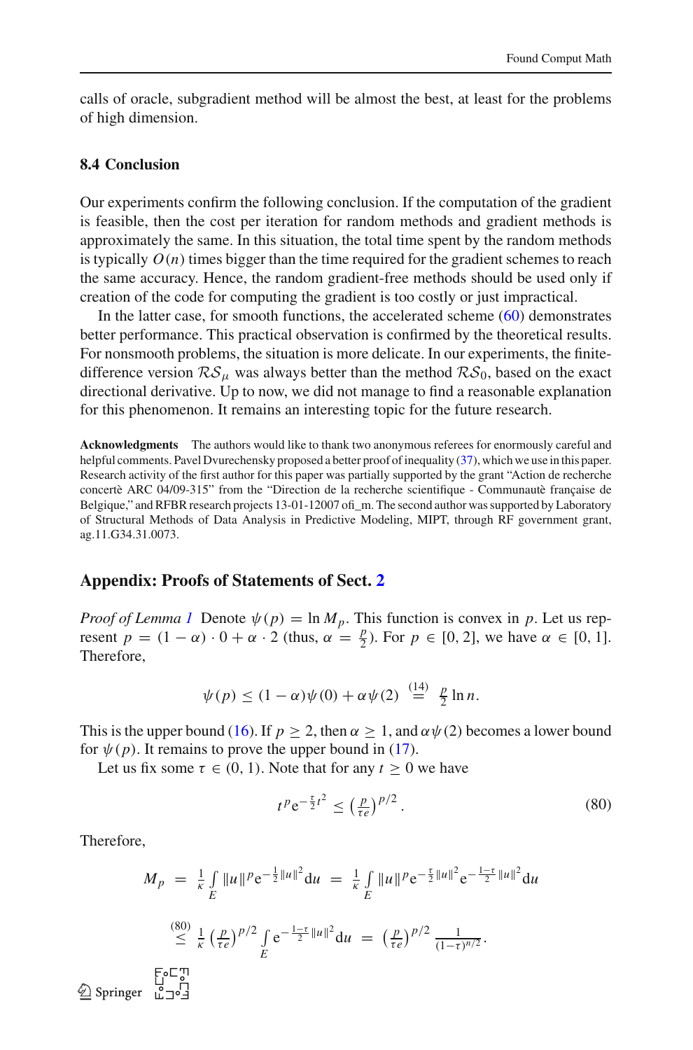calls of oracle, subgradient method will be almost the best, at least for the problems of high dimension.

### 8.4 Conclusion

Our experiments confirm the following conclusion. If the computation of the gradient is feasible, then the cost per iteration for random methods and gradient methods is approximately the same. In this situation, the total time spent by the random methods is typically $O(n)$ times bigger than the time required for the gradient schemes to reach the same accuracy. Hence, the random gradient-free methods should be used only if creation of the code for computing the gradient is too costly or just impractical.

In the latter case, for smooth functions, the accelerated scheme (60) demonstrates better performance. This practical observation is confirmed by the theoretical results. For nonsmooth problems, the situation is more delicate. In our experiments, the finite-difference version $\mathcal{RS}_\mu$ was always better than the method $\mathcal{RS}_0$, based on the exact directional derivative. Up to now, we did not manage to find a reasonable explanation for this phenomenon. It remains an interesting topic for the future research.

**Acknowledgments** The authors would like to thank two anonymous referees for enormously careful and helpful comments. Pavel Dvurechensky proposed a better proof of inequality (37), which we use in this paper. Research activity of the first author for this paper was partially supported by the grant "Action de recherche concertè ARC 04/09-315" from the "Direction de la recherche scientifique - Communautè française de Belgique," and RFBR research projects 13-01-12007 ofi_m. The second author was supported by Laboratory of Structural Methods of Data Analysis in Predictive Modeling, MIPT, through RF government grant, ag.11.G34.31.0073.

## Appendix: Proofs of Statements of Sect. 2

*Proof of Lemma 1* Denote $\psi(p) = \ln M_p$. This function is convex in $p$. Let us represent $p = (1-\alpha)\cdot 0 + \alpha \cdot 2$ (thus, $\alpha = \frac{p}{2}$). For $p \in [0, 2]$, we have $\alpha \in [0, 1]$. Therefore,

$$\psi(p) \leq (1-\alpha)\psi(0) + \alpha\psi(2) \overset{(14)}{=} \tfrac{p}{2}\ln n.$$

This is the upper bound (16). If $p \geq 2$, then $\alpha \geq 1$, and $\alpha\psi(2)$ becomes a lower bound for $\psi(p)$. It remains to prove the upper bound in (17).

Let us fix some $\tau \in (0, 1)$. Note that for any $t \geq 0$ we have

$$t^p e^{-\frac{\tau}{2}t^2} \leq \left(\tfrac{p}{\tau e}\right)^{p/2}. \tag{80}$$

Therefore,

$$\begin{aligned} M_p &= \tfrac{1}{\kappa}\int_E \|u\|^p e^{-\frac{1}{2}\|u\|^2} du = \tfrac{1}{\kappa}\int_E \|u\|^p e^{-\frac{\tau}{2}\|u\|^2} e^{-\frac{1-\tau}{2}\|u\|^2} du \\ &\overset{(80)}{\leq} \tfrac{1}{\kappa}\left(\tfrac{p}{\tau e}\right)^{p/2} \int_E e^{-\frac{1-\tau}{2}\|u\|^2} du = \left(\tfrac{p}{\tau e}\right)^{p/2} \tfrac{1}{(1-\tau)^{n/2}}. \end{aligned}$$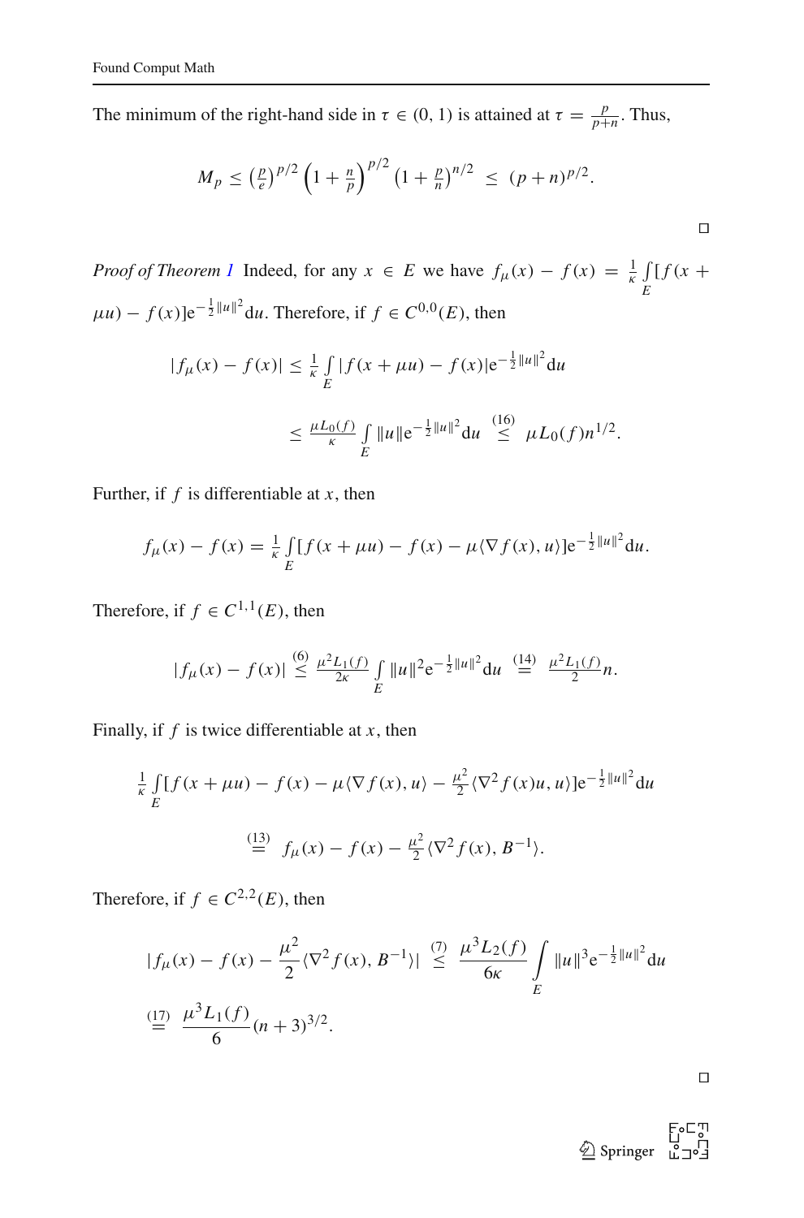The minimum of the right-hand side in $\tau \in (0,1)$ is attained at $\tau = \frac{p}{p+n}$. Thus,

$$M_p \le \left(\tfrac{p}{e}\right)^{p/2} \left(1 + \tfrac{n}{p}\right)^{p/2} \left(1 + \tfrac{p}{n}\right)^{n/2} \le (p+n)^{p/2}.$$

□

*Proof of Theorem 1* Indeed, for any $x \in E$ we have $f_\mu(x) - f(x) = \frac{1}{\kappa} \int_E [f(x + \mu u) - f(x)] \mathrm{e}^{-\frac{1}{2}\|u\|^2} du$. Therefore, if $f \in C^{0,0}(E)$, then

$$|f_\mu(x) - f(x)| \le \tfrac{1}{\kappa} \int_E |f(x + \mu u) - f(x)| \mathrm{e}^{-\frac{1}{2}\|u\|^2} du$$

$$\le \tfrac{\mu L_0(f)}{\kappa} \int_E \|u\| \mathrm{e}^{-\frac{1}{2}\|u\|^2} du \overset{(16)}{\le} \mu L_0(f) n^{1/2}.$$

Further, if $f$ is differentiable at $x$, then

$$f_\mu(x) - f(x) = \tfrac{1}{\kappa} \int_E [f(x + \mu u) - f(x) - \mu \langle \nabla f(x), u \rangle] \mathrm{e}^{-\frac{1}{2}\|u\|^2} du.$$

Therefore, if $f \in C^{1,1}(E)$, then

$$|f_\mu(x) - f(x)| \overset{(6)}{\le} \tfrac{\mu^2 L_1(f)}{2\kappa} \int_E \|u\|^2 \mathrm{e}^{-\frac{1}{2}\|u\|^2} du \overset{(14)}{=} \tfrac{\mu^2 L_1(f)}{2} n.$$

Finally, if $f$ is twice differentiable at $x$, then

$$\tfrac{1}{\kappa} \int_E [f(x + \mu u) - f(x) - \mu \langle \nabla f(x), u \rangle - \tfrac{\mu^2}{2} \langle \nabla^2 f(x) u, u \rangle] \mathrm{e}^{-\frac{1}{2}\|u\|^2} du$$

$$\overset{(13)}{=} f_\mu(x) - f(x) - \tfrac{\mu^2}{2} \langle \nabla^2 f(x), B^{-1} \rangle.$$

Therefore, if $f \in C^{2,2}(E)$, then

$$|f_\mu(x) - f(x) - \frac{\mu^2}{2} \langle \nabla^2 f(x), B^{-1} \rangle| \overset{(7)}{\le} \frac{\mu^3 L_2(f)}{6\kappa} \int_E \|u\|^3 \mathrm{e}^{-\frac{1}{2}\|u\|^2} du$$

$$\overset{(17)}{=} \frac{\mu^3 L_1(f)}{6} (n+3)^{3/2}.$$

□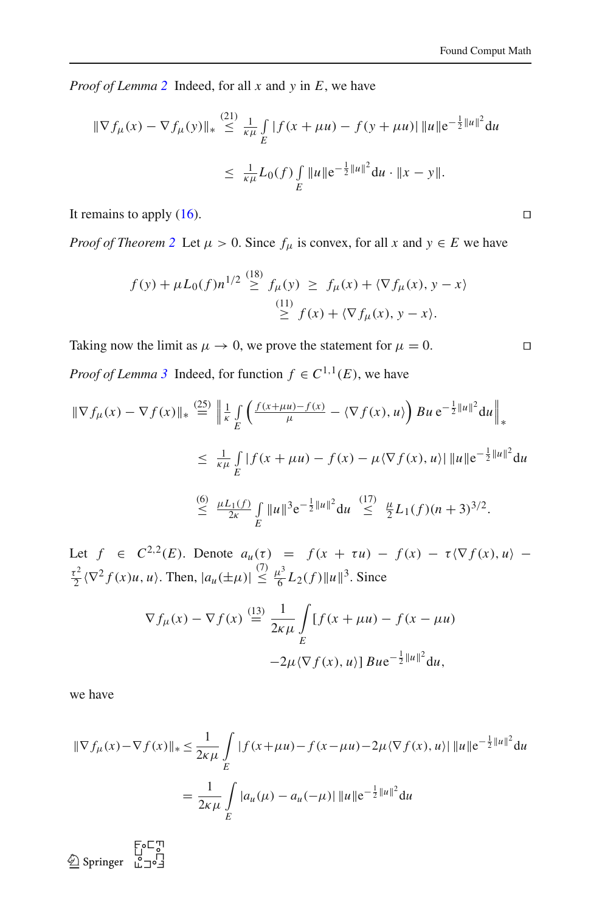*Proof of Lemma 2* Indeed, for all $x$ and $y$ in $E$, we have

$$
\begin{aligned}
\|\nabla f_\mu(x) - \nabla f_\mu(y)\|_* &\overset{(21)}{\leq} \tfrac{1}{\kappa\mu} \int\limits_E |f(x+\mu u) - f(y+\mu u)| \, \|u\| \mathrm{e}^{-\frac{1}{2}\|u\|^2} \mathrm{d}u \\
&\leq \tfrac{1}{\kappa\mu} L_0(f) \int\limits_E \|u\| \mathrm{e}^{-\frac{1}{2}\|u\|^2} \mathrm{d}u \cdot \|x - y\|.
\end{aligned}
$$

It remains to apply (16). □

*Proof of Theorem 2* Let $\mu > 0$. Since $f_\mu$ is convex, for all $x$ and $y \in E$ we have

$$
\begin{aligned}
f(y) + \mu L_0(f) n^{1/2} \overset{(18)}{\geq} f_\mu(y) \;\geq\; & f_\mu(x) + \langle \nabla f_\mu(x), y - x \rangle \\
\overset{(11)}{\geq}\; & f(x) + \langle \nabla f_\mu(x), y - x \rangle.
\end{aligned}
$$

Taking now the limit as $\mu \to 0$, we prove the statement for $\mu = 0$. □

*Proof of Lemma 3* Indeed, for function $f \in C^{1,1}(E)$, we have

$$
\begin{aligned}
\|\nabla f_\mu(x) - \nabla f(x)\|_* &\overset{(25)}{=} \left\| \tfrac{1}{\kappa} \int\limits_E \left( \tfrac{f(x+\mu u) - f(x)}{\mu} - \langle \nabla f(x), u \rangle \right) Bu \, \mathrm{e}^{-\frac{1}{2}\|u\|^2} \mathrm{d}u \right\|_* \\
&\leq \tfrac{1}{\kappa\mu} \int\limits_E |f(x+\mu u) - f(x) - \mu \langle \nabla f(x), u \rangle| \, \|u\| \mathrm{e}^{-\frac{1}{2}\|u\|^2} \mathrm{d}u \\
&\overset{(6)}{\leq} \tfrac{\mu L_1(f)}{2\kappa} \int\limits_E \|u\|^3 \mathrm{e}^{-\frac{1}{2}\|u\|^2} \mathrm{d}u \overset{(17)}{\leq} \tfrac{\mu}{2} L_1(f)(n+3)^{3/2}.
\end{aligned}
$$

Let $f \in C^{2,2}(E)$. Denote $a_u(\tau) = f(x + \tau u) - f(x) - \tau \langle \nabla f(x), u \rangle - \frac{\tau^2}{2} \langle \nabla^2 f(x) u, u \rangle$. Then, $|a_u(\pm\mu)| \overset{(7)}{\leq} \frac{\mu^3}{6} L_2(f) \|u\|^3$. Since

$$
\begin{aligned}
\nabla f_\mu(x) - \nabla f(x) \overset{(13)}{=} \frac{1}{2\kappa\mu} \int\limits_E & [f(x+\mu u) - f(x - \mu u) \\
& -2\mu \langle \nabla f(x), u \rangle] \, Bu \mathrm{e}^{-\frac{1}{2}\|u\|^2} \mathrm{d}u,
\end{aligned}
$$

we have

$$
\begin{aligned}
\|\nabla f_\mu(x) - \nabla f(x)\|_* &\leq \frac{1}{2\kappa\mu} \int\limits_E |f(x+\mu u) - f(x-\mu u) - 2\mu \langle \nabla f(x), u \rangle| \, \|u\| \mathrm{e}^{-\frac{1}{2}\|u\|^2} \mathrm{d}u \\
&= \frac{1}{2\kappa\mu} \int\limits_E |a_u(\mu) - a_u(-\mu)| \, \|u\| \mathrm{e}^{-\frac{1}{2}\|u\|^2} \mathrm{d}u
\end{aligned}
$$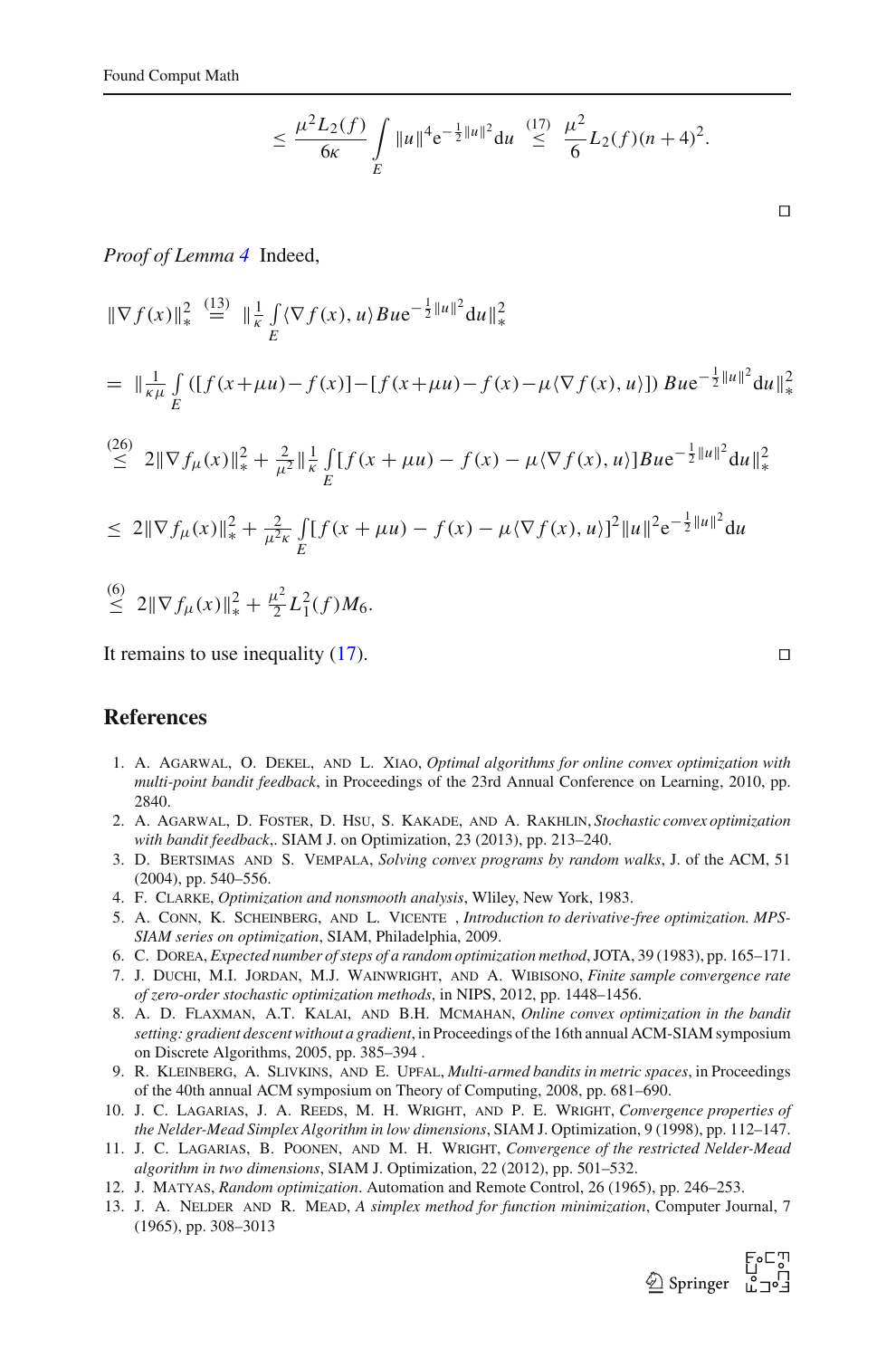$$\leq \frac{\mu^2 L_2(f)}{6\kappa} \int\limits_E \|u\|^4 \mathrm{e}^{-\frac{1}{2}\|u\|^2} \mathrm{d}u \overset{(17)}{\leq} \frac{\mu^2}{6} L_2(f)(n+4)^2.$$

□

*Proof of Lemma 4* Indeed,

$$\|\nabla f(x)\|_*^2 \overset{(13)}{=} \|\tfrac{1}{\kappa} \int\limits_E \langle \nabla f(x), u\rangle B u \mathrm{e}^{-\frac{1}{2}\|u\|^2} \mathrm{d}u\|_*^2$$

$$= \|\tfrac{1}{\kappa\mu} \int\limits_E ([f(x+\mu u) - f(x)] - [f(x+\mu u) - f(x) - \mu\langle \nabla f(x), u\rangle]) \, B u \mathrm{e}^{-\frac{1}{2}\|u\|^2} \mathrm{d}u\|_*^2$$

$$\overset{(26)}{\leq} 2\|\nabla f_\mu(x)\|_*^2 + \tfrac{2}{\mu^2} \|\tfrac{1}{\kappa} \int\limits_E [f(x+\mu u) - f(x) - \mu\langle \nabla f(x), u\rangle] B u \mathrm{e}^{-\frac{1}{2}\|u\|^2} \mathrm{d}u\|_*^2$$

$$\leq 2\|\nabla f_\mu(x)\|_*^2 + \tfrac{2}{\mu^2 \kappa} \int\limits_E [f(x+\mu u) - f(x) - \mu\langle \nabla f(x), u\rangle]^2 \|u\|^2 \mathrm{e}^{-\frac{1}{2}\|u\|^2} \mathrm{d}u$$

$$\overset{(6)}{\leq} 2\|\nabla f_\mu(x)\|_*^2 + \tfrac{\mu^2}{2} L_1^2(f) M_6.$$

It remains to use inequality (17). □

## References

1. A. Agarwal, O. Dekel, and L. Xiao, *Optimal algorithms for online convex optimization with multi-point bandit feedback*, in Proceedings of the 23rd Annual Conference on Learning, 2010, pp. 2840.
2. A. Agarwal, D. Foster, D. Hsu, S. Kakade, and A. Rakhlin, *Stochastic convex optimization with bandit feedback,*. SIAM J. on Optimization, 23 (2013), pp. 213–240.
3. D. Bertsimas and S. Vempala, *Solving convex programs by random walks*, J. of the ACM, 51 (2004), pp. 540–556.
4. F. Clarke, *Optimization and nonsmooth analysis*, Wliley, New York, 1983.
5. A. Conn, K. Scheinberg, and L. Vicente , *Introduction to derivative-free optimization. MPS-SIAM series on optimization*, SIAM, Philadelphia, 2009.
6. C. Dorea, *Expected number of steps of a random optimization method*, JOTA, 39 (1983), pp. 165–171.
7. J. Duchi, M.I. Jordan, M.J. Wainwright, and A. Wibisono, *Finite sample convergence rate of zero-order stochastic optimization methods*, in NIPS, 2012, pp. 1448–1456.
8. A. D. Flaxman, A.T. Kalai, and B.H. McMahan, *Online convex optimization in the bandit setting: gradient descent without a gradient*, in Proceedings of the 16th annual ACM-SIAM symposium on Discrete Algorithms, 2005, pp. 385–394 .
9. R. Kleinberg, A. Slivkins, and E. Upfal, *Multi-armed bandits in metric spaces*, in Proceedings of the 40th annual ACM symposium on Theory of Computing, 2008, pp. 681–690.
10. J. C. Lagarias, J. A. Reeds, M. H. Wright, and P. E. Wright, *Convergence properties of the Nelder-Mead Simplex Algorithm in low dimensions*, SIAM J. Optimization, 9 (1998), pp. 112–147.
11. J. C. Lagarias, B. Poonen, and M. H. Wright, *Convergence of the restricted Nelder-Mead algorithm in two dimensions*, SIAM J. Optimization, 22 (2012), pp. 501–532.
12. J. Matyas, *Random optimization*. Automation and Remote Control, 26 (1965), pp. 246–253.
13. J. A. Nelder and R. Mead, *A simplex method for function minimization*, Computer Journal, 7 (1965), pp. 308–3013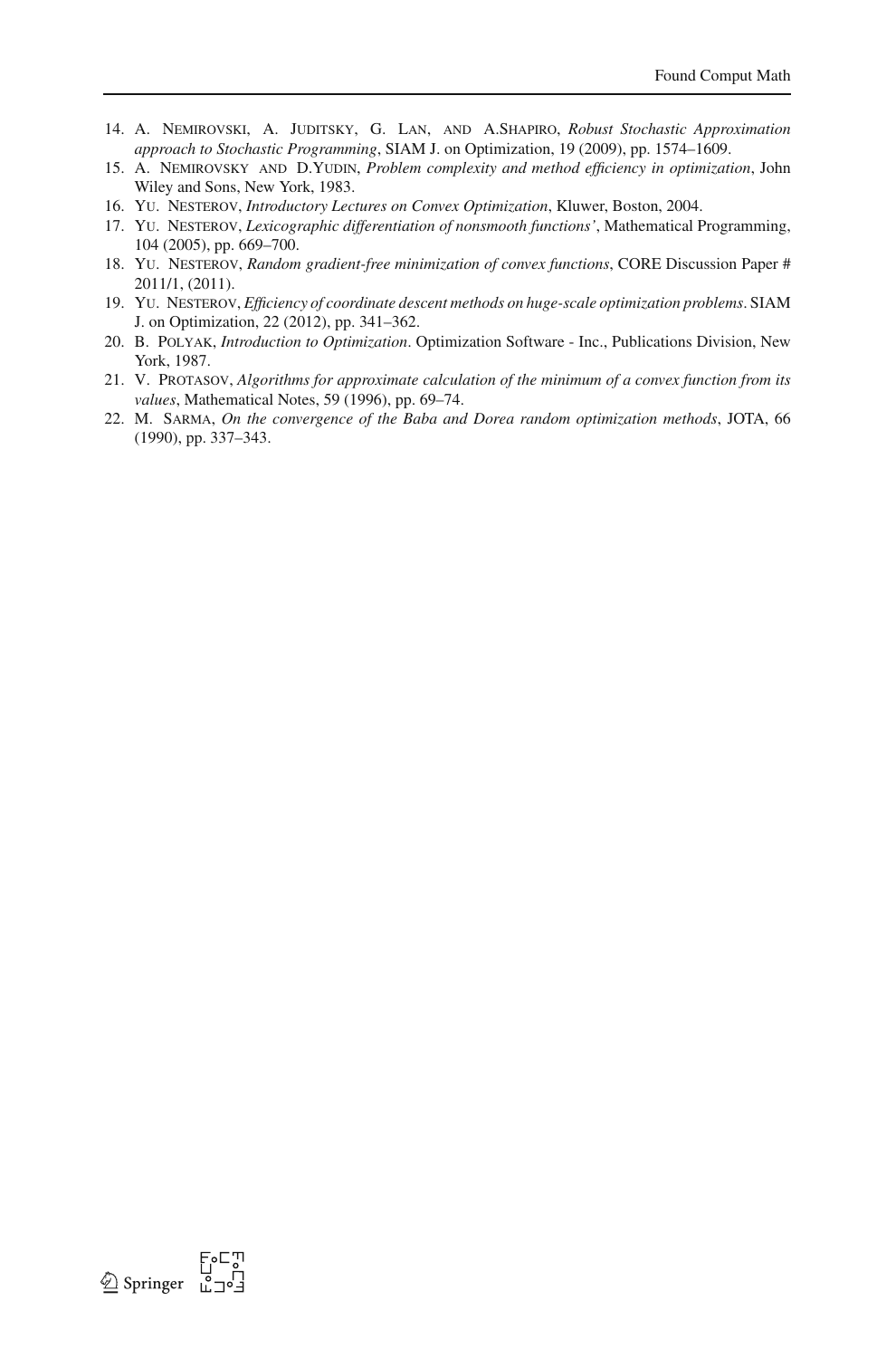14. A. Nemirovski, A. Juditsky, G. Lan, and A.Shapiro, *Robust Stochastic Approximation approach to Stochastic Programming*, SIAM J. on Optimization, 19 (2009), pp. 1574–1609.
15. A. Nemirovsky and D.Yudin, *Problem complexity and method efficiency in optimization*, John Wiley and Sons, New York, 1983.
16. Yu. Nesterov, *Introductory Lectures on Convex Optimization*, Kluwer, Boston, 2004.
17. Yu. Nesterov, *Lexicographic differentiation of nonsmooth functions'*, Mathematical Programming, 104 (2005), pp. 669–700.
18. Yu. Nesterov, *Random gradient-free minimization of convex functions*, CORE Discussion Paper # 2011/1, (2011).
19. Yu. Nesterov, *Efficiency of coordinate descent methods on huge-scale optimization problems*. SIAM J. on Optimization, 22 (2012), pp. 341–362.
20. B. Polyak, *Introduction to Optimization*. Optimization Software - Inc., Publications Division, New York, 1987.
21. V. Protasov, *Algorithms for approximate calculation of the minimum of a convex function from its values*, Mathematical Notes, 59 (1996), pp. 69–74.
22. M. Sarma, *On the convergence of the Baba and Dorea random optimization methods*, JOTA, 66 (1990), pp. 337–343.